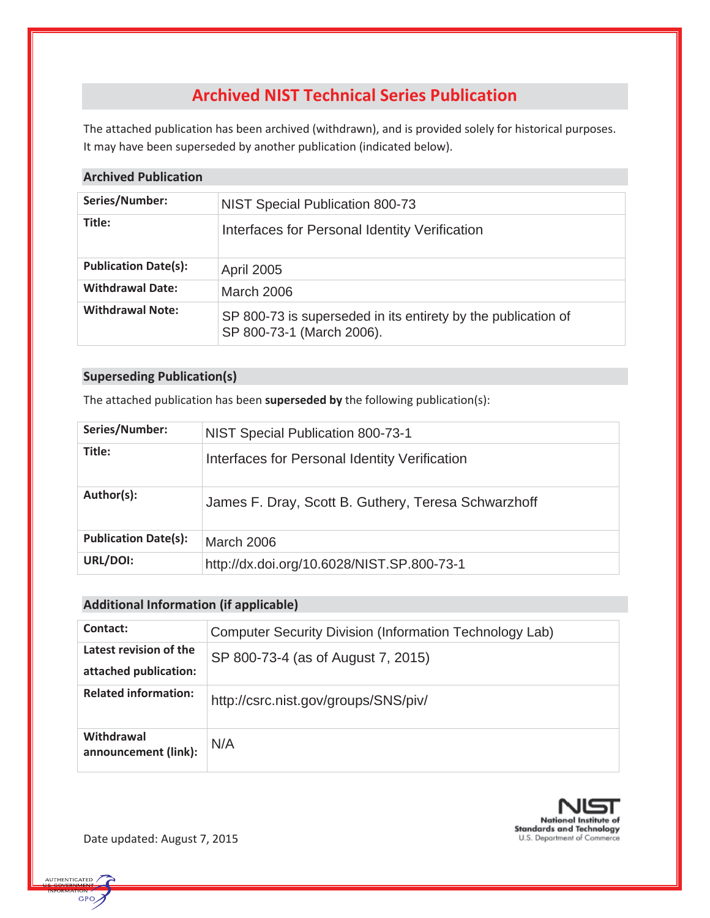# Archived NIST Technical Series Publication

The attached publication has been archived (withdrawn), and is provided solely for historical purposes. It may have been superseded by another publication (indicated below).

## Archived Publication

| | |
|---|---|
| **Series/Number:** | NIST Special Publication 800-73 |
| **Title:** | Interfaces for Personal Identity Verification |
| **Publication Date(s):** | April 2005 |
| **Withdrawal Date:** | March 2006 |
| **Withdrawal Note:** | SP 800-73 is superseded in its entirety by the publication of SP 800-73-1 (March 2006). |

## Superseding Publication(s)

The attached publication has been **superseded by** the following publication(s):

| | |
|---|---|
| **Series/Number:** | NIST Special Publication 800-73-1 |
| **Title:** | Interfaces for Personal Identity Verification |
| **Author(s):** | James F. Dray, Scott B. Guthery, Teresa Schwarzhoff |
| **Publication Date(s):** | March 2006 |
| **URL/DOI:** | http://dx.doi.org/10.6028/NIST.SP.800-73-1 |

## Additional Information (if applicable)

| | |
|---|---|
| **Contact:** | Computer Security Division (Information Technology Lab) |
| **Latest revision of the attached publication:** | SP 800-73-4 (as of August 7, 2015) |
| **Related information:** | http://csrc.nist.gov/groups/SNS/piv/ |
| **Withdrawal announcement (link):** | N/A |

Date updated: August 7, 2015

NIST
National Institute of Standards and Technology
U.S. Department of Commerce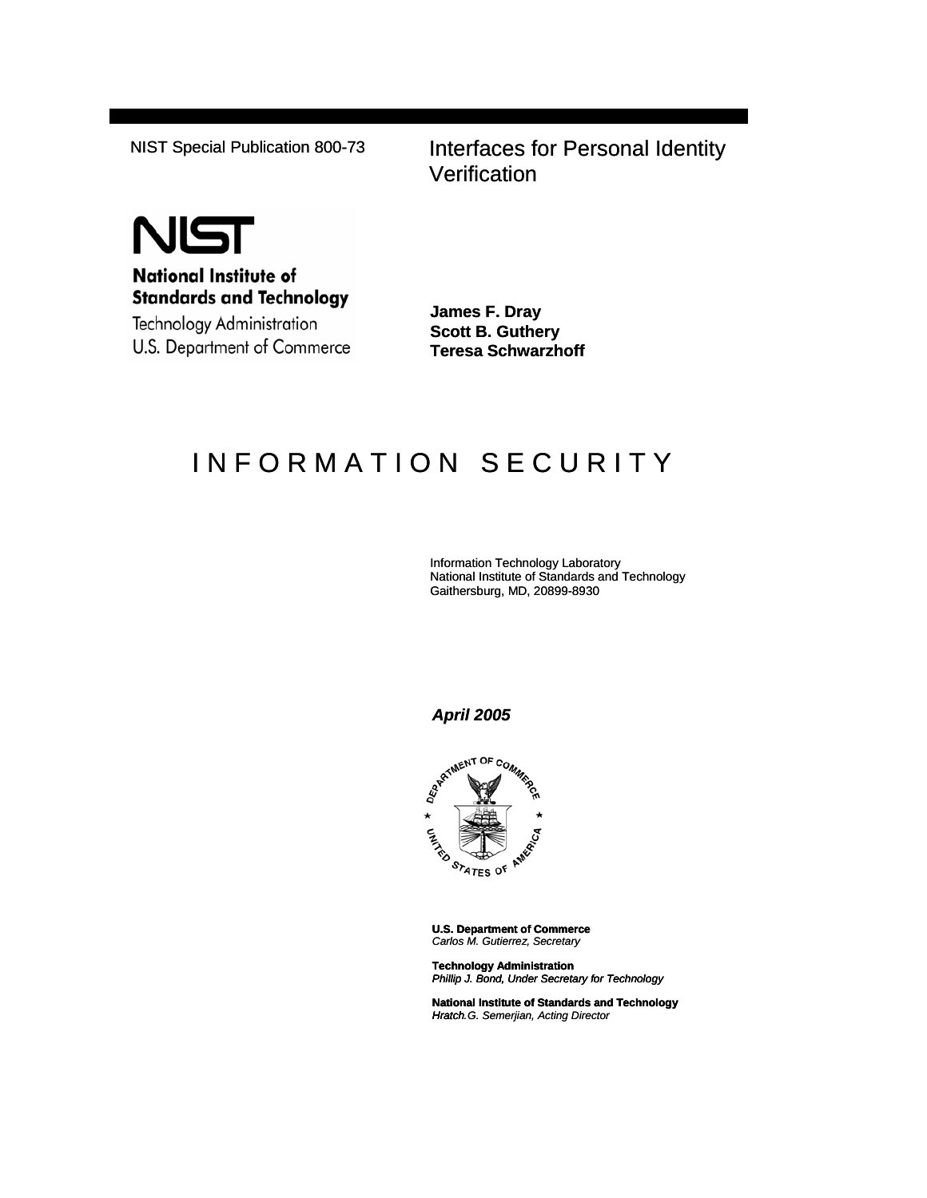NIST Special Publication 800-73

# Interfaces for Personal Identity Verification

**National Institute of Standards and Technology**
Technology Administration
U.S. Department of Commerce

**James F. Dray**
**Scott B. Guthery**
**Teresa Schwarzhoff**

# INFORMATION SECURITY

Information Technology Laboratory
National Institute of Standards and Technology
Gaithersburg, MD, 20899-8930

***April 2005***

**U.S. Department of Commerce**
*Carlos M. Gutierrez, Secretary*

**Technology Administration**
*Phillip J. Bond, Under Secretary for Technology*

**National Institute of Standards and Technology**
*Hratch.G. Semerjian, Acting Director*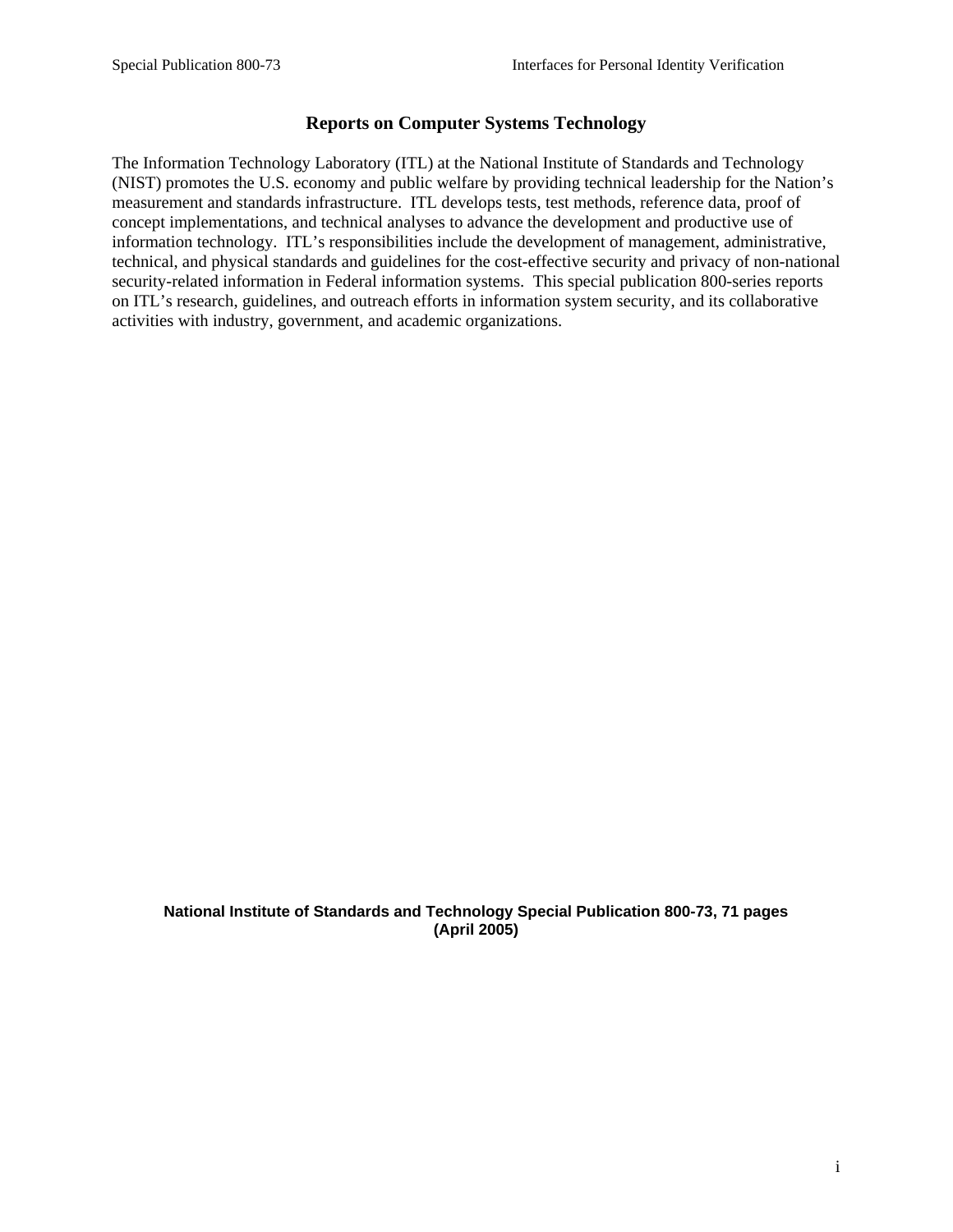## Reports on Computer Systems Technology

The Information Technology Laboratory (ITL) at the National Institute of Standards and Technology (NIST) promotes the U.S. economy and public welfare by providing technical leadership for the Nation's measurement and standards infrastructure. ITL develops tests, test methods, reference data, proof of concept implementations, and technical analyses to advance the development and productive use of information technology. ITL's responsibilities include the development of management, administrative, technical, and physical standards and guidelines for the cost-effective security and privacy of non-national security-related information in Federal information systems. This special publication 800-series reports on ITL's research, guidelines, and outreach efforts in information system security, and its collaborative activities with industry, government, and academic organizations.

**National Institute of Standards and Technology Special Publication 800-73, 71 pages (April 2005)**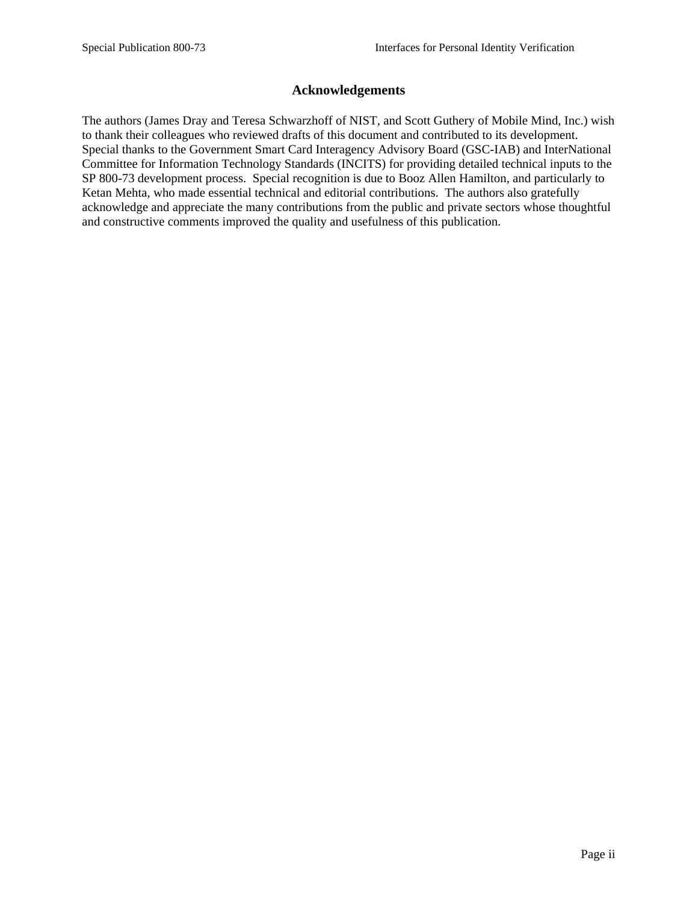# Acknowledgements

The authors (James Dray and Teresa Schwarzhoff of NIST, and Scott Guthery of Mobile Mind, Inc.) wish to thank their colleagues who reviewed drafts of this document and contributed to its development. Special thanks to the Government Smart Card Interagency Advisory Board (GSC-IAB) and InterNational Committee for Information Technology Standards (INCITS) for providing detailed technical inputs to the SP 800-73 development process. Special recognition is due to Booz Allen Hamilton, and particularly to Ketan Mehta, who made essential technical and editorial contributions. The authors also gratefully acknowledge and appreciate the many contributions from the public and private sectors whose thoughtful and constructive comments improved the quality and usefulness of this publication.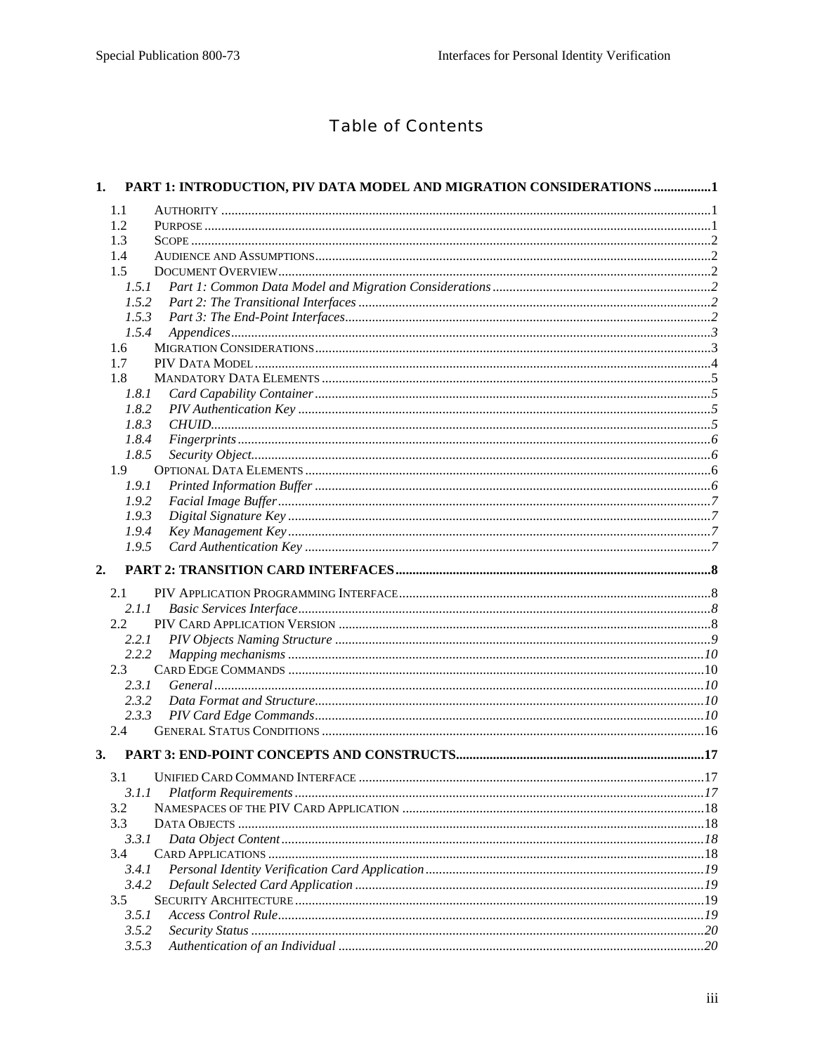# Table of Contents

**1. PART 1: INTRODUCTION, PIV DATA MODEL AND MIGRATION CONSIDERATIONS ................. 1**

- 1.1 AUTHORITY ................................................................................................................................ 1
- 1.2 PURPOSE ..................................................................................................................................... 1
- 1.3 SCOPE ......................................................................................................................................... 2
- 1.4 AUDIENCE AND ASSUMPTIONS .................................................................................................... 2
- 1.5 DOCUMENT OVERVIEW ................................................................................................................ 2
  - *1.5.1 Part 1: Common Data Model and Migration Considerations ................................................... 2*
  - *1.5.2 Part 2: The Transitional Interfaces ........................................................................................ 2*
  - *1.5.3 Part 3: The End-Point Interfaces ............................................................................................ 2*
  - *1.5.4 Appendices ............................................................................................................................. 3*
- 1.6 MIGRATION CONSIDERATIONS .................................................................................................... 3
- 1.7 PIV DATA MODEL ...................................................................................................................... 4
- 1.8 MANDATORY DATA ELEMENTS .................................................................................................. 5
  - *1.8.1 Card Capability Container ..................................................................................................... 5*
  - *1.8.2 PIV Authentication Key .......................................................................................................... 5*
  - *1.8.3 CHUID .................................................................................................................................... 5*
  - *1.8.4 Fingerprints ............................................................................................................................ 6*
  - *1.8.5 Security Object ........................................................................................................................ 6*
- 1.9 OPTIONAL DATA ELEMENTS ....................................................................................................... 6
  - *1.9.1 Printed Information Buffer ..................................................................................................... 6*
  - *1.9.2 Facial Image Buffer ............................................................................................................... 7*
  - *1.9.3 Digital Signature Key ............................................................................................................. 7*
  - *1.9.4 Key Management Key ............................................................................................................. 7*
  - *1.9.5 Card Authentication Key ........................................................................................................ 7*

**2. PART 2: TRANSITION CARD INTERFACES ............................................................................. 8**

- 2.1 PIV APPLICATION PROGRAMMING INTERFACE ............................................................................ 8
  - *2.1.1 Basic Services Interface .......................................................................................................... 8*
- 2.2 PIV CARD APPLICATION VERSION .............................................................................................. 8
  - *2.2.1 PIV Objects Naming Structure ............................................................................................... 9*
  - *2.2.2 Mapping mechanisms ........................................................................................................... 10*
- 2.3 CARD EDGE COMMANDS ........................................................................................................... 10
  - *2.3.1 General ................................................................................................................................. 10*
  - *2.3.2 Data Format and Structure ................................................................................................... 10*
  - *2.3.3 PIV Card Edge Commands ................................................................................................... 10*
- 2.4 GENERAL STATUS CONDITIONS ................................................................................................. 16

**3. PART 3: END-POINT CONCEPTS AND CONSTRUCTS ......................................................... 17**

- 3.1 UNIFIED CARD COMMAND INTERFACE ...................................................................................... 17
  - *3.1.1 Platform Requirements ......................................................................................................... 17*
- 3.2 NAMESPACES OF THE PIV CARD APPLICATION ......................................................................... 18
- 3.3 DATA OBJECTS .......................................................................................................................... 18
  - *3.3.1 Data Object Content ............................................................................................................. 18*
- 3.4 CARD APPLICATIONS ................................................................................................................. 18
  - *3.4.1 Personal Identity Verification Card Application .................................................................. 19*
  - *3.4.2 Default Selected Card Application ....................................................................................... 19*
- 3.5 SECURITY ARCHITECTURE ......................................................................................................... 19
  - *3.5.1 Access Control Rule .............................................................................................................. 19*
  - *3.5.2 Security Status ...................................................................................................................... 20*
  - *3.5.3 Authentication of an Individual ............................................................................................ 20*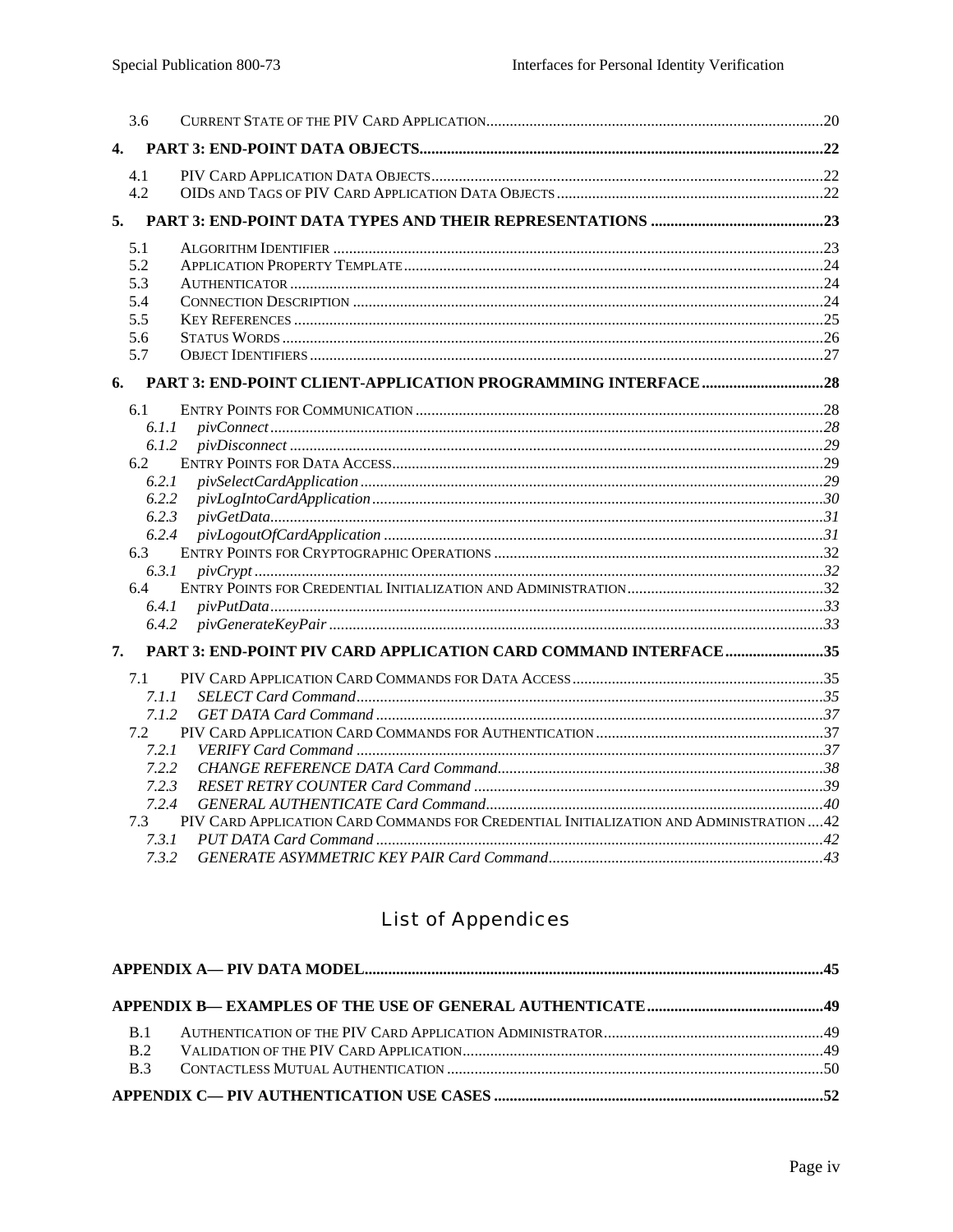3.6 CURRENT STATE OF THE PIV CARD APPLICATION ....................................................................................20

**4. PART 3: END-POINT DATA OBJECTS.....................................................................................................22**

4.1 PIV CARD APPLICATION DATA OBJECTS ..................................................................................................22
4.2 OIDS AND TAGS OF PIV CARD APPLICATION DATA OBJECTS ...................................................................22

**5. PART 3: END-POINT DATA TYPES AND THEIR REPRESENTATIONS ............................................23**

5.1 ALGORITHM IDENTIFIER ...........................................................................................................................23
5.2 APPLICATION PROPERTY TEMPLATE .........................................................................................................24
5.3 AUTHENTICATOR ......................................................................................................................................24
5.4 CONNECTION DESCRIPTION ......................................................................................................................24
5.5 KEY REFERENCES .....................................................................................................................................25
5.6 STATUS WORDS ........................................................................................................................................26
5.7 OBJECT IDENTIFIERS .................................................................................................................................27

**6. PART 3: END-POINT CLIENT-APPLICATION PROGRAMMING INTERFACE ..............................28**

6.1 ENTRY POINTS FOR COMMUNICATION .......................................................................................................28
*6.1.1 pivConnect ..........................................................................................................................................28*
*6.1.2 pivDisconnect ......................................................................................................................................29*
6.2 ENTRY POINTS FOR DATA ACCESS.............................................................................................................29
*6.2.1 pivSelectCardApplication ....................................................................................................................29*
*6.2.2 pivLogIntoCardApplication .................................................................................................................30*
*6.2.3 pivGetData..........................................................................................................................................31*
*6.2.4 pivLogoutOfCardApplication ...............................................................................................................31*
6.3 ENTRY POINTS FOR CRYPTOGRAPHIC OPERATIONS ...................................................................................32
*6.3.1 pivCrypt ..............................................................................................................................................32*
6.4 ENTRY POINTS FOR CREDENTIAL INITIALIZATION AND ADMINISTRATION .................................................32
*6.4.1 pivPutData..........................................................................................................................................33*
*6.4.2 pivGenerateKeyPair ............................................................................................................................33*

**7. PART 3: END-POINT PIV CARD APPLICATION CARD COMMAND INTERFACE.........................35**

7.1 PIV CARD APPLICATION CARD COMMANDS FOR DATA ACCESS ...............................................................35
*7.1.1 SELECT Card Command.....................................................................................................................35*
*7.1.2 GET DATA Card Command ................................................................................................................37*
7.2 PIV CARD APPLICATION CARD COMMANDS FOR AUTHENTICATION ..........................................................37
*7.2.1 VERIFY Card Command .....................................................................................................................37*
*7.2.2 CHANGE REFERENCE DATA Card Command..................................................................................38*
*7.2.3 RESET RETRY COUNTER Card Command ........................................................................................39*
*7.2.4 GENERAL AUTHENTICATE Card Command.....................................................................................40*
7.3 PIV CARD APPLICATION CARD COMMANDS FOR CREDENTIAL INITIALIZATION AND ADMINISTRATION ....42
*7.3.1 PUT DATA Card Command ................................................................................................................42*
*7.3.2 GENERATE ASYMMETRIC KEY PAIR Card Command.....................................................................43*

## List of Appendices

**APPENDIX A— PIV DATA MODEL..................................................................................................................45**

**APPENDIX B— EXAMPLES OF THE USE OF GENERAL AUTHENTICATE............................................49**

B.1 AUTHENTICATION OF THE PIV CARD APPLICATION ADMINISTRATOR.......................................................49
B.2 VALIDATION OF THE PIV CARD APPLICATION...........................................................................................49
B.3 CONTACTLESS MUTUAL AUTHENTICATION ...............................................................................................50

**APPENDIX C— PIV AUTHENTICATION USE CASES ..................................................................................52**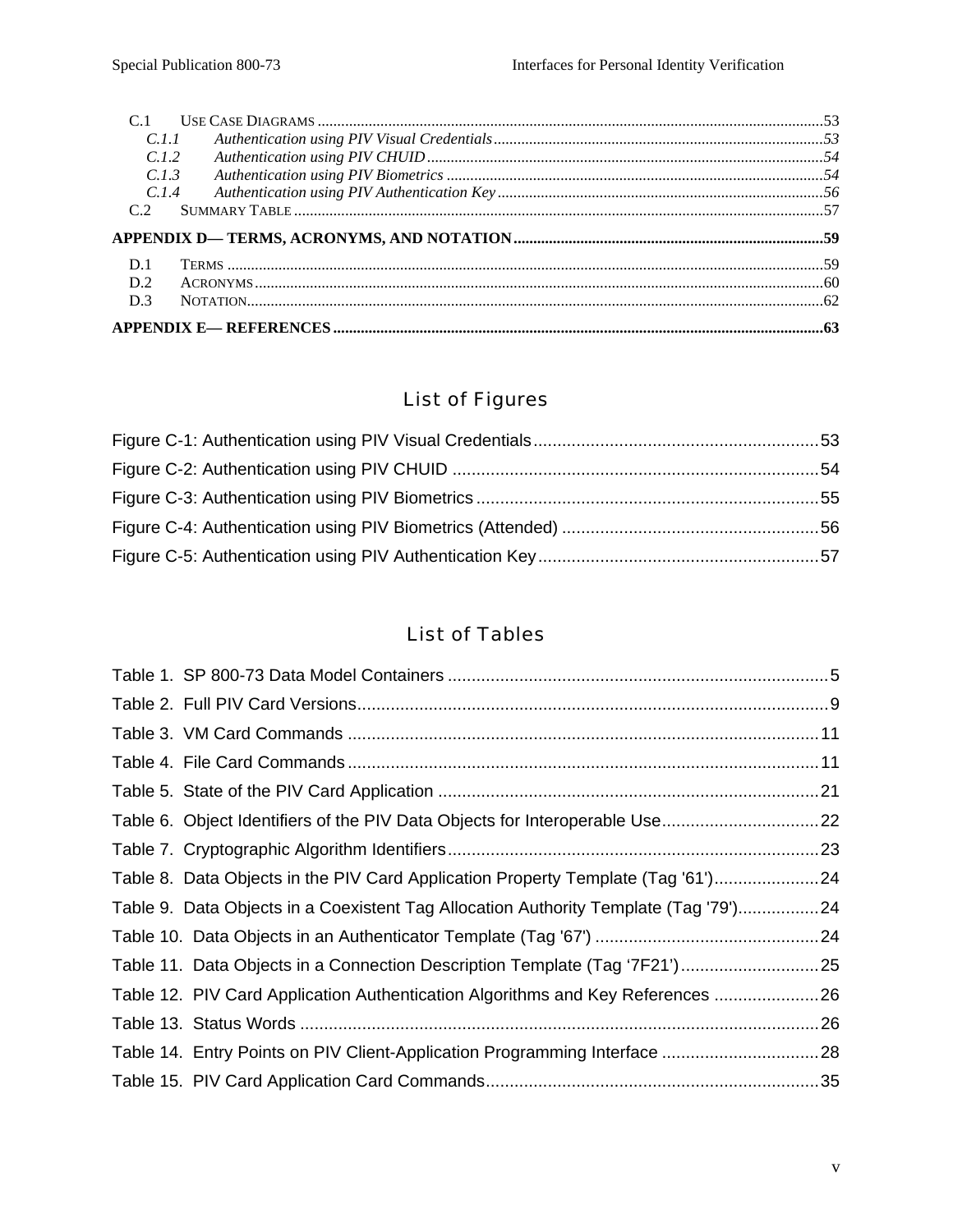C.1 USE CASE DIAGRAMS ...53
  *C.1.1 Authentication using PIV Visual Credentials ...53*
  *C.1.2 Authentication using PIV CHUID ...54*
  *C.1.3 Authentication using PIV Biometrics ...54*
  *C.1.4 Authentication using PIV Authentication Key ...56*
C.2 SUMMARY TABLE ...57

**APPENDIX D— TERMS, ACRONYMS, AND NOTATION ...59**

D.1 TERMS ...59
D.2 ACRONYMS ...60
D.3 NOTATION ...62

**APPENDIX E— REFERENCES ...63**

## List of Figures

Figure C-1: Authentication using PIV Visual Credentials ...53
Figure C-2: Authentication using PIV CHUID ...54
Figure C-3: Authentication using PIV Biometrics ...55
Figure C-4: Authentication using PIV Biometrics (Attended) ...56
Figure C-5: Authentication using PIV Authentication Key ...57

## List of Tables

Table 1. SP 800-73 Data Model Containers ...5
Table 2. Full PIV Card Versions ...9
Table 3. VM Card Commands ...11
Table 4. File Card Commands ...11
Table 5. State of the PIV Card Application ...21
Table 6. Object Identifiers of the PIV Data Objects for Interoperable Use ...22
Table 7. Cryptographic Algorithm Identifiers ...23
Table 8. Data Objects in the PIV Card Application Property Template (Tag '61') ...24
Table 9. Data Objects in a Coexistent Tag Allocation Authority Template (Tag '79') ...24
Table 10. Data Objects in an Authenticator Template (Tag '67') ...24
Table 11. Data Objects in a Connection Description Template (Tag '7F21') ...25
Table 12. PIV Card Application Authentication Algorithms and Key References ...26
Table 13. Status Words ...26
Table 14. Entry Points on PIV Client-Application Programming Interface ...28
Table 15. PIV Card Application Card Commands ...35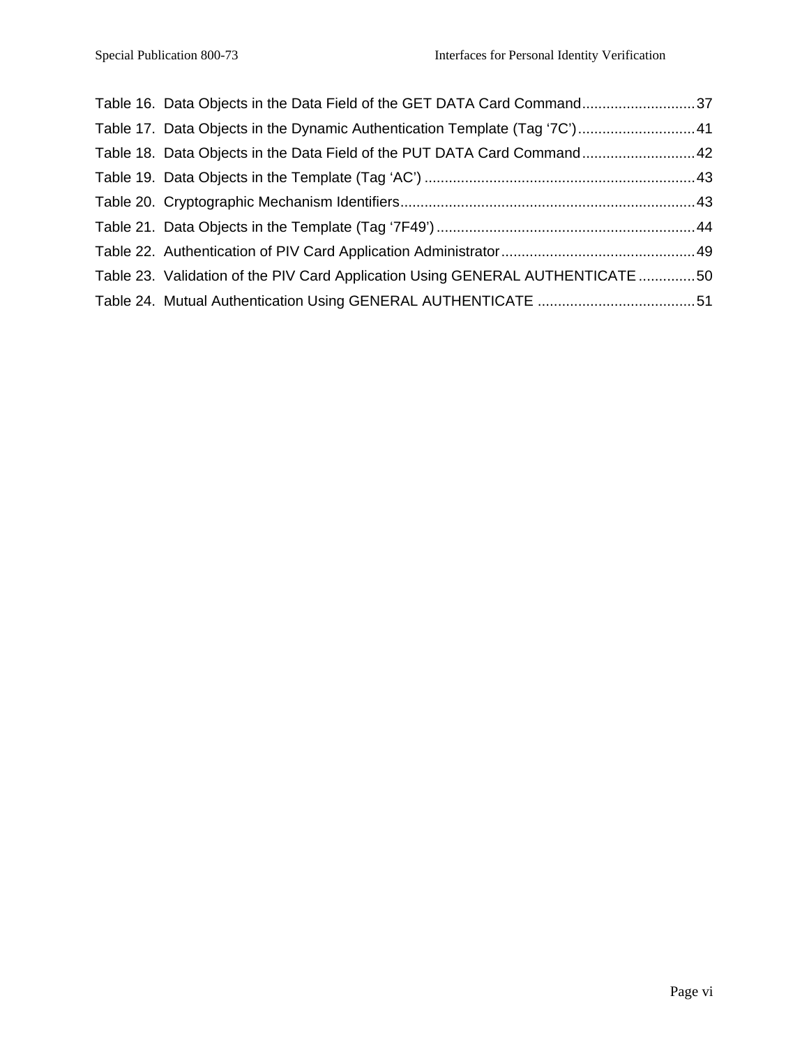Table 16. Data Objects in the Data Field of the GET DATA Card Command............................37
Table 17. Data Objects in the Dynamic Authentication Template (Tag '7C')............................41
Table 18. Data Objects in the Data Field of the PUT DATA Card Command............................42
Table 19. Data Objects in the Template (Tag 'AC')....................................................................43
Table 20. Cryptographic Mechanism Identifiers........................................................................43
Table 21. Data Objects in the Template (Tag '7F49')................................................................44
Table 22. Authentication of PIV Card Application Administrator...............................................49
Table 23. Validation of the PIV Card Application Using GENERAL AUTHENTICATE..............50
Table 24. Mutual Authentication Using GENERAL AUTHENTICATE.......................................51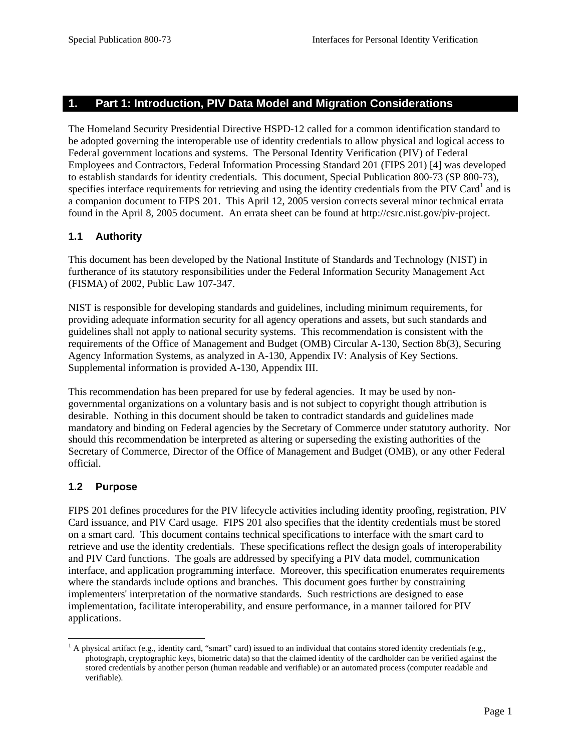# 1. Part 1: Introduction, PIV Data Model and Migration Considerations

The Homeland Security Presidential Directive HSPD-12 called for a common identification standard to be adopted governing the interoperable use of identity credentials to allow physical and logical access to Federal government locations and systems. The Personal Identity Verification (PIV) of Federal Employees and Contractors, Federal Information Processing Standard 201 (FIPS 201) [4] was developed to establish standards for identity credentials. This document, Special Publication 800-73 (SP 800-73), specifies interface requirements for retrieving and using the identity credentials from the PIV Card[1] and is a companion document to FIPS 201. This April 12, 2005 version corrects several minor technical errata found in the April 8, 2005 document. An errata sheet can be found at http://csrc.nist.gov/piv-project.

## 1.1 Authority

This document has been developed by the National Institute of Standards and Technology (NIST) in furtherance of its statutory responsibilities under the Federal Information Security Management Act (FISMA) of 2002, Public Law 107-347.

NIST is responsible for developing standards and guidelines, including minimum requirements, for providing adequate information security for all agency operations and assets, but such standards and guidelines shall not apply to national security systems. This recommendation is consistent with the requirements of the Office of Management and Budget (OMB) Circular A-130, Section 8b(3), Securing Agency Information Systems, as analyzed in A-130, Appendix IV: Analysis of Key Sections. Supplemental information is provided A-130, Appendix III.

This recommendation has been prepared for use by federal agencies. It may be used by non-governmental organizations on a voluntary basis and is not subject to copyright though attribution is desirable. Nothing in this document should be taken to contradict standards and guidelines made mandatory and binding on Federal agencies by the Secretary of Commerce under statutory authority. Nor should this recommendation be interpreted as altering or superseding the existing authorities of the Secretary of Commerce, Director of the Office of Management and Budget (OMB), or any other Federal official.

## 1.2 Purpose

FIPS 201 defines procedures for the PIV lifecycle activities including identity proofing, registration, PIV Card issuance, and PIV Card usage. FIPS 201 also specifies that the identity credentials must be stored on a smart card. This document contains technical specifications to interface with the smart card to retrieve and use the identity credentials. These specifications reflect the design goals of interoperability and PIV Card functions. The goals are addressed by specifying a PIV data model, communication interface, and application programming interface. Moreover, this specification enumerates requirements where the standards include options and branches. This document goes further by constraining implementers' interpretation of the normative standards. Such restrictions are designed to ease implementation, facilitate interoperability, and ensure performance, in a manner tailored for PIV applications.

---

[1] A physical artifact (e.g., identity card, "smart" card) issued to an individual that contains stored identity credentials (e.g., photograph, cryptographic keys, biometric data) so that the claimed identity of the cardholder can be verified against the stored credentials by another person (human readable and verifiable) or an automated process (computer readable and verifiable).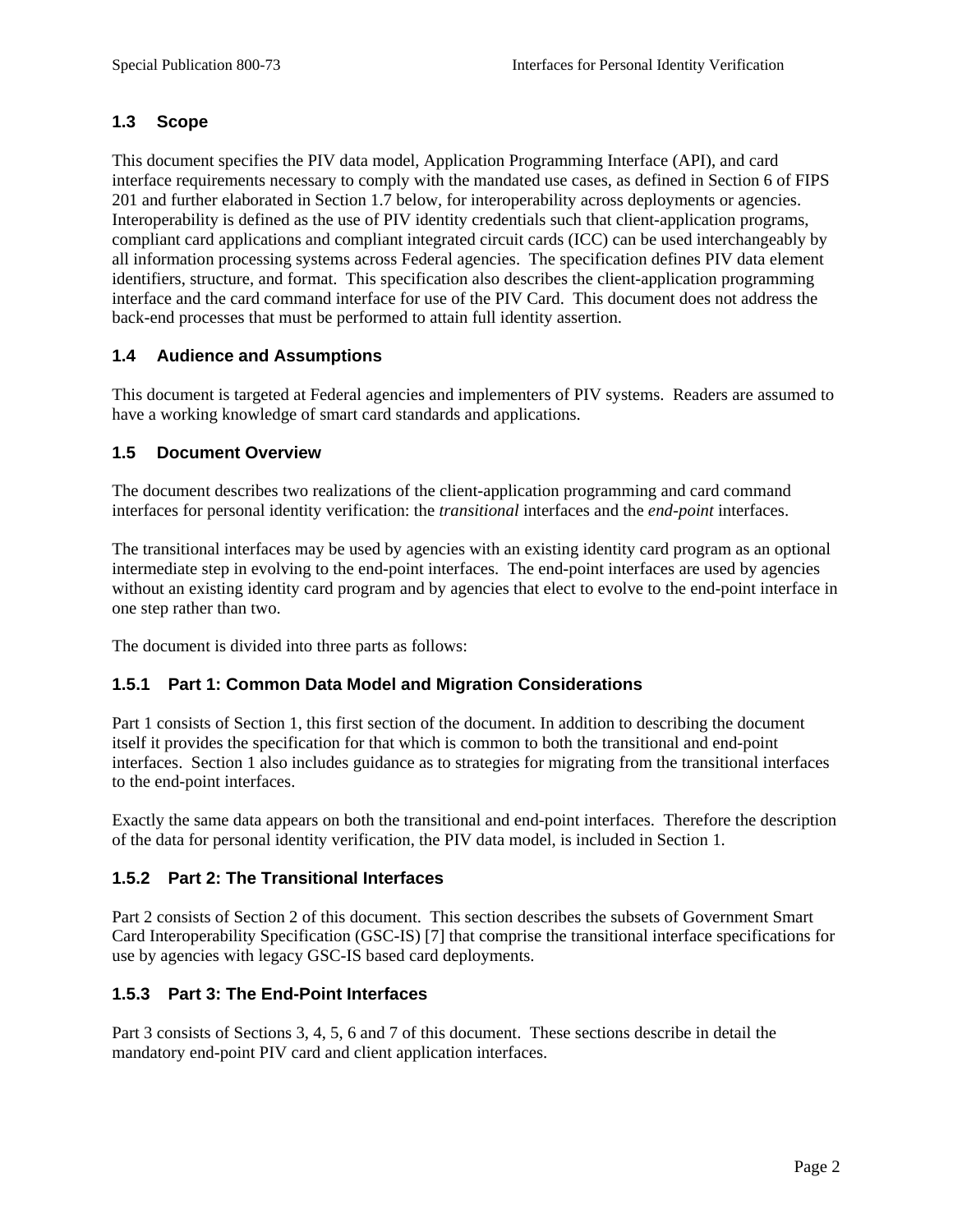## 1.3 Scope

This document specifies the PIV data model, Application Programming Interface (API), and card interface requirements necessary to comply with the mandated use cases, as defined in Section 6 of FIPS 201 and further elaborated in Section 1.7 below, for interoperability across deployments or agencies. Interoperability is defined as the use of PIV identity credentials such that client-application programs, compliant card applications and compliant integrated circuit cards (ICC) can be used interchangeably by all information processing systems across Federal agencies. The specification defines PIV data element identifiers, structure, and format. This specification also describes the client-application programming interface and the card command interface for use of the PIV Card. This document does not address the back-end processes that must be performed to attain full identity assertion.

## 1.4 Audience and Assumptions

This document is targeted at Federal agencies and implementers of PIV systems. Readers are assumed to have a working knowledge of smart card standards and applications.

## 1.5 Document Overview

The document describes two realizations of the client-application programming and card command interfaces for personal identity verification: the *transitional* interfaces and the *end-point* interfaces.

The transitional interfaces may be used by agencies with an existing identity card program as an optional intermediate step in evolving to the end-point interfaces. The end-point interfaces are used by agencies without an existing identity card program and by agencies that elect to evolve to the end-point interface in one step rather than two.

The document is divided into three parts as follows:

### 1.5.1 Part 1: Common Data Model and Migration Considerations

Part 1 consists of Section 1, this first section of the document. In addition to describing the document itself it provides the specification for that which is common to both the transitional and end-point interfaces. Section 1 also includes guidance as to strategies for migrating from the transitional interfaces to the end-point interfaces.

Exactly the same data appears on both the transitional and end-point interfaces. Therefore the description of the data for personal identity verification, the PIV data model, is included in Section 1.

### 1.5.2 Part 2: The Transitional Interfaces

Part 2 consists of Section 2 of this document. This section describes the subsets of Government Smart Card Interoperability Specification (GSC-IS) [7] that comprise the transitional interface specifications for use by agencies with legacy GSC-IS based card deployments.

### 1.5.3 Part 3: The End-Point Interfaces

Part 3 consists of Sections 3, 4, 5, 6 and 7 of this document. These sections describe in detail the mandatory end-point PIV card and client application interfaces.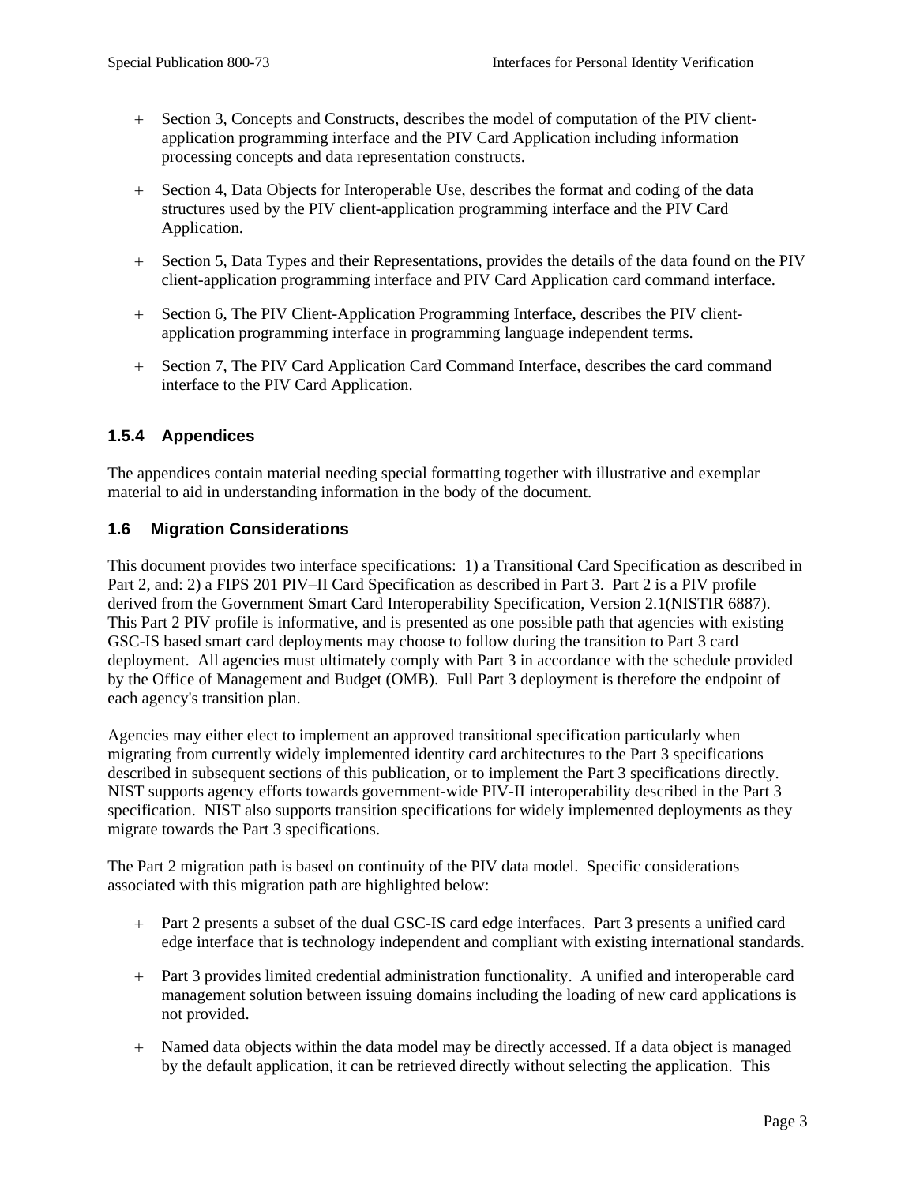- Section 3, Concepts and Constructs, describes the model of computation of the PIV client-application programming interface and the PIV Card Application including information processing concepts and data representation constructs.
- Section 4, Data Objects for Interoperable Use, describes the format and coding of the data structures used by the PIV client-application programming interface and the PIV Card Application.
- Section 5, Data Types and their Representations, provides the details of the data found on the PIV client-application programming interface and PIV Card Application card command interface.
- Section 6, The PIV Client-Application Programming Interface, describes the PIV client-application programming interface in programming language independent terms.
- Section 7, The PIV Card Application Card Command Interface, describes the card command interface to the PIV Card Application.

### 1.5.4 Appendices

The appendices contain material needing special formatting together with illustrative and exemplar material to aid in understanding information in the body of the document.

## 1.6 Migration Considerations

This document provides two interface specifications: 1) a Transitional Card Specification as described in Part 2, and: 2) a FIPS 201 PIV–II Card Specification as described in Part 3. Part 2 is a PIV profile derived from the Government Smart Card Interoperability Specification, Version 2.1(NISTIR 6887). This Part 2 PIV profile is informative, and is presented as one possible path that agencies with existing GSC-IS based smart card deployments may choose to follow during the transition to Part 3 card deployment. All agencies must ultimately comply with Part 3 in accordance with the schedule provided by the Office of Management and Budget (OMB). Full Part 3 deployment is therefore the endpoint of each agency's transition plan.

Agencies may either elect to implement an approved transitional specification particularly when migrating from currently widely implemented identity card architectures to the Part 3 specifications described in subsequent sections of this publication, or to implement the Part 3 specifications directly. NIST supports agency efforts towards government-wide PIV-II interoperability described in the Part 3 specification. NIST also supports transition specifications for widely implemented deployments as they migrate towards the Part 3 specifications.

The Part 2 migration path is based on continuity of the PIV data model. Specific considerations associated with this migration path are highlighted below:

- Part 2 presents a subset of the dual GSC-IS card edge interfaces. Part 3 presents a unified card edge interface that is technology independent and compliant with existing international standards.
- Part 3 provides limited credential administration functionality. A unified and interoperable card management solution between issuing domains including the loading of new card applications is not provided.
- Named data objects within the data model may be directly accessed. If a data object is managed by the default application, it can be retrieved directly without selecting the application. This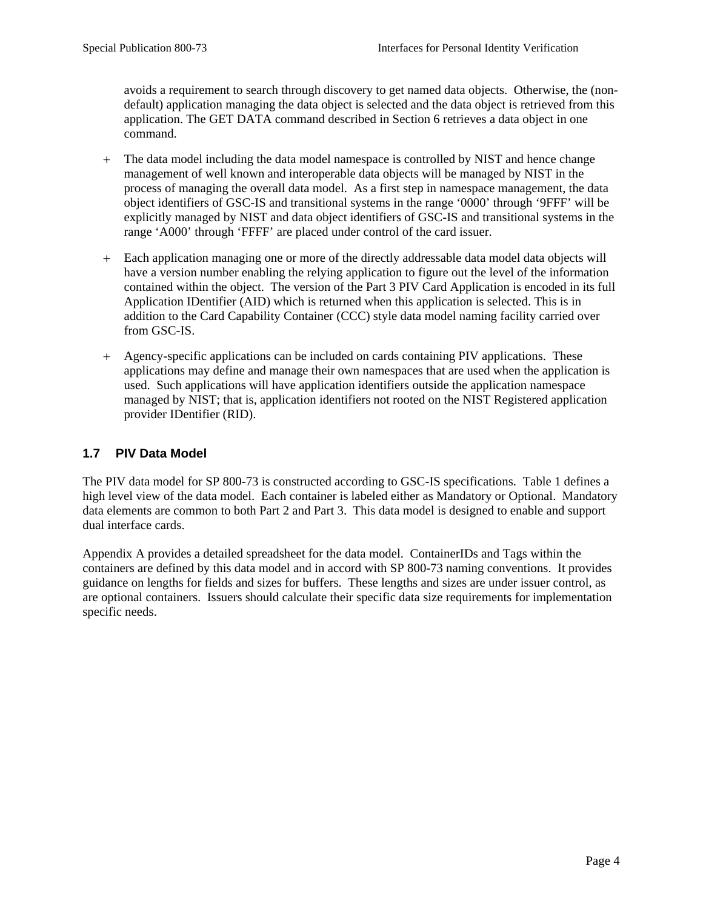avoids a requirement to search through discovery to get named data objects. Otherwise, the (non-default) application managing the data object is selected and the data object is retrieved from this application. The GET DATA command described in Section 6 retrieves a data object in one command.

+ The data model including the data model namespace is controlled by NIST and hence change management of well known and interoperable data objects will be managed by NIST in the process of managing the overall data model. As a first step in namespace management, the data object identifiers of GSC-IS and transitional systems in the range ‘0000’ through ‘9FFF’ will be explicitly managed by NIST and data object identifiers of GSC-IS and transitional systems in the range ‘A000’ through ‘FFFF’ are placed under control of the card issuer.

+ Each application managing one or more of the directly addressable data model data objects will have a version number enabling the relying application to figure out the level of the information contained within the object. The version of the Part 3 PIV Card Application is encoded in its full Application IDentifier (AID) which is returned when this application is selected. This is in addition to the Card Capability Container (CCC) style data model naming facility carried over from GSC-IS.

+ Agency-specific applications can be included on cards containing PIV applications. These applications may define and manage their own namespaces that are used when the application is used. Such applications will have application identifiers outside the application namespace managed by NIST; that is, application identifiers not rooted on the NIST Registered application provider IDentifier (RID).

## 1.7 PIV Data Model

The PIV data model for SP 800-73 is constructed according to GSC-IS specifications. Table 1 defines a high level view of the data model. Each container is labeled either as Mandatory or Optional. Mandatory data elements are common to both Part 2 and Part 3. This data model is designed to enable and support dual interface cards.

Appendix A provides a detailed spreadsheet for the data model. ContainerIDs and Tags within the containers are defined by this data model and in accord with SP 800-73 naming conventions. It provides guidance on lengths for fields and sizes for buffers. These lengths and sizes are under issuer control, as are optional containers. Issuers should calculate their specific data size requirements for implementation specific needs.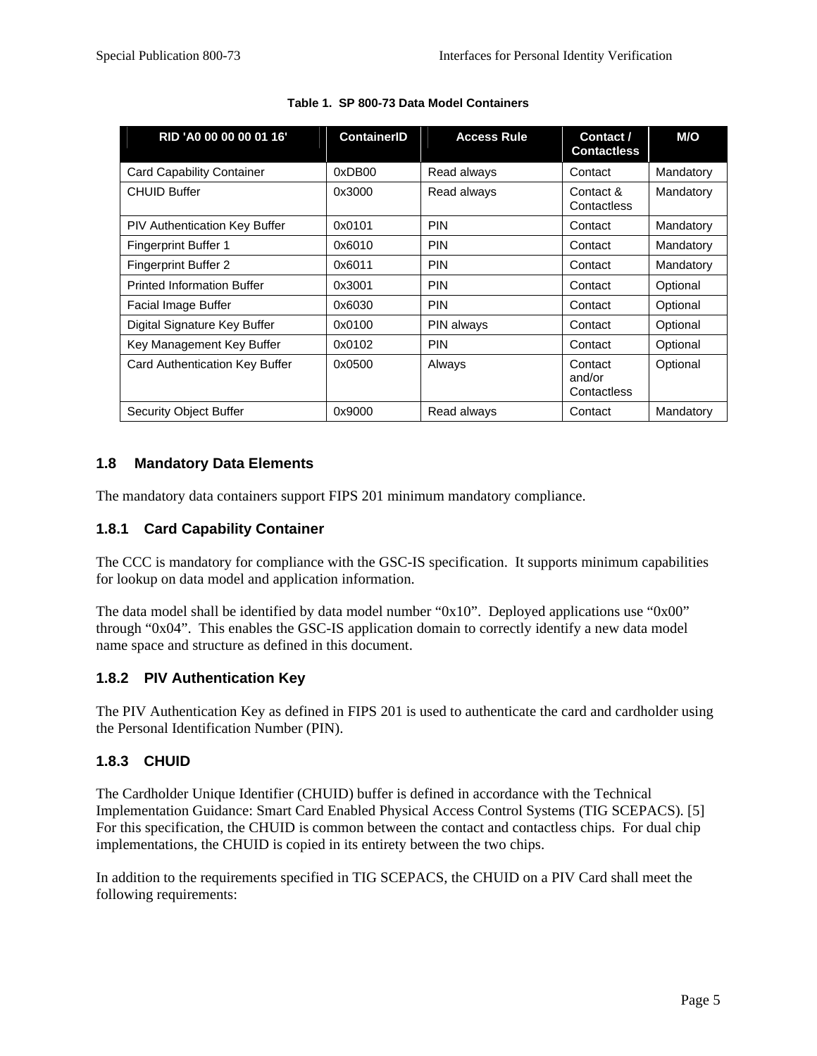**Table 1. SP 800-73 Data Model Containers**

| RID 'A0 00 00 00 01 16' | ContainerID | Access Rule | Contact / Contactless | M/O |
|---|---|---|---|---|
| Card Capability Container | 0xDB00 | Read always | Contact | Mandatory |
| CHUID Buffer | 0x3000 | Read always | Contact & Contactless | Mandatory |
| PIV Authentication Key Buffer | 0x0101 | PIN | Contact | Mandatory |
| Fingerprint Buffer 1 | 0x6010 | PIN | Contact | Mandatory |
| Fingerprint Buffer 2 | 0x6011 | PIN | Contact | Mandatory |
| Printed Information Buffer | 0x3001 | PIN | Contact | Optional |
| Facial Image Buffer | 0x6030 | PIN | Contact | Optional |
| Digital Signature Key Buffer | 0x0100 | PIN always | Contact | Optional |
| Key Management Key Buffer | 0x0102 | PIN | Contact | Optional |
| Card Authentication Key Buffer | 0x0500 | Always | Contact and/or Contactless | Optional |
| Security Object Buffer | 0x9000 | Read always | Contact | Mandatory |

## 1.8 Mandatory Data Elements

The mandatory data containers support FIPS 201 minimum mandatory compliance.

### 1.8.1 Card Capability Container

The CCC is mandatory for compliance with the GSC-IS specification. It supports minimum capabilities for lookup on data model and application information.

The data model shall be identified by data model number "0x10". Deployed applications use "0x00" through "0x04". This enables the GSC-IS application domain to correctly identify a new data model name space and structure as defined in this document.

### 1.8.2 PIV Authentication Key

The PIV Authentication Key as defined in FIPS 201 is used to authenticate the card and cardholder using the Personal Identification Number (PIN).

### 1.8.3 CHUID

The Cardholder Unique Identifier (CHUID) buffer is defined in accordance with the Technical Implementation Guidance: Smart Card Enabled Physical Access Control Systems (TIG SCEPACS). [5] For this specification, the CHUID is common between the contact and contactless chips. For dual chip implementations, the CHUID is copied in its entirety between the two chips.

In addition to the requirements specified in TIG SCEPACS, the CHUID on a PIV Card shall meet the following requirements: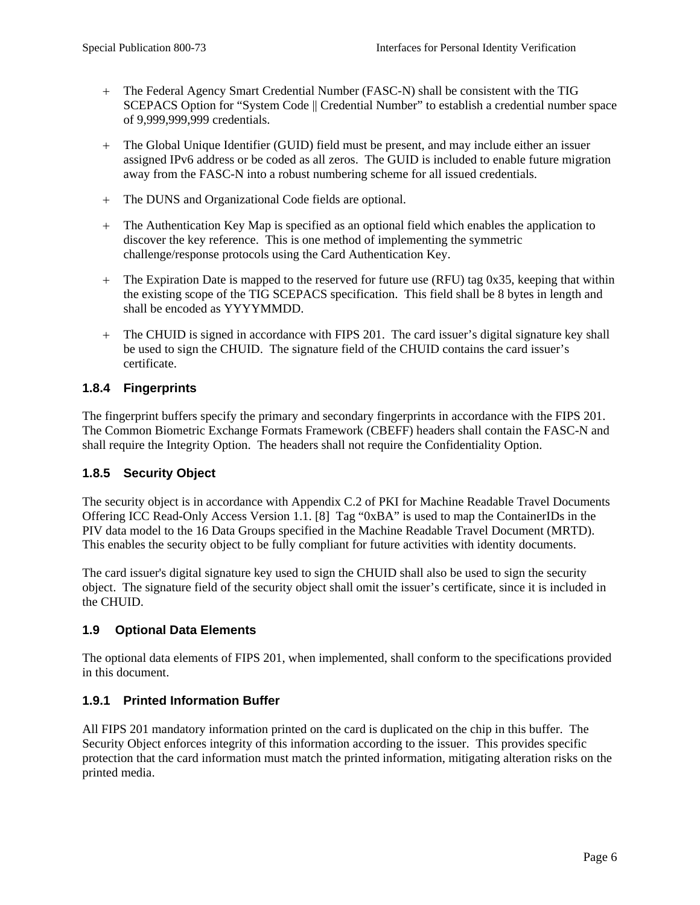+ The Federal Agency Smart Credential Number (FASC-N) shall be consistent with the TIG SCEPACS Option for "System Code || Credential Number" to establish a credential number space of 9,999,999,999 credentials.

+ The Global Unique Identifier (GUID) field must be present, and may include either an issuer assigned IPv6 address or be coded as all zeros. The GUID is included to enable future migration away from the FASC-N into a robust numbering scheme for all issued credentials.

+ The DUNS and Organizational Code fields are optional.

+ The Authentication Key Map is specified as an optional field which enables the application to discover the key reference. This is one method of implementing the symmetric challenge/response protocols using the Card Authentication Key.

+ The Expiration Date is mapped to the reserved for future use (RFU) tag 0x35, keeping that within the existing scope of the TIG SCEPACS specification. This field shall be 8 bytes in length and shall be encoded as YYYYMMDD.

+ The CHUID is signed in accordance with FIPS 201. The card issuer's digital signature key shall be used to sign the CHUID. The signature field of the CHUID contains the card issuer's certificate.

### 1.8.4 Fingerprints

The fingerprint buffers specify the primary and secondary fingerprints in accordance with the FIPS 201. The Common Biometric Exchange Formats Framework (CBEFF) headers shall contain the FASC-N and shall require the Integrity Option. The headers shall not require the Confidentiality Option.

### 1.8.5 Security Object

The security object is in accordance with Appendix C.2 of PKI for Machine Readable Travel Documents Offering ICC Read-Only Access Version 1.1. [8] Tag "0xBA" is used to map the ContainerIDs in the PIV data model to the 16 Data Groups specified in the Machine Readable Travel Document (MRTD). This enables the security object to be fully compliant for future activities with identity documents.

The card issuer's digital signature key used to sign the CHUID shall also be used to sign the security object. The signature field of the security object shall omit the issuer's certificate, since it is included in the CHUID.

## 1.9 Optional Data Elements

The optional data elements of FIPS 201, when implemented, shall conform to the specifications provided in this document.

### 1.9.1 Printed Information Buffer

All FIPS 201 mandatory information printed on the card is duplicated on the chip in this buffer. The Security Object enforces integrity of this information according to the issuer. This provides specific protection that the card information must match the printed information, mitigating alteration risks on the printed media.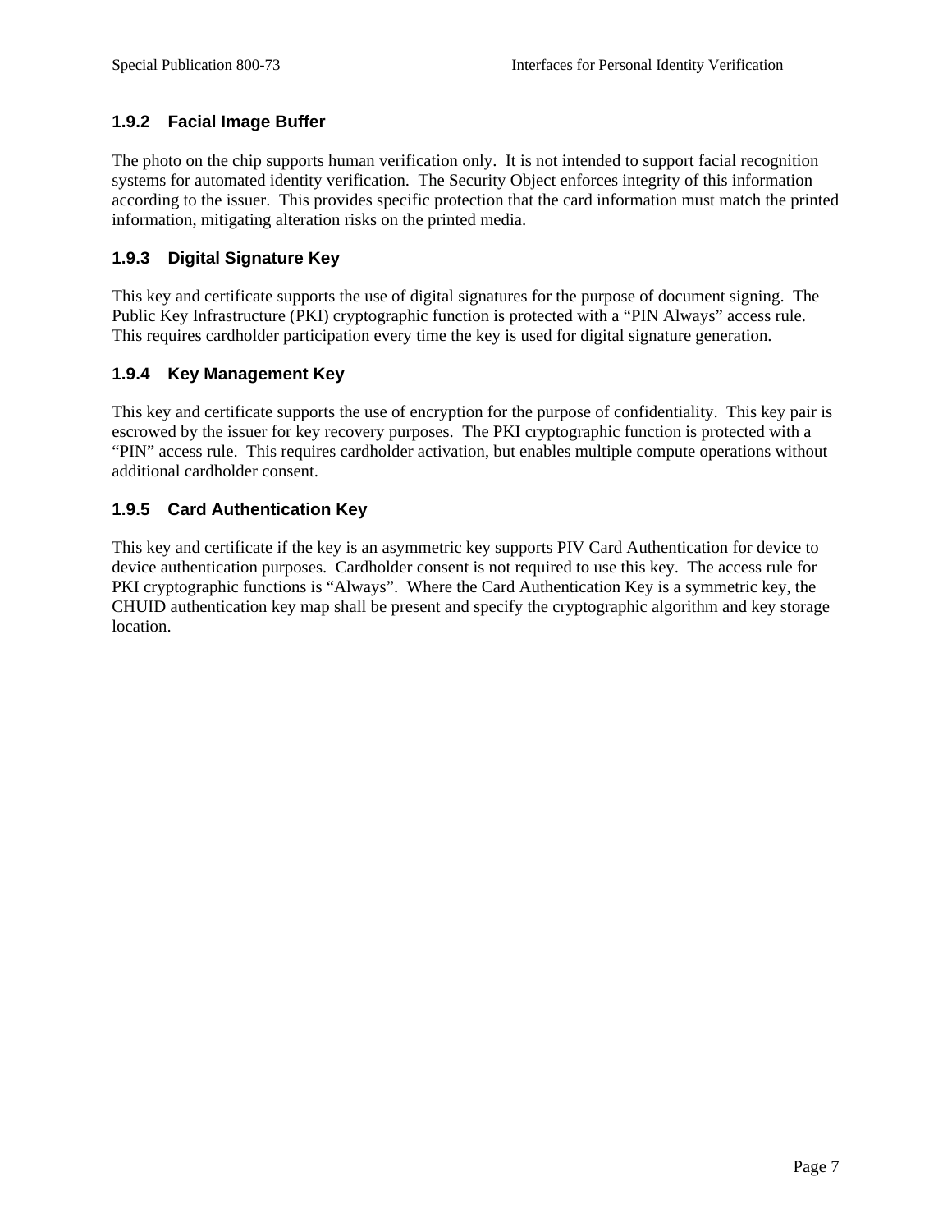### 1.9.2 Facial Image Buffer

The photo on the chip supports human verification only. It is not intended to support facial recognition systems for automated identity verification. The Security Object enforces integrity of this information according to the issuer. This provides specific protection that the card information must match the printed information, mitigating alteration risks on the printed media.

### 1.9.3 Digital Signature Key

This key and certificate supports the use of digital signatures for the purpose of document signing. The Public Key Infrastructure (PKI) cryptographic function is protected with a “PIN Always” access rule. This requires cardholder participation every time the key is used for digital signature generation.

### 1.9.4 Key Management Key

This key and certificate supports the use of encryption for the purpose of confidentiality. This key pair is escrowed by the issuer for key recovery purposes. The PKI cryptographic function is protected with a “PIN” access rule. This requires cardholder activation, but enables multiple compute operations without additional cardholder consent.

### 1.9.5 Card Authentication Key

This key and certificate if the key is an asymmetric key supports PIV Card Authentication for device to device authentication purposes. Cardholder consent is not required to use this key. The access rule for PKI cryptographic functions is “Always”. Where the Card Authentication Key is a symmetric key, the CHUID authentication key map shall be present and specify the cryptographic algorithm and key storage location.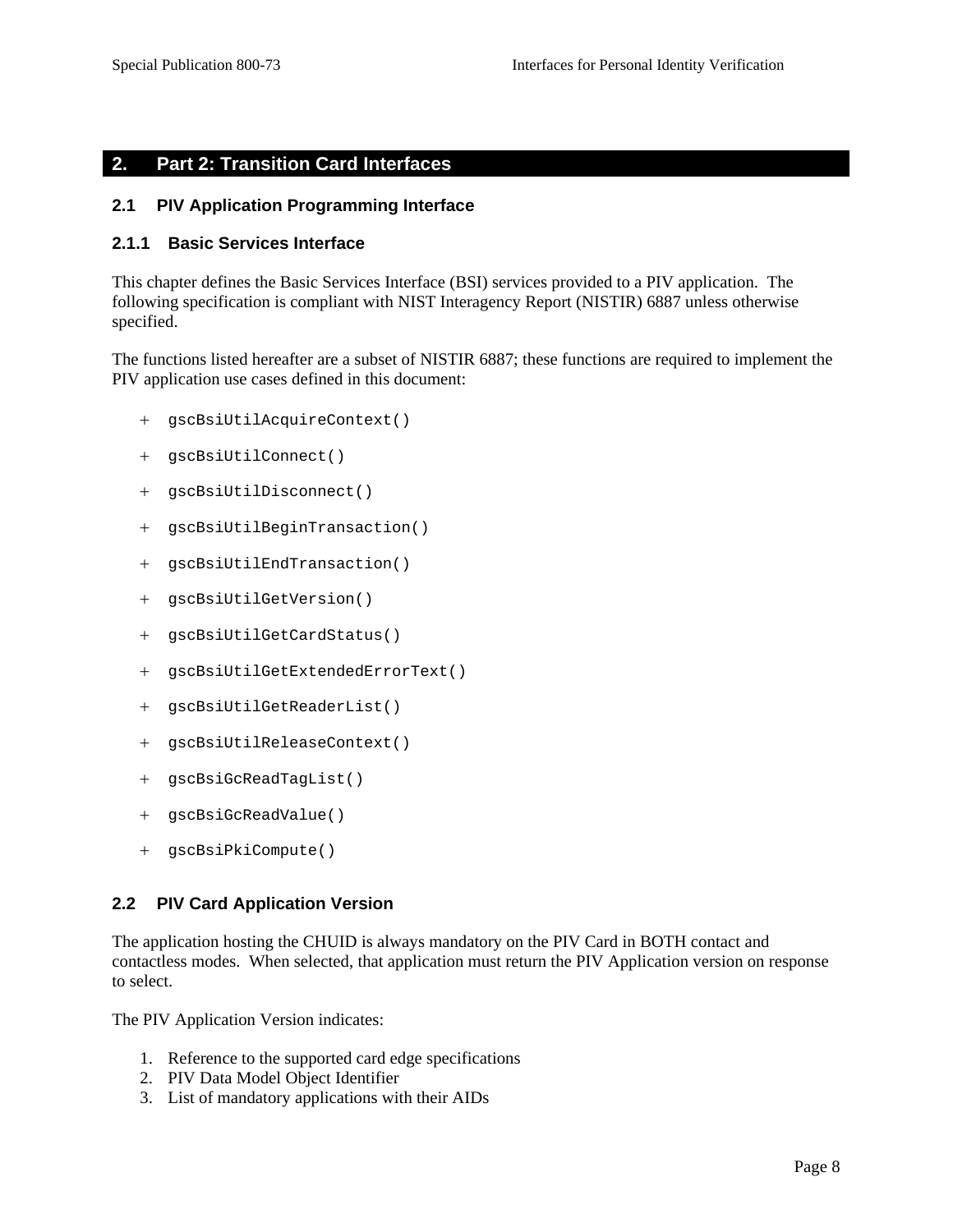# 2. Part 2: Transition Card Interfaces

## 2.1 PIV Application Programming Interface

### 2.1.1 Basic Services Interface

This chapter defines the Basic Services Interface (BSI) services provided to a PIV application. The following specification is compliant with NIST Interagency Report (NISTIR) 6887 unless otherwise specified.

The functions listed hereafter are a subset of NISTIR 6887; these functions are required to implement the PIV application use cases defined in this document:

+ `gscBsiUtilAcquireContext()`
+ `gscBsiUtilConnect()`
+ `gscBsiUtilDisconnect()`
+ `gscBsiUtilBeginTransaction()`
+ `gscBsiUtilEndTransaction()`
+ `gscBsiUtilGetVersion()`
+ `gscBsiUtilGetCardStatus()`
+ `gscBsiUtilGetExtendedErrorText()`
+ `gscBsiUtilGetReaderList()`
+ `gscBsiUtilReleaseContext()`
+ `gscBsiGcReadTagList()`
+ `gscBsiGcReadValue()`
+ `gscBsiPkiCompute()`

## 2.2 PIV Card Application Version

The application hosting the CHUID is always mandatory on the PIV Card in BOTH contact and contactless modes. When selected, that application must return the PIV Application version on response to select.

The PIV Application Version indicates:

1. Reference to the supported card edge specifications
2. PIV Data Model Object Identifier
3. List of mandatory applications with their AIDs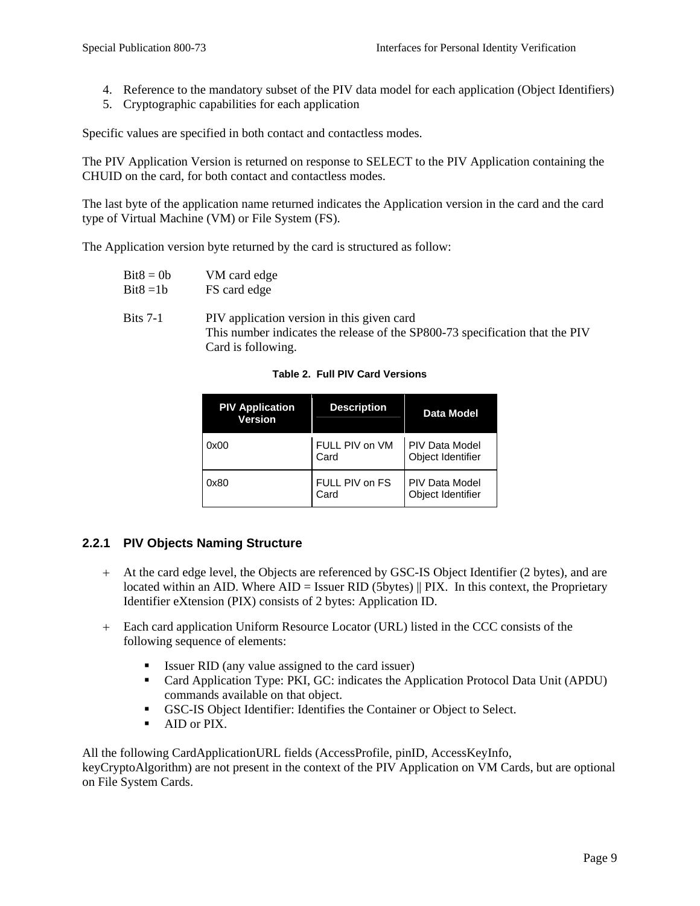4. Reference to the mandatory subset of the PIV data model for each application (Object Identifiers)
5. Cryptographic capabilities for each application

Specific values are specified in both contact and contactless modes.

The PIV Application Version is returned on response to SELECT to the PIV Application containing the CHUID on the card, for both contact and contactless modes.

The last byte of the application name returned indicates the Application version in the card and the card type of Virtual Machine (VM) or File System (FS).

The Application version byte returned by the card is structured as follow:

Bit8 = 0b  VM card edge
Bit8 =1b  FS card edge

Bits 7-1  PIV application version in this given card
This number indicates the release of the SP800-73 specification that the PIV Card is following.

**Table 2. Full PIV Card Versions**

| PIV Application Version | Description | Data Model |
|---|---|---|
| 0x00 | FULL PIV on VM Card | PIV Data Model Object Identifier |
| 0x80 | FULL PIV on FS Card | PIV Data Model Object Identifier |

### 2.2.1 PIV Objects Naming Structure

+ At the card edge level, the Objects are referenced by GSC-IS Object Identifier (2 bytes), and are located within an AID. Where AID = Issuer RID (5bytes) || PIX. In this context, the Proprietary Identifier eXtension (PIX) consists of 2 bytes: Application ID.

+ Each card application Uniform Resource Locator (URL) listed in the CCC consists of the following sequence of elements:

  - Issuer RID (any value assigned to the card issuer)
  - Card Application Type: PKI, GC: indicates the Application Protocol Data Unit (APDU) commands available on that object.
  - GSC-IS Object Identifier: Identifies the Container or Object to Select.
  - AID or PIX.

All the following CardApplicationURL fields (AccessProfile, pinID, AccessKeyInfo, keyCryptoAlgorithm) are not present in the context of the PIV Application on VM Cards, but are optional on File System Cards.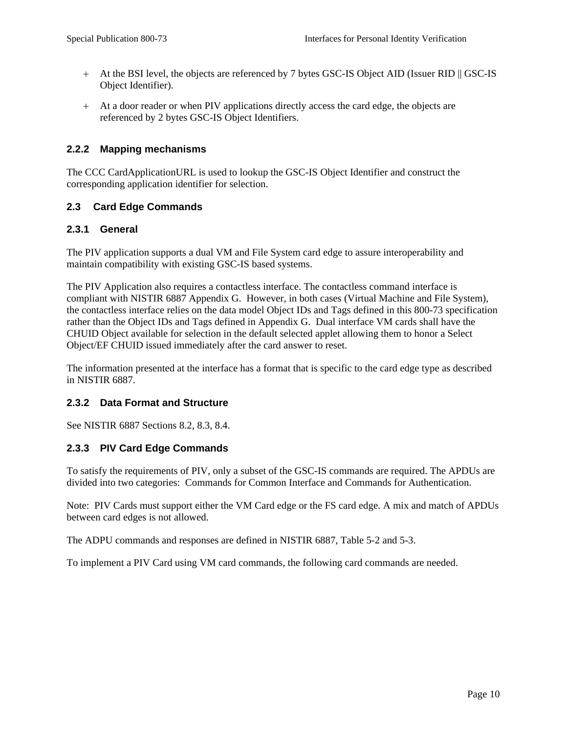+ At the BSI level, the objects are referenced by 7 bytes GSC-IS Object AID (Issuer RID || GSC-IS Object Identifier).
+ At a door reader or when PIV applications directly access the card edge, the objects are referenced by 2 bytes GSC-IS Object Identifiers.

### 2.2.2 Mapping mechanisms

The CCC CardApplicationURL is used to lookup the GSC-IS Object Identifier and construct the corresponding application identifier for selection.

## 2.3 Card Edge Commands

### 2.3.1 General

The PIV application supports a dual VM and File System card edge to assure interoperability and maintain compatibility with existing GSC-IS based systems.

The PIV Application also requires a contactless interface. The contactless command interface is compliant with NISTIR 6887 Appendix G. However, in both cases (Virtual Machine and File System), the contactless interface relies on the data model Object IDs and Tags defined in this 800-73 specification rather than the Object IDs and Tags defined in Appendix G. Dual interface VM cards shall have the CHUID Object available for selection in the default selected applet allowing them to honor a Select Object/EF CHUID issued immediately after the card answer to reset.

The information presented at the interface has a format that is specific to the card edge type as described in NISTIR 6887.

### 2.3.2 Data Format and Structure

See NISTIR 6887 Sections 8.2, 8.3, 8.4.

### 2.3.3 PIV Card Edge Commands

To satisfy the requirements of PIV, only a subset of the GSC-IS commands are required. The APDUs are divided into two categories: Commands for Common Interface and Commands for Authentication.

Note: PIV Cards must support either the VM Card edge or the FS card edge. A mix and match of APDUs between card edges is not allowed.

The ADPU commands and responses are defined in NISTIR 6887, Table 5-2 and 5-3.

To implement a PIV Card using VM card commands, the following card commands are needed.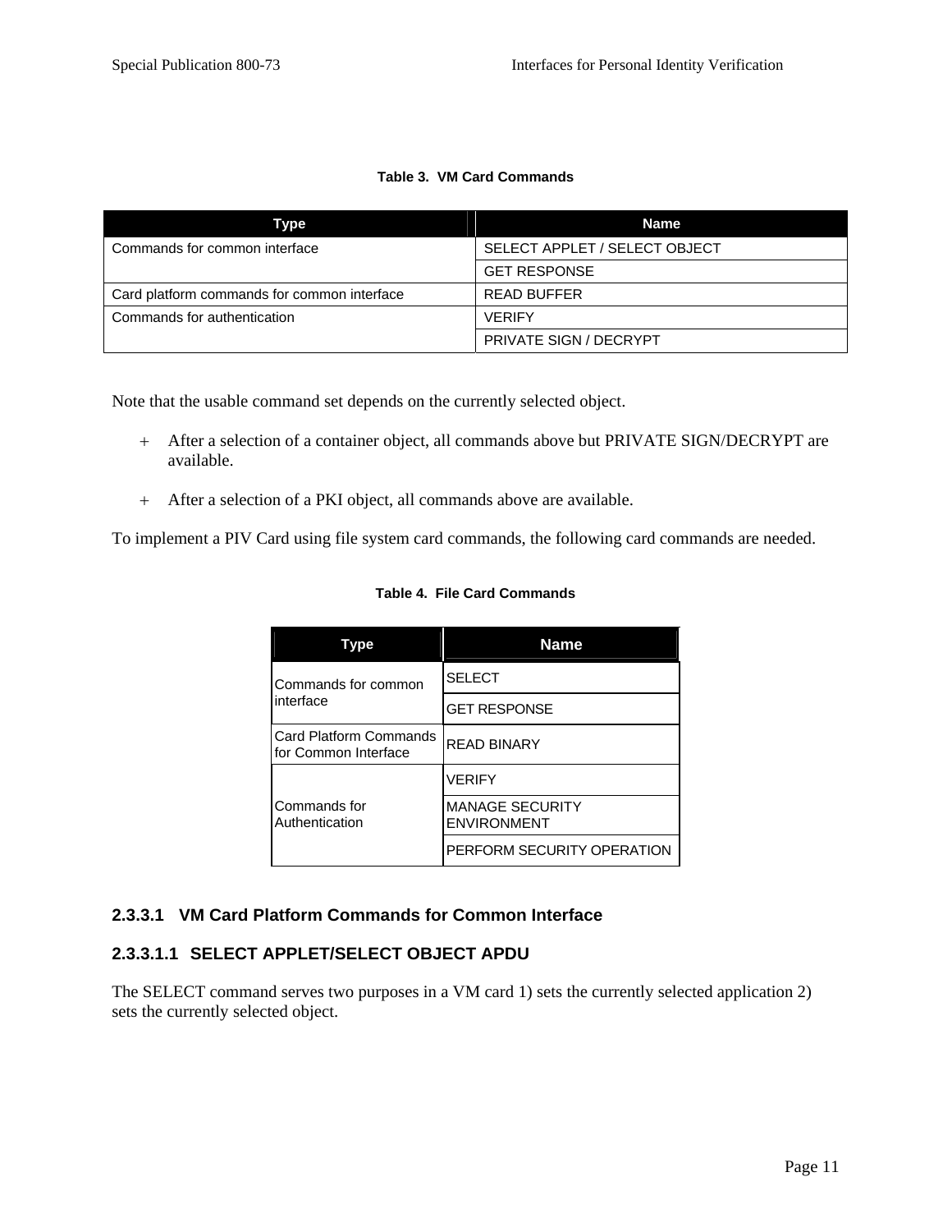**Table 3. VM Card Commands**

| Type | Name |
|---|---|
| Commands for common interface | SELECT APPLET / SELECT OBJECT |
| | GET RESPONSE |
| Card platform commands for common interface | READ BUFFER |
| Commands for authentication | VERIFY |
| | PRIVATE SIGN / DECRYPT |

Note that the usable command set depends on the currently selected object.

- After a selection of a container object, all commands above but PRIVATE SIGN/DECRYPT are available.
- After a selection of a PKI object, all commands above are available.

To implement a PIV Card using file system card commands, the following card commands are needed.

**Table 4. File Card Commands**

| Type | Name |
|---|---|
| Commands for common interface | SELECT |
| | GET RESPONSE |
| Card Platform Commands for Common Interface | READ BINARY |
| Commands for Authentication | VERIFY |
| | MANAGE SECURITY ENVIRONMENT |
| | PERFORM SECURITY OPERATION |

### 2.3.3.1 VM Card Platform Commands for Common Interface

#### 2.3.3.1.1 SELECT APPLET/SELECT OBJECT APDU

The SELECT command serves two purposes in a VM card 1) sets the currently selected application 2) sets the currently selected object.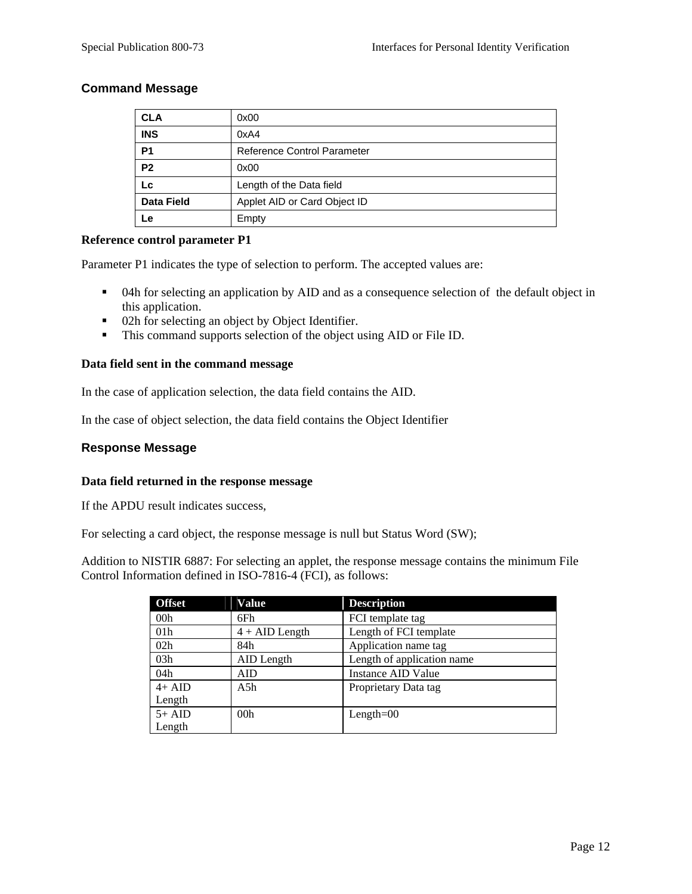### Command Message

| CLA | 0x00 |
|---|---|
| INS | 0xA4 |
| P1 | Reference Control Parameter |
| P2 | 0x00 |
| Lc | Length of the Data field |
| Data Field | Applet AID or Card Object ID |
| Le | Empty |

**Reference control parameter P1**

Parameter P1 indicates the type of selection to perform. The accepted values are:

- 04h for selecting an application by AID and as a consequence selection of the default object in this application.
- 02h for selecting an object by Object Identifier.
- This command supports selection of the object using AID or File ID.

**Data field sent in the command message**

In the case of application selection, the data field contains the AID.

In the case of object selection, the data field contains the Object Identifier

### Response Message

**Data field returned in the response message**

If the APDU result indicates success,

For selecting a card object, the response message is null but Status Word (SW);

Addition to NISTIR 6887: For selecting an applet, the response message contains the minimum File Control Information defined in ISO-7816-4 (FCI), as follows:

| Offset | Value | Description |
|---|---|---|
| 00h | 6Fh | FCI template tag |
| 01h | 4 + AID Length | Length of FCI template |
| 02h | 84h | Application name tag |
| 03h | AID Length | Length of application name |
| 04h | AID | Instance AID Value |
| 4+ AID Length | A5h | Proprietary Data tag |
| 5+ AID Length | 00h | Length=00 |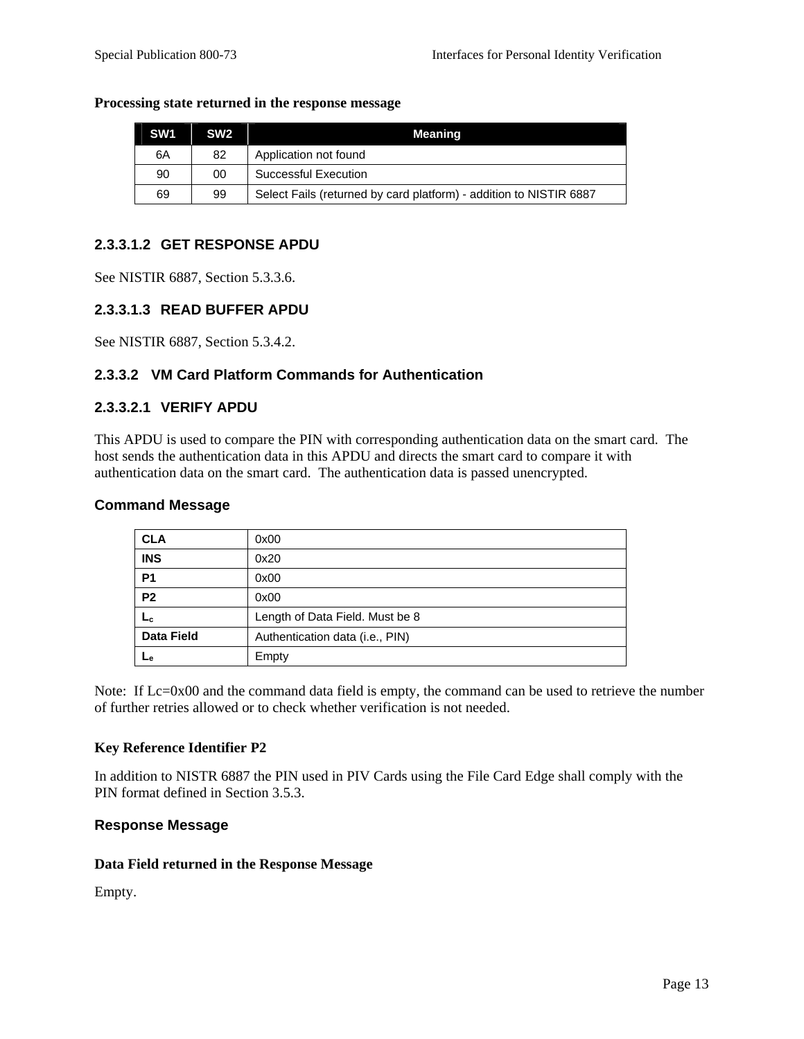**Processing state returned in the response message**

| SW1 | SW2 | Meaning |
|---|---|---|
| 6A | 82 | Application not found |
| 90 | 00 | Successful Execution |
| 69 | 99 | Select Fails (returned by card platform) - addition to NISTIR 6887 |

#### 2.3.3.1.2 GET RESPONSE APDU

See NISTIR 6887, Section 5.3.3.6.

#### 2.3.3.1.3 READ BUFFER APDU

See NISTIR 6887, Section 5.3.4.2.

### 2.3.3.2 VM Card Platform Commands for Authentication

#### 2.3.3.2.1 VERIFY APDU

This APDU is used to compare the PIN with corresponding authentication data on the smart card. The host sends the authentication data in this APDU and directs the smart card to compare it with authentication data on the smart card. The authentication data is passed unencrypted.

**Command Message**

| | |
|---|---|
| **CLA** | 0x00 |
| **INS** | 0x20 |
| **P1** | 0x00 |
| **P2** | 0x00 |
| **$L_c$** | Length of Data Field. Must be 8 |
| **Data Field** | Authentication data (i.e., PIN) |
| **$L_e$** | Empty |

Note: If Lc=0x00 and the command data field is empty, the command can be used to retrieve the number of further retries allowed or to check whether verification is not needed.

**Key Reference Identifier P2**

In addition to NISTR 6887 the PIN used in PIV Cards using the File Card Edge shall comply with the PIN format defined in Section 3.5.3.

**Response Message**

**Data Field returned in the Response Message**

Empty.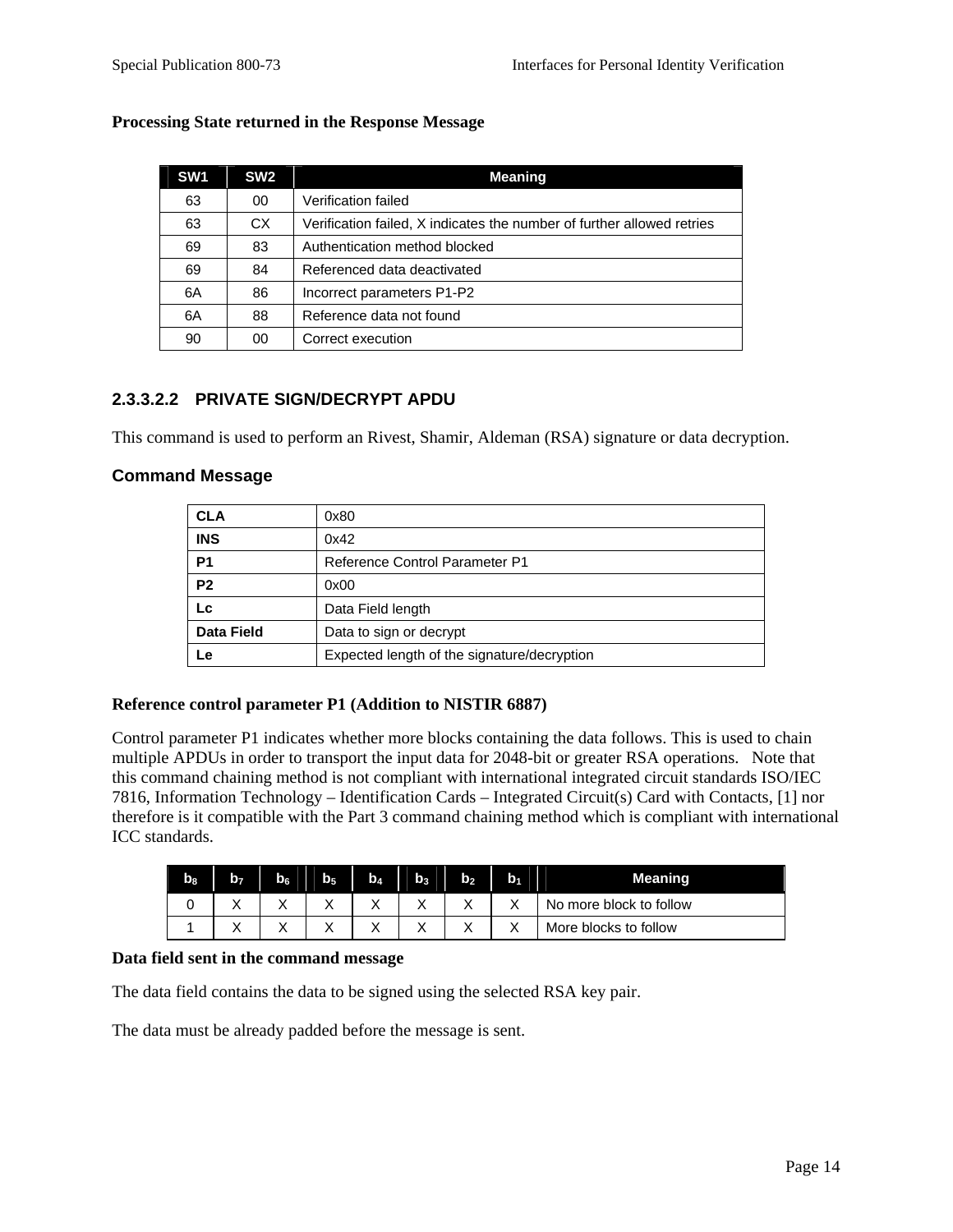**Processing State returned in the Response Message**

| SW1 | SW2 | Meaning |
|---|---|---|
| 63 | 00 | Verification failed |
| 63 | CX | Verification failed, X indicates the number of further allowed retries |
| 69 | 83 | Authentication method blocked |
| 69 | 84 | Referenced data deactivated |
| 6A | 86 | Incorrect parameters P1-P2 |
| 6A | 88 | Reference data not found |
| 90 | 00 | Correct execution |

#### 2.3.3.2.2 PRIVATE SIGN/DECRYPT APDU

This command is used to perform an Rivest, Shamir, Aldeman (RSA) signature or data decryption.

### Command Message

| | |
|---|---|
| **CLA** | 0x80 |
| **INS** | 0x42 |
| **P1** | Reference Control Parameter P1 |
| **P2** | 0x00 |
| **Lc** | Data Field length |
| **Data Field** | Data to sign or decrypt |
| **Le** | Expected length of the signature/decryption |

**Reference control parameter P1 (Addition to NISTIR 6887)**

Control parameter P1 indicates whether more blocks containing the data follows. This is used to chain multiple APDUs in order to transport the input data for 2048-bit or greater RSA operations. Note that this command chaining method is not compliant with international integrated circuit standards ISO/IEC 7816, Information Technology – Identification Cards – Integrated Circuit(s) Card with Contacts, [1] nor therefore is it compatible with the Part 3 command chaining method which is compliant with international ICC standards.

| $b_8$ | $b_7$ | $b_6$ | $b_5$ | $b_4$ | $b_3$ | $b_2$ | $b_1$ | Meaning |
|---|---|---|---|---|---|---|---|---|
| 0 | X | X | X | X | X | X | X | No more block to follow |
| 1 | X | X | X | X | X | X | X | More blocks to follow |

**Data field sent in the command message**

The data field contains the data to be signed using the selected RSA key pair.

The data must be already padded before the message is sent.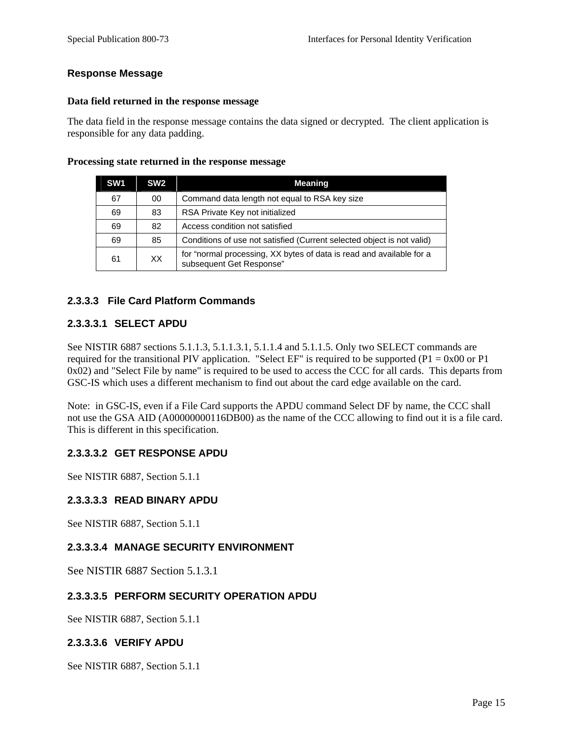### Response Message

**Data field returned in the response message**

The data field in the response message contains the data signed or decrypted. The client application is responsible for any data padding.

**Processing state returned in the response message**

| SW1 | SW2 | Meaning |
|---|---|---|
| 67 | 00 | Command data length not equal to RSA key size |
| 69 | 83 | RSA Private Key not initialized |
| 69 | 82 | Access condition not satisfied |
| 69 | 85 | Conditions of use not satisfied (Current selected object is not valid) |
| 61 | XX | for “normal processing, XX bytes of data is read and available for a subsequent Get Response” |

#### 2.3.3.3 File Card Platform Commands

##### 2.3.3.3.1 SELECT APDU

See NISTIR 6887 sections 5.1.1.3, 5.1.1.3.1, 5.1.1.4 and 5.1.1.5. Only two SELECT commands are required for the transitional PIV application. "Select EF" is required to be supported (P1 = 0x00 or P1 0x02) and "Select File by name" is required to be used to access the CCC for all cards. This departs from GSC-IS which uses a different mechanism to find out about the card edge available on the card.

Note: in GSC-IS, even if a File Card supports the APDU command Select DF by name, the CCC shall not use the GSA AID (A00000000116DB00) as the name of the CCC allowing to find out it is a file card. This is different in this specification.

##### 2.3.3.3.2 GET RESPONSE APDU

See NISTIR 6887, Section 5.1.1

##### 2.3.3.3.3 READ BINARY APDU

See NISTIR 6887, Section 5.1.1

##### 2.3.3.3.4 MANAGE SECURITY ENVIRONMENT

See NISTIR 6887 Section 5.1.3.1

##### 2.3.3.3.5 PERFORM SECURITY OPERATION APDU

See NISTIR 6887, Section 5.1.1

##### 2.3.3.3.6 VERIFY APDU

See NISTIR 6887, Section 5.1.1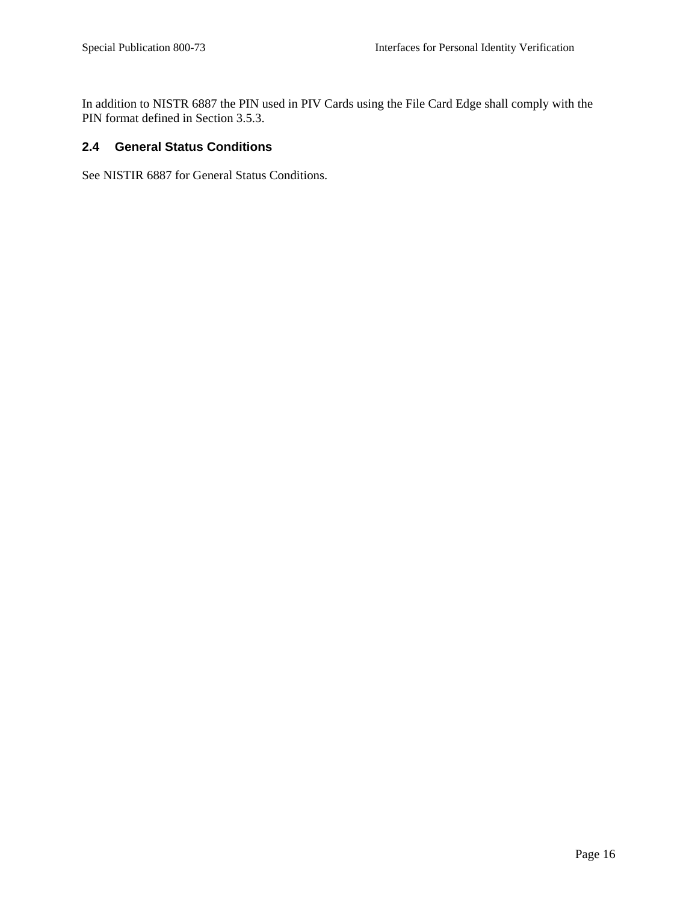In addition to NISTR 6887 the PIN used in PIV Cards using the File Card Edge shall comply with the PIN format defined in Section 3.5.3.

### 2.4 General Status Conditions

See NISTIR 6887 for General Status Conditions.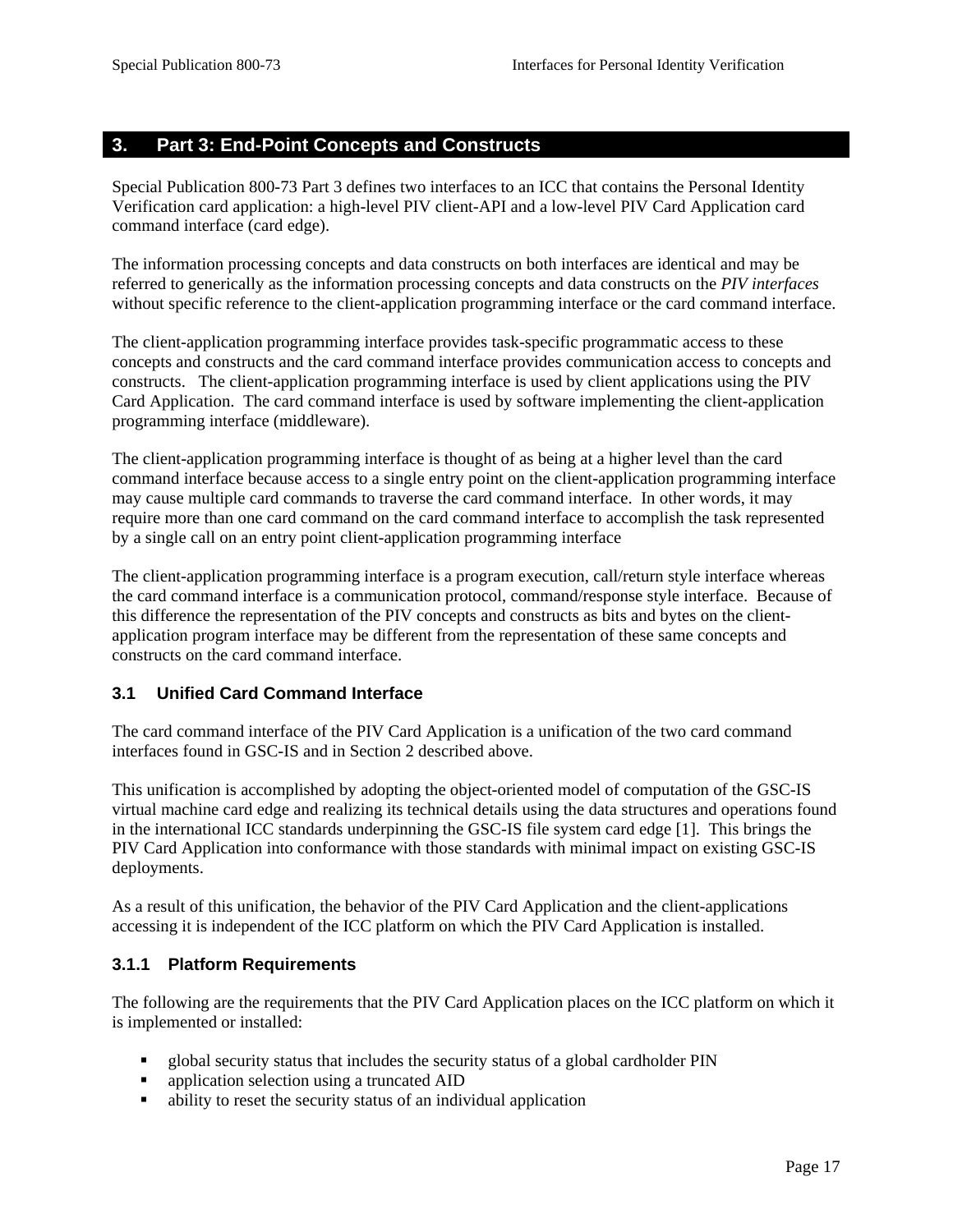# 3. Part 3: End-Point Concepts and Constructs

Special Publication 800-73 Part 3 defines two interfaces to an ICC that contains the Personal Identity Verification card application: a high-level PIV client-API and a low-level PIV Card Application card command interface (card edge).

The information processing concepts and data constructs on both interfaces are identical and may be referred to generically as the information processing concepts and data constructs on the *PIV interfaces* without specific reference to the client-application programming interface or the card command interface.

The client-application programming interface provides task-specific programmatic access to these concepts and constructs and the card command interface provides communication access to concepts and constructs. The client-application programming interface is used by client applications using the PIV Card Application. The card command interface is used by software implementing the client-application programming interface (middleware).

The client-application programming interface is thought of as being at a higher level than the card command interface because access to a single entry point on the client-application programming interface may cause multiple card commands to traverse the card command interface. In other words, it may require more than one card command on the card command interface to accomplish the task represented by a single call on an entry point client-application programming interface

The client-application programming interface is a program execution, call/return style interface whereas the card command interface is a communication protocol, command/response style interface. Because of this difference the representation of the PIV concepts and constructs as bits and bytes on the client-application program interface may be different from the representation of these same concepts and constructs on the card command interface.

## 3.1 Unified Card Command Interface

The card command interface of the PIV Card Application is a unification of the two card command interfaces found in GSC-IS and in Section 2 described above.

This unification is accomplished by adopting the object-oriented model of computation of the GSC-IS virtual machine card edge and realizing its technical details using the data structures and operations found in the international ICC standards underpinning the GSC-IS file system card edge [1]. This brings the PIV Card Application into conformance with those standards with minimal impact on existing GSC-IS deployments.

As a result of this unification, the behavior of the PIV Card Application and the client-applications accessing it is independent of the ICC platform on which the PIV Card Application is installed.

### 3.1.1 Platform Requirements

The following are the requirements that the PIV Card Application places on the ICC platform on which it is implemented or installed:

- global security status that includes the security status of a global cardholder PIN
- application selection using a truncated AID
- ability to reset the security status of an individual application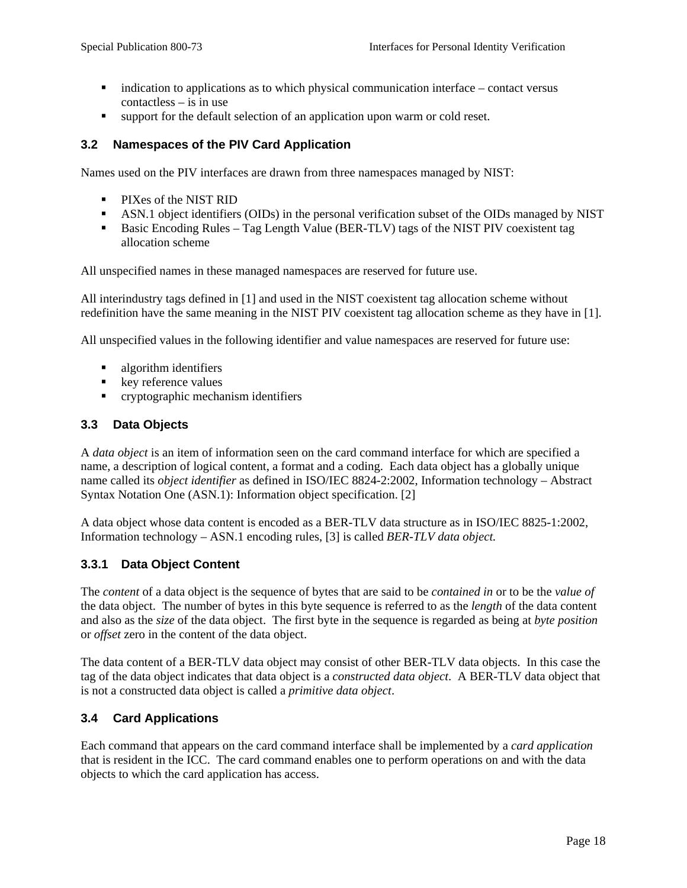- indication to applications as to which physical communication interface – contact versus contactless – is in use
- support for the default selection of an application upon warm or cold reset.

### 3.2 Namespaces of the PIV Card Application

Names used on the PIV interfaces are drawn from three namespaces managed by NIST:

- PIXes of the NIST RID
- ASN.1 object identifiers (OIDs) in the personal verification subset of the OIDs managed by NIST
- Basic Encoding Rules – Tag Length Value (BER-TLV) tags of the NIST PIV coexistent tag allocation scheme

All unspecified names in these managed namespaces are reserved for future use.

All interindustry tags defined in [1] and used in the NIST coexistent tag allocation scheme without redefinition have the same meaning in the NIST PIV coexistent tag allocation scheme as they have in [1].

All unspecified values in the following identifier and value namespaces are reserved for future use:

- algorithm identifiers
- key reference values
- cryptographic mechanism identifiers

### 3.3 Data Objects

A *data object* is an item of information seen on the card command interface for which are specified a name, a description of logical content, a format and a coding. Each data object has a globally unique name called its *object identifier* as defined in ISO/IEC 8824-2:2002, Information technology – Abstract Syntax Notation One (ASN.1): Information object specification. [2]

A data object whose data content is encoded as a BER-TLV data structure as in ISO/IEC 8825-1:2002, Information technology – ASN.1 encoding rules, [3] is called *BER-TLV data object.*

#### 3.3.1 Data Object Content

The *content* of a data object is the sequence of bytes that are said to be *contained in* or to be the *value of* the data object. The number of bytes in this byte sequence is referred to as the *length* of the data content and also as the *size* of the data object. The first byte in the sequence is regarded as being at *byte position* or *offset* zero in the content of the data object.

The data content of a BER-TLV data object may consist of other BER-TLV data objects. In this case the tag of the data object indicates that data object is a *constructed data object*. A BER-TLV data object that is not a constructed data object is called a *primitive data object*.

### 3.4 Card Applications

Each command that appears on the card command interface shall be implemented by a *card application* that is resident in the ICC. The card command enables one to perform operations on and with the data objects to which the card application has access.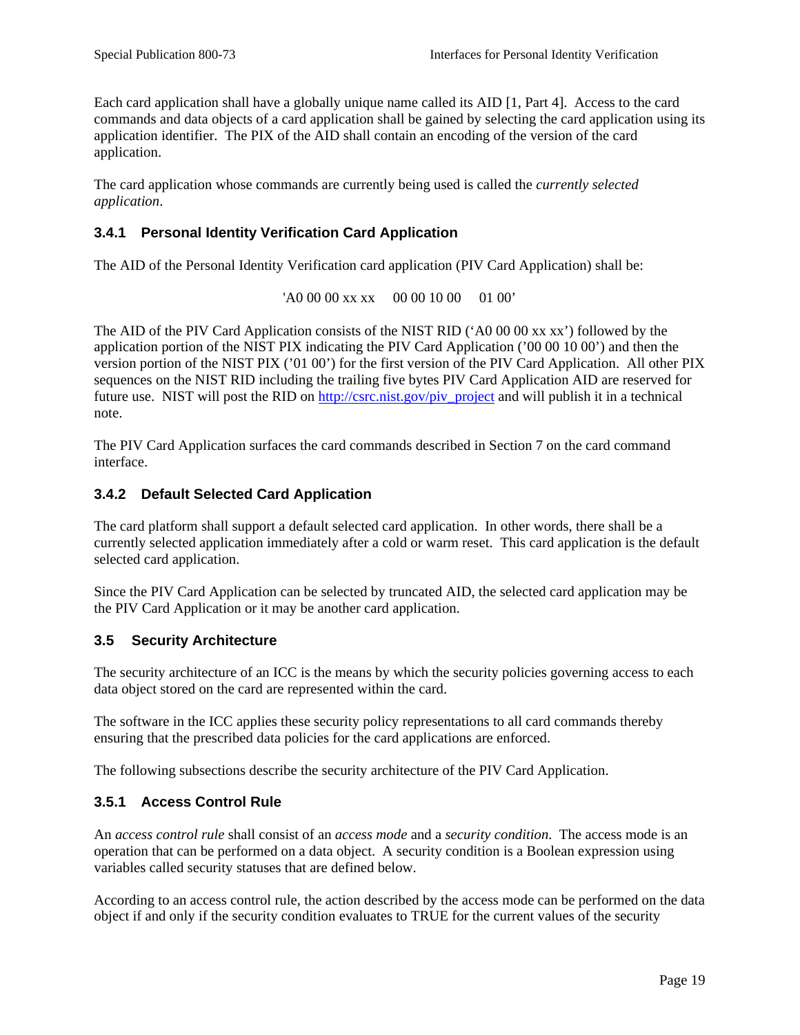Each card application shall have a globally unique name called its AID [1, Part 4]. Access to the card commands and data objects of a card application shall be gained by selecting the card application using its application identifier. The PIX of the AID shall contain an encoding of the version of the card application.

The card application whose commands are currently being used is called the *currently selected application*.

### 3.4.1 Personal Identity Verification Card Application

The AID of the Personal Identity Verification card application (PIV Card Application) shall be:

'A0 00 00 xx xx    00 00 10 00    01 00'

The AID of the PIV Card Application consists of the NIST RID ('A0 00 00 xx xx') followed by the application portion of the NIST PIX indicating the PIV Card Application ('00 00 10 00') and then the version portion of the NIST PIX ('01 00') for the first version of the PIV Card Application. All other PIX sequences on the NIST RID including the trailing five bytes PIV Card Application AID are reserved for future use. NIST will post the RID on [http://csrc.nist.gov/piv_project](http://csrc.nist.gov/piv_project) and will publish it in a technical note.

The PIV Card Application surfaces the card commands described in Section 7 on the card command interface.

### 3.4.2 Default Selected Card Application

The card platform shall support a default selected card application. In other words, there shall be a currently selected application immediately after a cold or warm reset. This card application is the default selected card application.

Since the PIV Card Application can be selected by truncated AID, the selected card application may be the PIV Card Application or it may be another card application.

## 3.5 Security Architecture

The security architecture of an ICC is the means by which the security policies governing access to each data object stored on the card are represented within the card.

The software in the ICC applies these security policy representations to all card commands thereby ensuring that the prescribed data policies for the card applications are enforced.

The following subsections describe the security architecture of the PIV Card Application.

### 3.5.1 Access Control Rule

An *access control rule* shall consist of an *access mode* and a *security condition*. The access mode is an operation that can be performed on a data object. A security condition is a Boolean expression using variables called security statuses that are defined below.

According to an access control rule, the action described by the access mode can be performed on the data object if and only if the security condition evaluates to TRUE for the current values of the security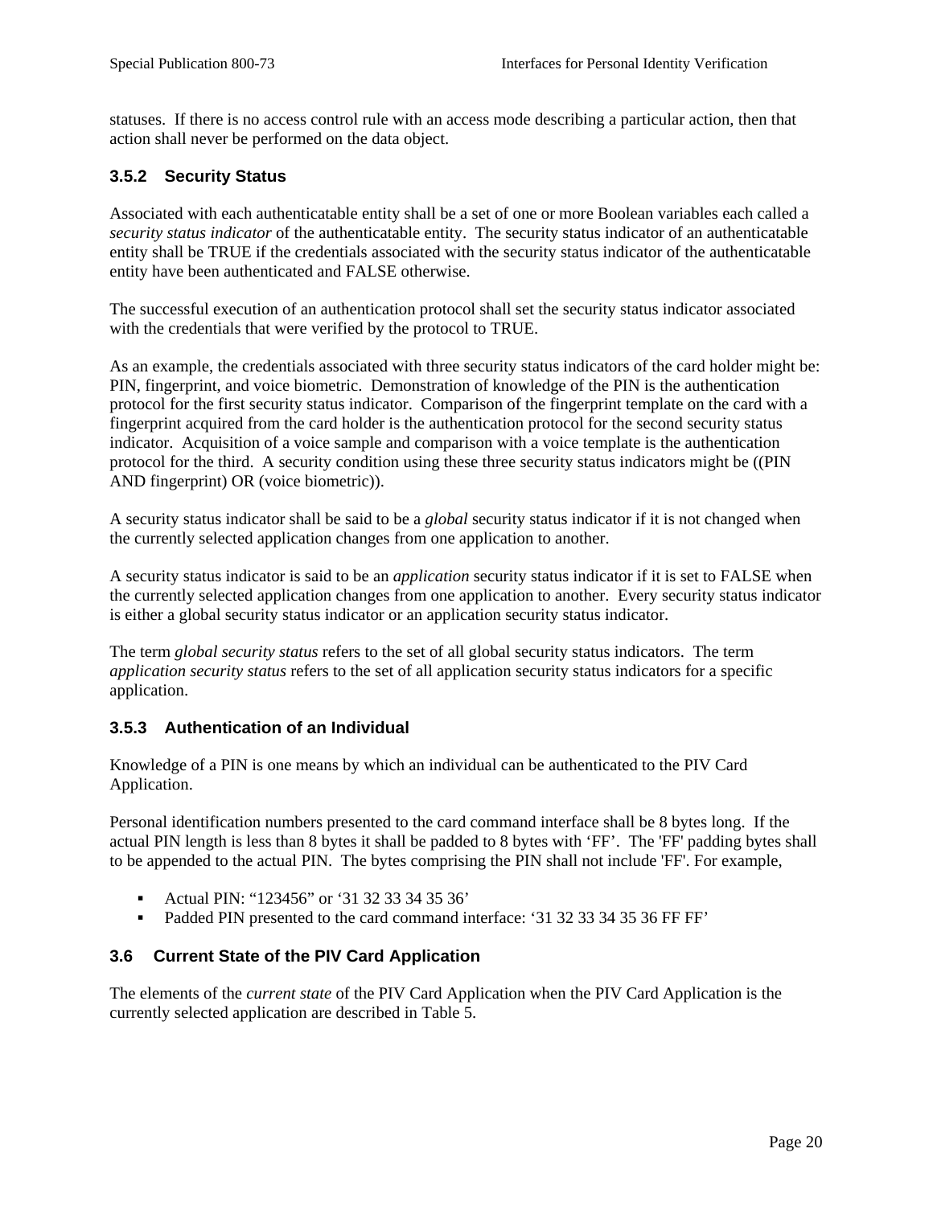statuses. If there is no access control rule with an access mode describing a particular action, then that action shall never be performed on the data object.

### 3.5.2 Security Status

Associated with each authenticatable entity shall be a set of one or more Boolean variables each called a *security status indicator* of the authenticatable entity. The security status indicator of an authenticatable entity shall be TRUE if the credentials associated with the security status indicator of the authenticatable entity have been authenticated and FALSE otherwise.

The successful execution of an authentication protocol shall set the security status indicator associated with the credentials that were verified by the protocol to TRUE.

As an example, the credentials associated with three security status indicators of the card holder might be: PIN, fingerprint, and voice biometric. Demonstration of knowledge of the PIN is the authentication protocol for the first security status indicator. Comparison of the fingerprint template on the card with a fingerprint acquired from the card holder is the authentication protocol for the second security status indicator. Acquisition of a voice sample and comparison with a voice template is the authentication protocol for the third. A security condition using these three security status indicators might be ((PIN AND fingerprint) OR (voice biometric)).

A security status indicator shall be said to be a *global* security status indicator if it is not changed when the currently selected application changes from one application to another.

A security status indicator is said to be an *application* security status indicator if it is set to FALSE when the currently selected application changes from one application to another. Every security status indicator is either a global security status indicator or an application security status indicator.

The term *global security status* refers to the set of all global security status indicators. The term *application security status* refers to the set of all application security status indicators for a specific application.

### 3.5.3 Authentication of an Individual

Knowledge of a PIN is one means by which an individual can be authenticated to the PIV Card Application.

Personal identification numbers presented to the card command interface shall be 8 bytes long. If the actual PIN length is less than 8 bytes it shall be padded to 8 bytes with 'FF'. The 'FF' padding bytes shall to be appended to the actual PIN. The bytes comprising the PIN shall not include 'FF'. For example,

- Actual PIN: "123456" or '31 32 33 34 35 36'
- Padded PIN presented to the card command interface: '31 32 33 34 35 36 FF FF'

## 3.6 Current State of the PIV Card Application

The elements of the *current state* of the PIV Card Application when the PIV Card Application is the currently selected application are described in Table 5.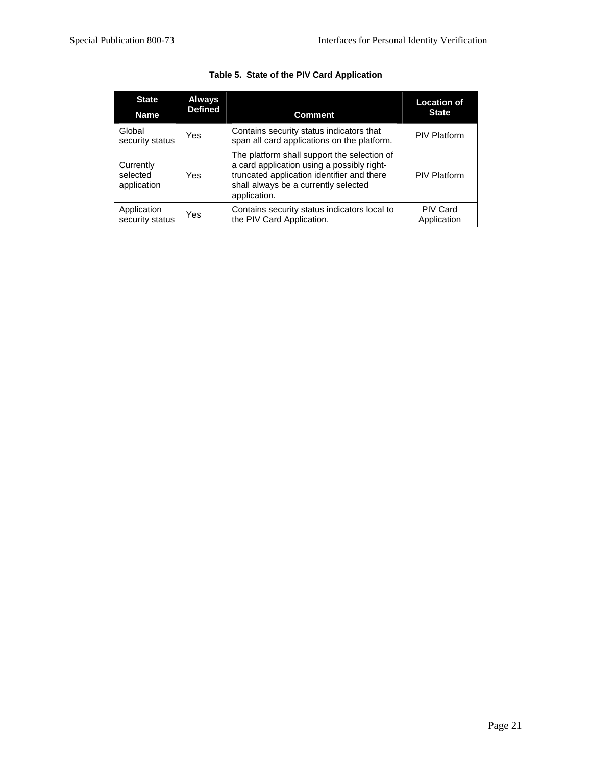**Table 5. State of the PIV Card Application**

| State Name | Always Defined | Comment | Location of State |
|---|---|---|---|
| Global security status | Yes | Contains security status indicators that span all card applications on the platform. | PIV Platform |
| Currently selected application | Yes | The platform shall support the selection of a card application using a possibly right-truncated application identifier and there shall always be a currently selected application. | PIV Platform |
| Application security status | Yes | Contains security status indicators local to the PIV Card Application. | PIV Card Application |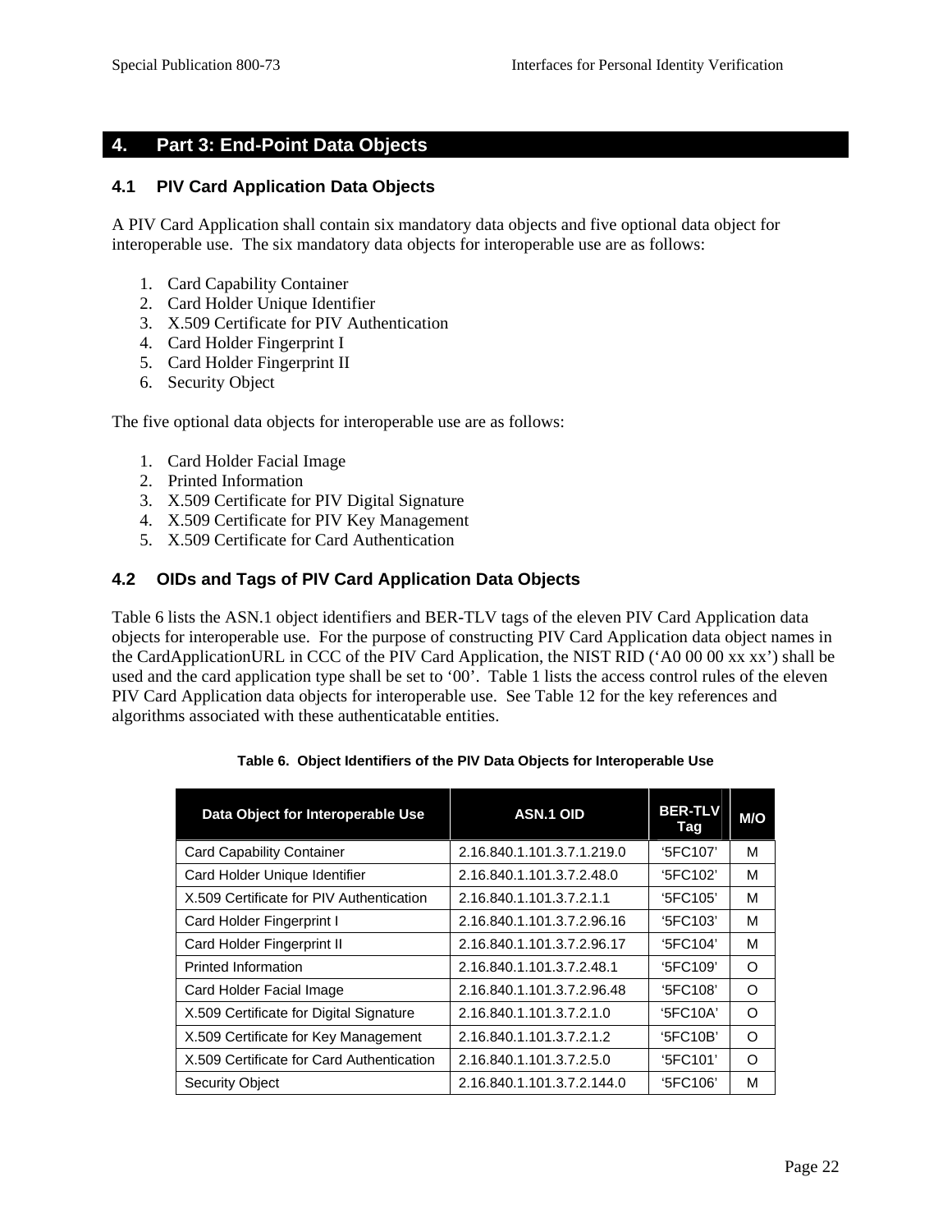# 4. Part 3: End-Point Data Objects

## 4.1 PIV Card Application Data Objects

A PIV Card Application shall contain six mandatory data objects and five optional data object for interoperable use. The six mandatory data objects for interoperable use are as follows:

1. Card Capability Container
2. Card Holder Unique Identifier
3. X.509 Certificate for PIV Authentication
4. Card Holder Fingerprint I
5. Card Holder Fingerprint II
6. Security Object

The five optional data objects for interoperable use are as follows:

1. Card Holder Facial Image
2. Printed Information
3. X.509 Certificate for PIV Digital Signature
4. X.509 Certificate for PIV Key Management
5. X.509 Certificate for Card Authentication

## 4.2 OIDs and Tags of PIV Card Application Data Objects

Table 6 lists the ASN.1 object identifiers and BER-TLV tags of the eleven PIV Card Application data objects for interoperable use. For the purpose of constructing PIV Card Application data object names in the CardApplicationURL in CCC of the PIV Card Application, the NIST RID (‘A0 00 00 xx xx’) shall be used and the card application type shall be set to ‘00’. Table 1 lists the access control rules of the eleven PIV Card Application data objects for interoperable use. See Table 12 for the key references and algorithms associated with these authenticatable entities.

**Table 6. Object Identifiers of the PIV Data Objects for Interoperable Use**

| Data Object for Interoperable Use | ASN.1 OID | BER-TLV Tag | M/O |
|---|---|---|---|
| Card Capability Container | 2.16.840.1.101.3.7.1.219.0 | ‘5FC107’ | M |
| Card Holder Unique Identifier | 2.16.840.1.101.3.7.2.48.0 | ‘5FC102’ | M |
| X.509 Certificate for PIV Authentication | 2.16.840.1.101.3.7.2.1.1 | ‘5FC105’ | M |
| Card Holder Fingerprint I | 2.16.840.1.101.3.7.2.96.16 | ‘5FC103’ | M |
| Card Holder Fingerprint II | 2.16.840.1.101.3.7.2.96.17 | ‘5FC104’ | M |
| Printed Information | 2.16.840.1.101.3.7.2.48.1 | ‘5FC109’ | O |
| Card Holder Facial Image | 2.16.840.1.101.3.7.2.96.48 | ‘5FC108’ | O |
| X.509 Certificate for Digital Signature | 2.16.840.1.101.3.7.2.1.0 | ‘5FC10A’ | O |
| X.509 Certificate for Key Management | 2.16.840.1.101.3.7.2.1.2 | ‘5FC10B’ | O |
| X.509 Certificate for Card Authentication | 2.16.840.1.101.3.7.2.5.0 | ‘5FC101’ | O |
| Security Object | 2.16.840.1.101.3.7.2.144.0 | ‘5FC106’ | M |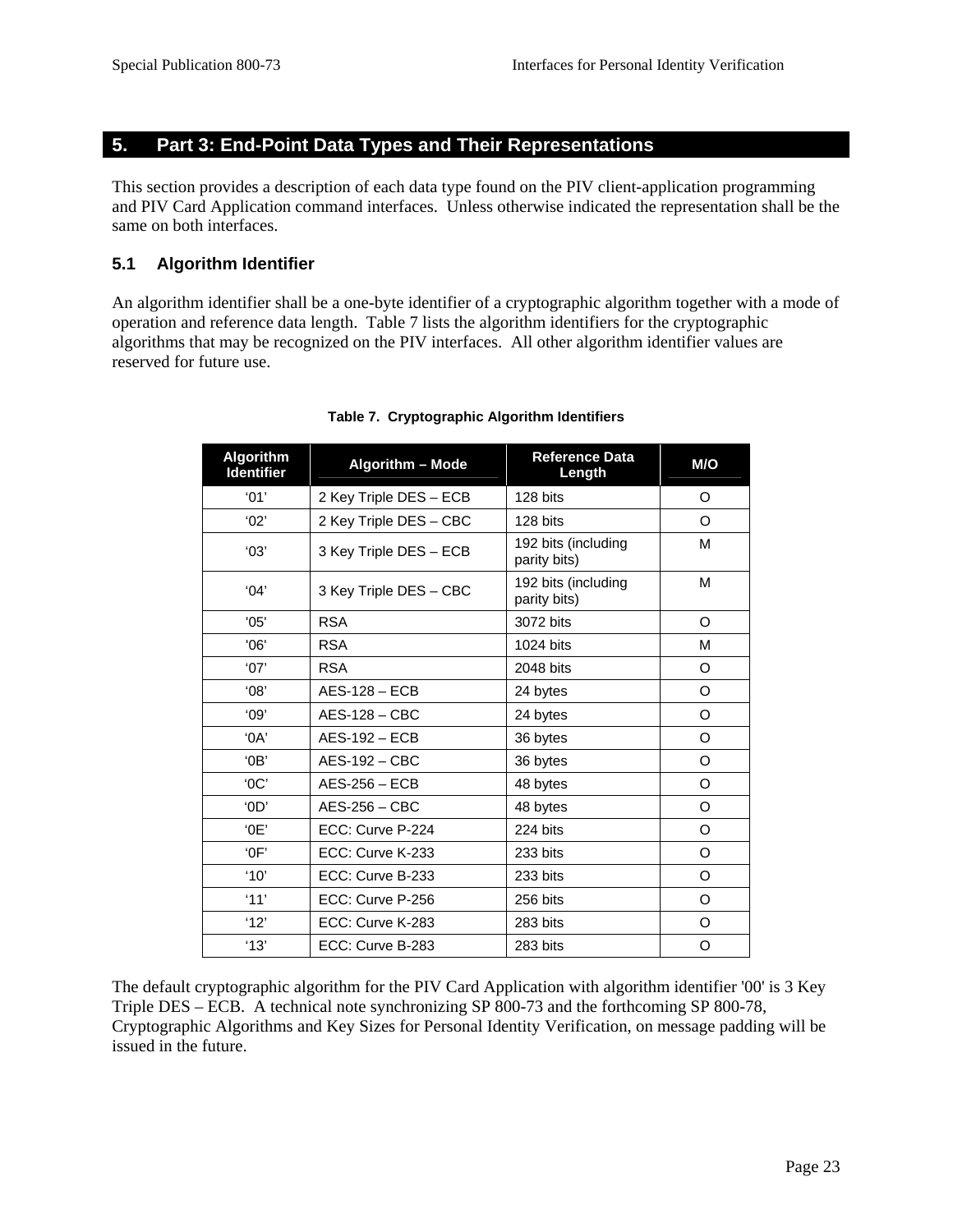# 5. Part 3: End-Point Data Types and Their Representations

This section provides a description of each data type found on the PIV client-application programming and PIV Card Application command interfaces. Unless otherwise indicated the representation shall be the same on both interfaces.

## 5.1 Algorithm Identifier

An algorithm identifier shall be a one-byte identifier of a cryptographic algorithm together with a mode of operation and reference data length. Table 7 lists the algorithm identifiers for the cryptographic algorithms that may be recognized on the PIV interfaces. All other algorithm identifier values are reserved for future use.

**Table 7. Cryptographic Algorithm Identifiers**

| Algorithm Identifier | Algorithm – Mode | Reference Data Length | M/O |
|---|---|---|---|
| ‘01’ | 2 Key Triple DES – ECB | 128 bits | O |
| ‘02’ | 2 Key Triple DES – CBC | 128 bits | O |
| ‘03’ | 3 Key Triple DES – ECB | 192 bits (including parity bits) | M |
| ‘04’ | 3 Key Triple DES – CBC | 192 bits (including parity bits) | M |
| '05' | RSA | 3072 bits | O |
| '06' | RSA | 1024 bits | M |
| ‘07’ | RSA | 2048 bits | O |
| ‘08’ | AES-128 – ECB | 24 bytes | O |
| ‘09’ | AES-128 – CBC | 24 bytes | O |
| ‘0A’ | AES-192 – ECB | 36 bytes | O |
| ‘0B’ | AES-192 – CBC | 36 bytes | O |
| ‘0C’ | AES-256 – ECB | 48 bytes | O |
| ‘0D’ | AES-256 – CBC | 48 bytes | O |
| ‘0E’ | ECC: Curve P-224 | 224 bits | O |
| ‘0F’ | ECC: Curve K-233 | 233 bits | O |
| ‘10’ | ECC: Curve B-233 | 233 bits | O |
| ‘11’ | ECC: Curve P-256 | 256 bits | O |
| ‘12’ | ECC: Curve K-283 | 283 bits | O |
| ‘13’ | ECC: Curve B-283 | 283 bits | O |

The default cryptographic algorithm for the PIV Card Application with algorithm identifier '00' is 3 Key Triple DES – ECB. A technical note synchronizing SP 800-73 and the forthcoming SP 800-78, Cryptographic Algorithms and Key Sizes for Personal Identity Verification, on message padding will be issued in the future.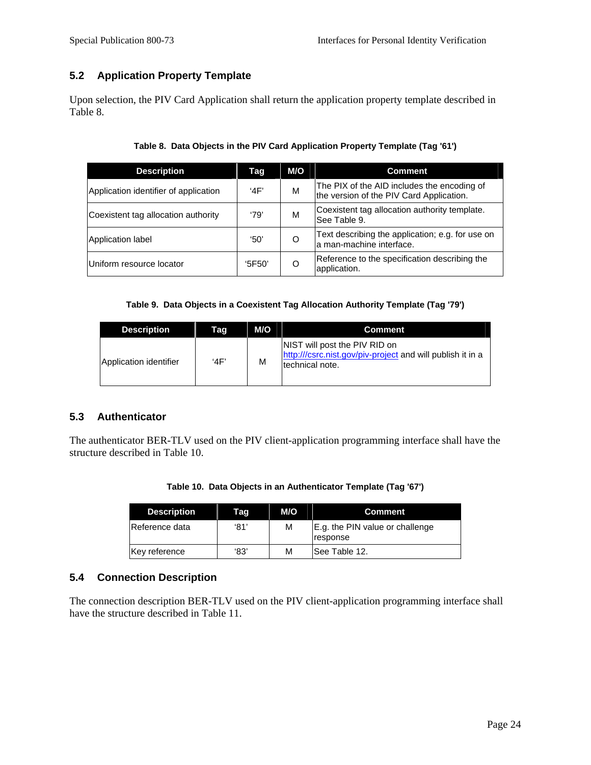## 5.2 Application Property Template

Upon selection, the PIV Card Application shall return the application property template described in Table 8.

**Table 8. Data Objects in the PIV Card Application Property Template (Tag '61')**

| Description | Tag | M/O | Comment |
|---|---|---|---|
| Application identifier of application | '4F' | M | The PIX of the AID includes the encoding of the version of the PIV Card Application. |
| Coexistent tag allocation authority | '79' | M | Coexistent tag allocation authority template. See Table 9. |
| Application label | '50' | O | Text describing the application; e.g. for use on a man-machine interface. |
| Uniform resource locator | '5F50' | O | Reference to the specification describing the application. |

**Table 9. Data Objects in a Coexistent Tag Allocation Authority Template (Tag '79')**

| Description | Tag | M/O | Comment |
|---|---|---|---|
| Application identifier | '4F' | M | NIST will post the PIV RID on http:///csrc.nist.gov/piv-project and will publish it in a technical note. |

## 5.3 Authenticator

The authenticator BER-TLV used on the PIV client-application programming interface shall have the structure described in Table 10.

**Table 10. Data Objects in an Authenticator Template (Tag '67')**

| Description | Tag | M/O | Comment |
|---|---|---|---|
| Reference data | '81' | M | E.g. the PIN value or challenge response |
| Key reference | '83' | M | See Table 12. |

## 5.4 Connection Description

The connection description BER-TLV used on the PIV client-application programming interface shall have the structure described in Table 11.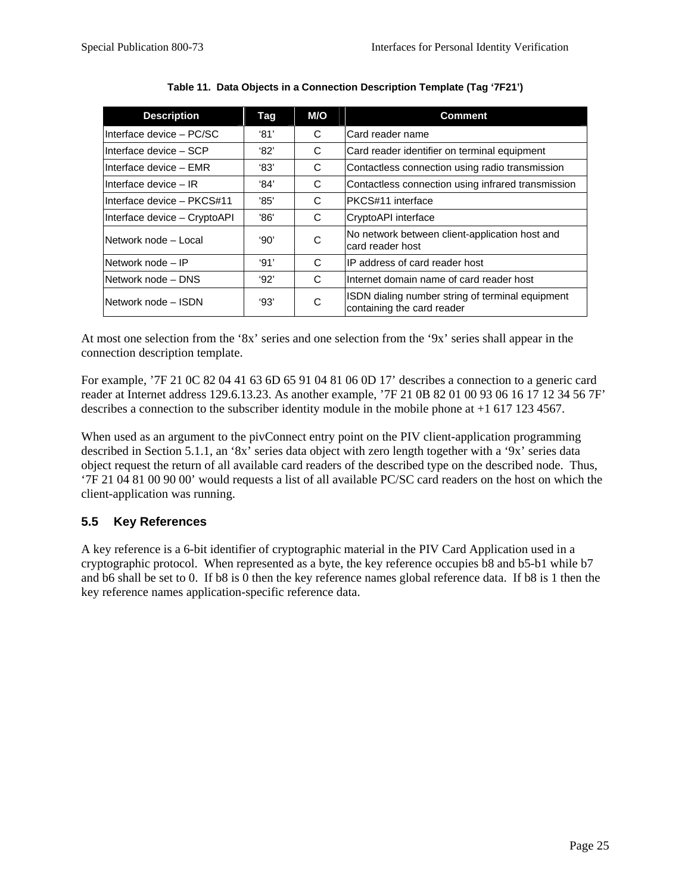**Table 11. Data Objects in a Connection Description Template (Tag '7F21')**

| Description | Tag | M/O | Comment |
|---|---|---|---|
| Interface device – PC/SC | '81' | C | Card reader name |
| Interface device – SCP | '82' | C | Card reader identifier on terminal equipment |
| Interface device – EMR | '83' | C | Contactless connection using radio transmission |
| Interface device – IR | '84' | C | Contactless connection using infrared transmission |
| Interface device – PKCS#11 | '85' | C | PKCS#11 interface |
| Interface device – CryptoAPI | '86' | C | CryptoAPI interface |
| Network node – Local | '90' | C | No network between client-application host and card reader host |
| Network node – IP | '91' | C | IP address of card reader host |
| Network node – DNS | '92' | C | Internet domain name of card reader host |
| Network node – ISDN | '93' | C | ISDN dialing number string of terminal equipment containing the card reader |

At most one selection from the '8x' series and one selection from the '9x' series shall appear in the connection description template.

For example, '7F 21 0C 82 04 41 63 6D 65 91 04 81 06 0D 17' describes a connection to a generic card reader at Internet address 129.6.13.23. As another example, '7F 21 0B 82 01 00 93 06 16 17 12 34 56 7F' describes a connection to the subscriber identity module in the mobile phone at +1 617 123 4567.

When used as an argument to the pivConnect entry point on the PIV client-application programming described in Section 5.1.1, an '8x' series data object with zero length together with a '9x' series data object request the return of all available card readers of the described type on the described node. Thus, '7F 21 04 81 00 90 00' would requests a list of all available PC/SC card readers on the host on which the client-application was running.

## 5.5 Key References

A key reference is a 6-bit identifier of cryptographic material in the PIV Card Application used in a cryptographic protocol. When represented as a byte, the key reference occupies b8 and b5-b1 while b7 and b6 shall be set to 0. If b8 is 0 then the key reference names global reference data. If b8 is 1 then the key reference names application-specific reference data.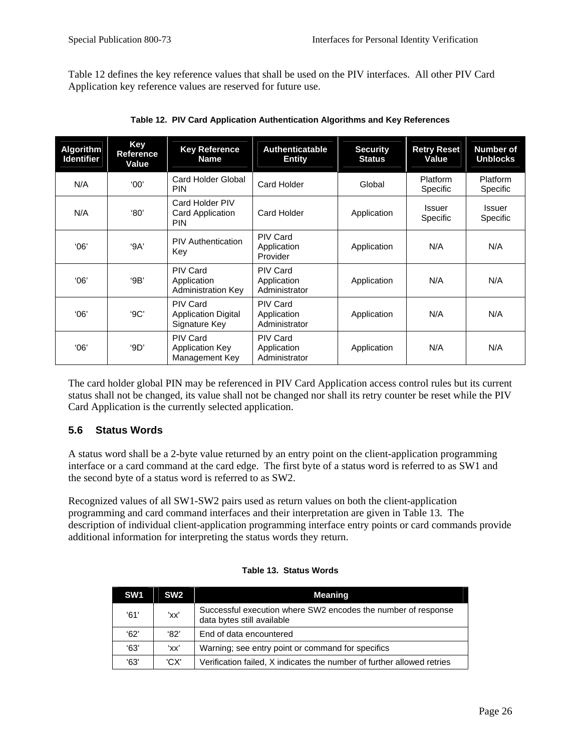Table 12 defines the key reference values that shall be used on the PIV interfaces. All other PIV Card Application key reference values are reserved for future use.

**Table 12. PIV Card Application Authentication Algorithms and Key References**

| Algorithm Identifier | Key Reference Value | Key Reference Name | Authenticatable Entity | Security Status | Retry Reset Value | Number of Unblocks |
|---|---|---|---|---|---|---|
| N/A | ‘00’ | Card Holder Global PIN | Card Holder | Global | Platform Specific | Platform Specific |
| N/A | ‘80’ | Card Holder PIV Card Application PIN | Card Holder | Application | Issuer Specific | Issuer Specific |
| ‘06’ | ‘9A’ | PIV Authentication Key | PIV Card Application Provider | Application | N/A | N/A |
| ‘06’ | ‘9B’ | PIV Card Application Administration Key | PIV Card Application Administrator | Application | N/A | N/A |
| ‘06’ | ‘9C’ | PIV Card Application Digital Signature Key | PIV Card Application Administrator | Application | N/A | N/A |
| ‘06’ | ‘9D’ | PIV Card Application Key Management Key | PIV Card Application Administrator | Application | N/A | N/A |

The card holder global PIN may be referenced in PIV Card Application access control rules but its current status shall not be changed, its value shall not be changed nor shall its retry counter be reset while the PIV Card Application is the currently selected application.

## 5.6 Status Words

A status word shall be a 2-byte value returned by an entry point on the client-application programming interface or a card command at the card edge. The first byte of a status word is referred to as SW1 and the second byte of a status word is referred to as SW2.

Recognized values of all SW1-SW2 pairs used as return values on both the client-application programming and card command interfaces and their interpretation are given in Table 13. The description of individual client-application programming interface entry points or card commands provide additional information for interpreting the status words they return.

**Table 13. Status Words**

| SW1 | SW2 | Meaning |
|---|---|---|
| ‘61' | 'xx' | Successful execution where SW2 encodes the number of response data bytes still available |
| ‘62’ | ‘82’ | End of data encountered |
| ‘63’ | ‘xx’ | Warning; see entry point or command for specifics |
| ‘63' | 'CX' | Verification failed, X indicates the number of further allowed retries |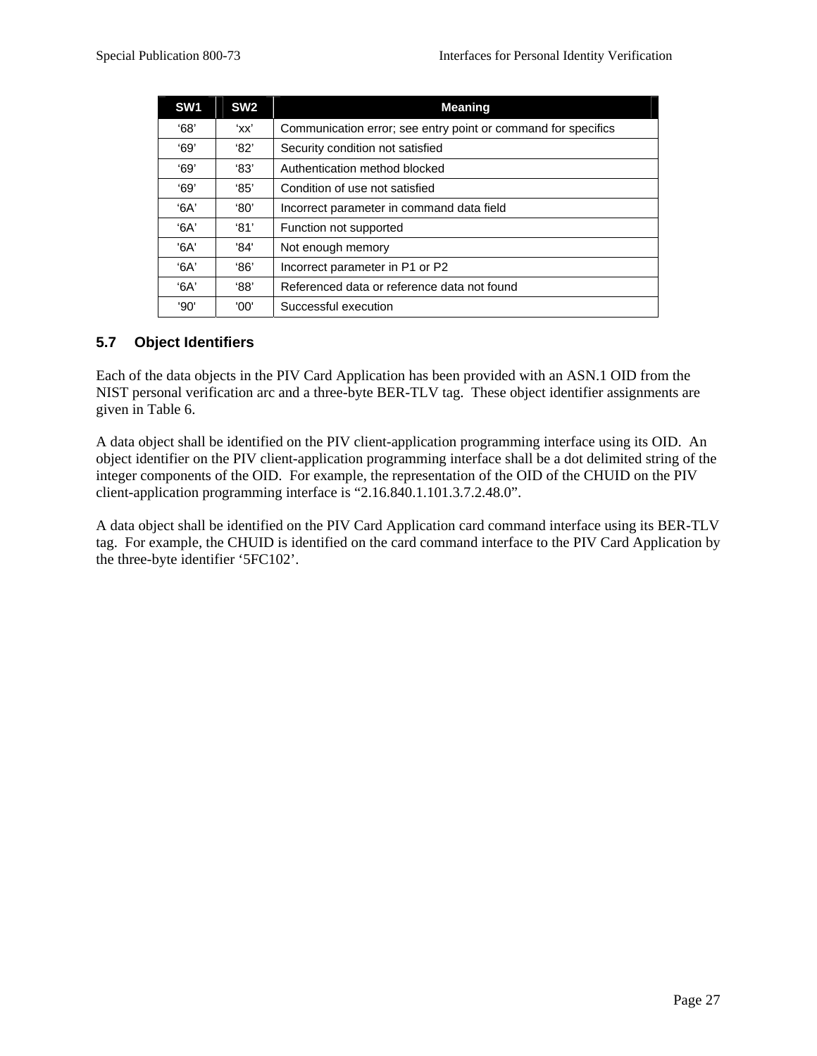| SW1 | SW2 | Meaning |
|---|---|---|
| ‘68’ | ‘xx’ | Communication error; see entry point or command for specifics |
| ‘69’ | ‘82’ | Security condition not satisfied |
| ‘69’ | ‘83’ | Authentication method blocked |
| ‘69’ | ‘85’ | Condition of use not satisfied |
| ‘6A’ | ‘80’ | Incorrect parameter in command data field |
| ‘6A’ | ‘81’ | Function not supported |
| '6A' | '84' | Not enough memory |
| ‘6A’ | ‘86’ | Incorrect parameter in P1 or P2 |
| ‘6A’ | ‘88’ | Referenced data or reference data not found |
| '90' | '00' | Successful execution |

### 5.7 Object Identifiers

Each of the data objects in the PIV Card Application has been provided with an ASN.1 OID from the NIST personal verification arc and a three-byte BER-TLV tag. These object identifier assignments are given in Table 6.

A data object shall be identified on the PIV client-application programming interface using its OID. An object identifier on the PIV client-application programming interface shall be a dot delimited string of the integer components of the OID. For example, the representation of the OID of the CHUID on the PIV client-application programming interface is “2.16.840.1.101.3.7.2.48.0”.

A data object shall be identified on the PIV Card Application card command interface using its BER-TLV tag. For example, the CHUID is identified on the card command interface to the PIV Card Application by the three-byte identifier ‘5FC102’.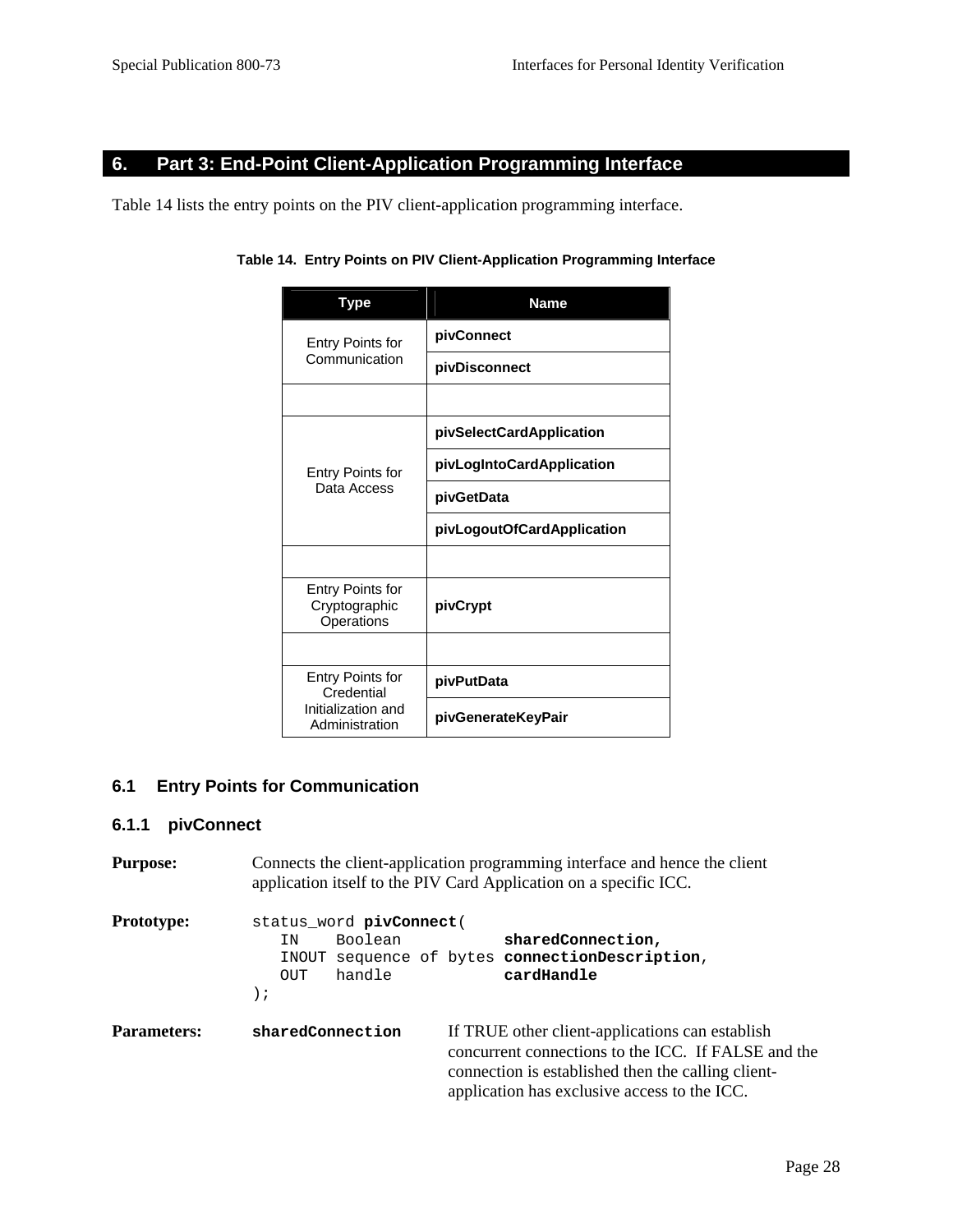## 6. Part 3: End-Point Client-Application Programming Interface

Table 14 lists the entry points on the PIV client-application programming interface.

**Table 14. Entry Points on PIV Client-Application Programming Interface**

| Type | Name |
|---|---|
| Entry Points for Communication | **pivConnect** |
| | **pivDisconnect** |
| | |
| Entry Points for Data Access | **pivSelectCardApplication** |
| | **pivLogIntoCardApplication** |
| | **pivGetData** |
| | **pivLogoutOfCardApplication** |
| | |
| Entry Points for Cryptographic Operations | **pivCrypt** |
| | |
| Entry Points for Credential Initialization and Administration | **pivPutData** |
| | **pivGenerateKeyPair** |

### 6.1 Entry Points for Communication

#### 6.1.1 pivConnect

**Purpose:** Connects the client-application programming interface and hence the client application itself to the PIV Card Application on a specific ICC.

**Prototype:**

```
status_word pivConnect(
   IN    Boolean           sharedConnection,
   INOUT sequence of bytes connectionDescription,
   OUT   handle            cardHandle
);
```

**Parameters:** **`sharedConnection`** If TRUE other client-applications can establish concurrent connections to the ICC. If FALSE and the connection is established then the calling client-application has exclusive access to the ICC.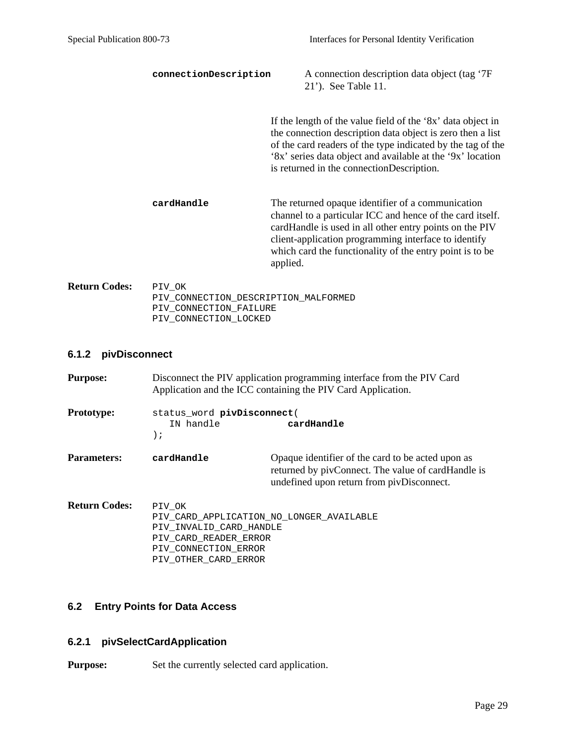**connectionDescription** A connection description data object (tag '7F 21'). See Table 11.

If the length of the value field of the '8x' data object in the connection description data object is zero then a list of the card readers of the type indicated by the tag of the '8x' series data object and available at the '9x' location is returned in the connectionDescription.

**cardHandle** The returned opaque identifier of a communication channel to a particular ICC and hence of the card itself. cardHandle is used in all other entry points on the PIV client-application programming interface to identify which card the functionality of the entry point is to be applied.

**Return Codes:**

```
PIV_OK
PIV_CONNECTION_DESCRIPTION_MALFORMED
PIV_CONNECTION_FAILURE
PIV_CONNECTION_LOCKED
```

### 6.1.2 pivDisconnect

**Purpose:** Disconnect the PIV application programming interface from the PIV Card Application and the ICC containing the PIV Card Application.

**Prototype:**

```
status_word pivDisconnect(
   IN handle            cardHandle
);
```

**Parameters:**

**cardHandle** Opaque identifier of the card to be acted upon as returned by pivConnect. The value of cardHandle is undefined upon return from pivDisconnect.

**Return Codes:**

```
PIV_OK
PIV_CARD_APPLICATION_NO_LONGER_AVAILABLE
PIV_INVALID_CARD_HANDLE
PIV_CARD_READER_ERROR
PIV_CONNECTION_ERROR
PIV_OTHER_CARD_ERROR
```

## 6.2 Entry Points for Data Access

### 6.2.1 pivSelectCardApplication

**Purpose:** Set the currently selected card application.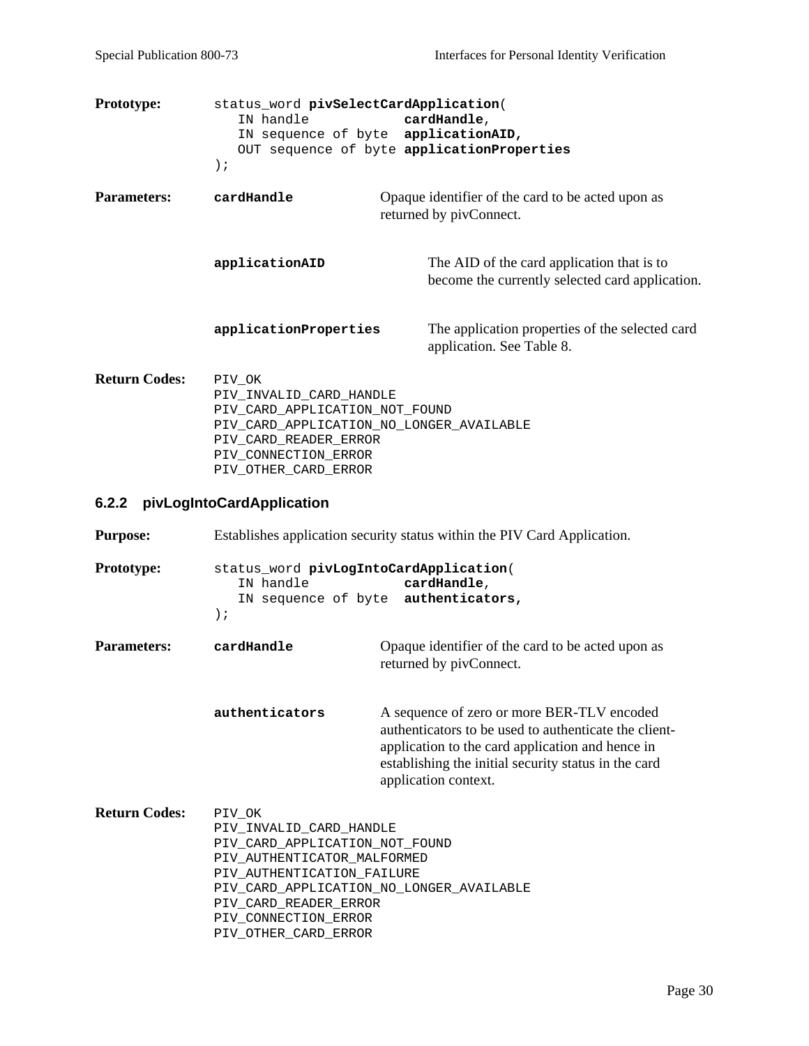**Prototype:**

```
status_word pivSelectCardApplication(
   IN handle            cardHandle,
   IN sequence of byte  applicationAID,
   OUT sequence of byte applicationProperties
);
```

**Parameters:**

| Parameter | Description |
|---|---|
| **cardHandle** | Opaque identifier of the card to be acted upon as returned by pivConnect. |
| **applicationAID** | The AID of the card application that is to become the currently selected card application. |
| **applicationProperties** | The application properties of the selected card application. See Table 8. |

**Return Codes:**

```
PIV_OK
PIV_INVALID_CARD_HANDLE
PIV_CARD_APPLICATION_NOT_FOUND
PIV_CARD_APPLICATION_NO_LONGER_AVAILABLE
PIV_CARD_READER_ERROR
PIV_CONNECTION_ERROR
PIV_OTHER_CARD_ERROR
```

### 6.2.2 pivLogIntoCardApplication

**Purpose:** Establishes application security status within the PIV Card Application.

**Prototype:**

```
status_word pivLogIntoCardApplication(
   IN handle            cardHandle,
   IN sequence of byte  authenticators,
);
```

**Parameters:**

| Parameter | Description |
|---|---|
| **cardHandle** | Opaque identifier of the card to be acted upon as returned by pivConnect. |
| **authenticators** | A sequence of zero or more BER-TLV encoded authenticators to be used to authenticate the client-application to the card application and hence in establishing the initial security status in the card application context. |

**Return Codes:**

```
PIV_OK
PIV_INVALID_CARD_HANDLE
PIV_CARD_APPLICATION_NOT_FOUND
PIV_AUTHENTICATOR_MALFORMED
PIV_AUTHENTICATION_FAILURE
PIV_CARD_APPLICATION_NO_LONGER_AVAILABLE
PIV_CARD_READER_ERROR
PIV_CONNECTION_ERROR
PIV_OTHER_CARD_ERROR
```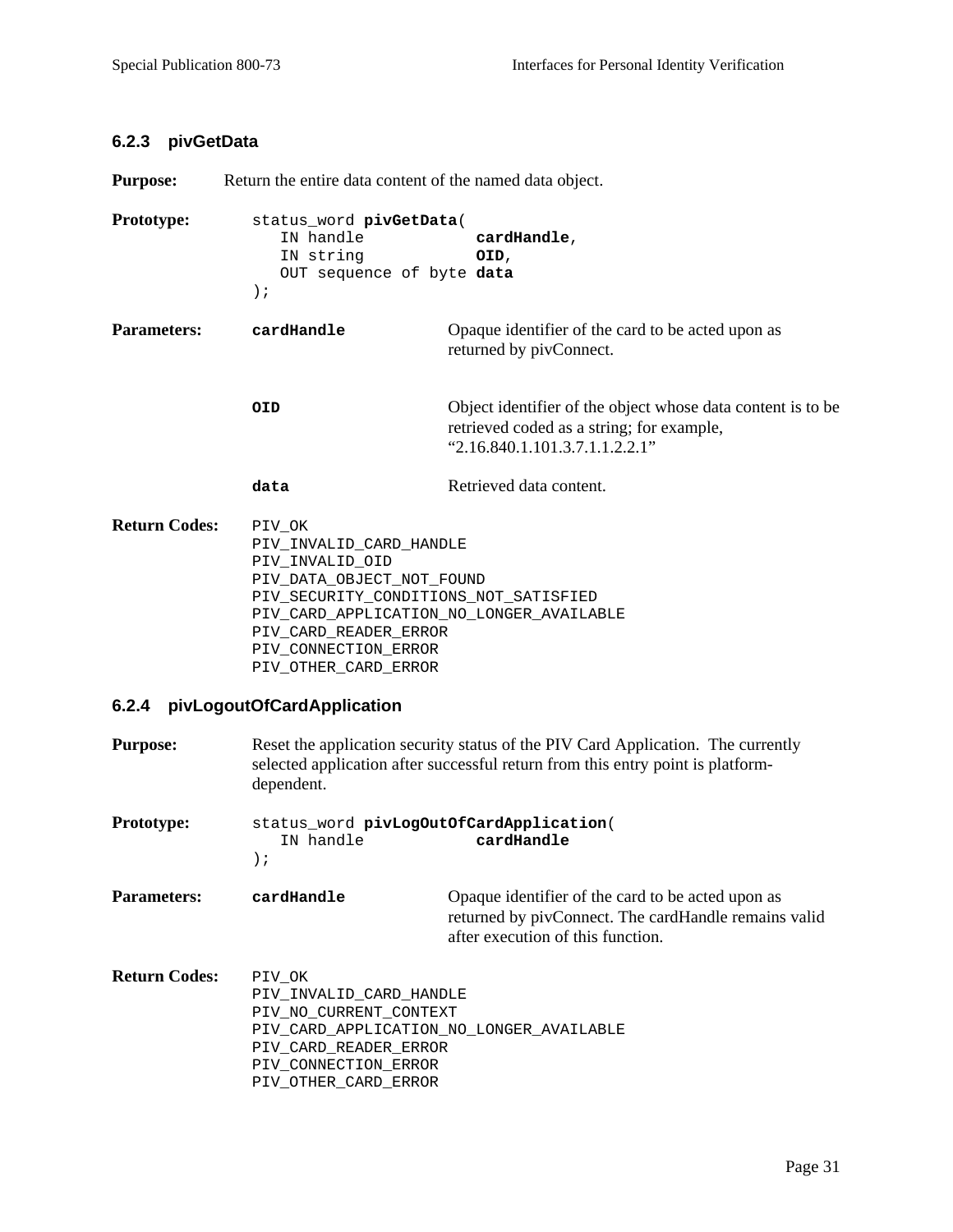### 6.2.3 pivGetData

**Purpose:** Return the entire data content of the named data object.

**Prototype:**

```
status_word pivGetData(
   IN handle           cardHandle,
   IN string           OID,
   OUT sequence of byte data
);
```

**Parameters:**

| | |
|---|---|
| **cardHandle** | Opaque identifier of the card to be acted upon as returned by pivConnect. |
| **OID** | Object identifier of the object whose data content is to be retrieved coded as a string; for example, "2.16.840.1.101.3.7.1.1.2.2.1" |
| **data** | Retrieved data content. |

**Return Codes:**

```
PIV_OK
PIV_INVALID_CARD_HANDLE
PIV_INVALID_OID
PIV_DATA_OBJECT_NOT_FOUND
PIV_SECURITY_CONDITIONS_NOT_SATISFIED
PIV_CARD_APPLICATION_NO_LONGER_AVAILABLE
PIV_CARD_READER_ERROR
PIV_CONNECTION_ERROR
PIV_OTHER_CARD_ERROR
```

### 6.2.4 pivLogoutOfCardApplication

**Purpose:** Reset the application security status of the PIV Card Application. The currently selected application after successful return from this entry point is platform-dependent.

**Prototype:**

```
status_word pivLogOutOfCardApplication(
   IN handle           cardHandle
);
```

**Parameters:**

| | |
|---|---|
| **cardHandle** | Opaque identifier of the card to be acted upon as returned by pivConnect. The cardHandle remains valid after execution of this function. |

**Return Codes:**

```
PIV_OK
PIV_INVALID_CARD_HANDLE
PIV_NO_CURRENT_CONTEXT
PIV_CARD_APPLICATION_NO_LONGER_AVAILABLE
PIV_CARD_READER_ERROR
PIV_CONNECTION_ERROR
PIV_OTHER_CARD_ERROR
```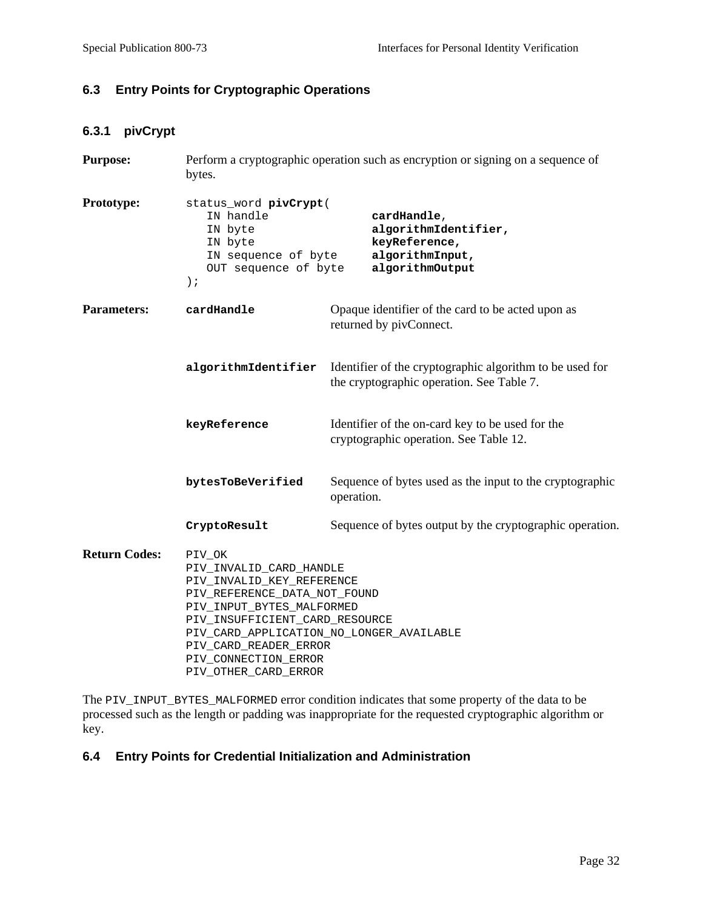## 6.3 Entry Points for Cryptographic Operations

### 6.3.1 pivCrypt

**Purpose:** Perform a cryptographic operation such as encryption or signing on a sequence of bytes.

**Prototype:**

```
status_word pivCrypt(
   IN handle              cardHandle,
   IN byte                algorithmIdentifier,
   IN byte                keyReference,
   IN sequence of byte    algorithmInput,
   OUT sequence of byte   algorithmOutput
);
```

**Parameters:**

| Parameter | Description |
|---|---|
| **cardHandle** | Opaque identifier of the card to be acted upon as returned by pivConnect. |
| **algorithmIdentifier** | Identifier of the cryptographic algorithm to be used for the cryptographic operation. See Table 7. |
| **keyReference** | Identifier of the on-card key to be used for the cryptographic operation. See Table 12. |
| **bytesToBeVerified** | Sequence of bytes used as the input to the cryptographic operation. |
| **CryptoResult** | Sequence of bytes output by the cryptographic operation. |

**Return Codes:**

```
PIV_OK
PIV_INVALID_CARD_HANDLE
PIV_INVALID_KEY_REFERENCE
PIV_REFERENCE_DATA_NOT_FOUND
PIV_INPUT_BYTES_MALFORMED
PIV_INSUFFICIENT_CARD_RESOURCE
PIV_CARD_APPLICATION_NO_LONGER_AVAILABLE
PIV_CARD_READER_ERROR
PIV_CONNECTION_ERROR
PIV_OTHER_CARD_ERROR
```

The `PIV_INPUT_BYTES_MALFORMED` error condition indicates that some property of the data to be processed such as the length or padding was inappropriate for the requested cryptographic algorithm or key.

## 6.4 Entry Points for Credential Initialization and Administration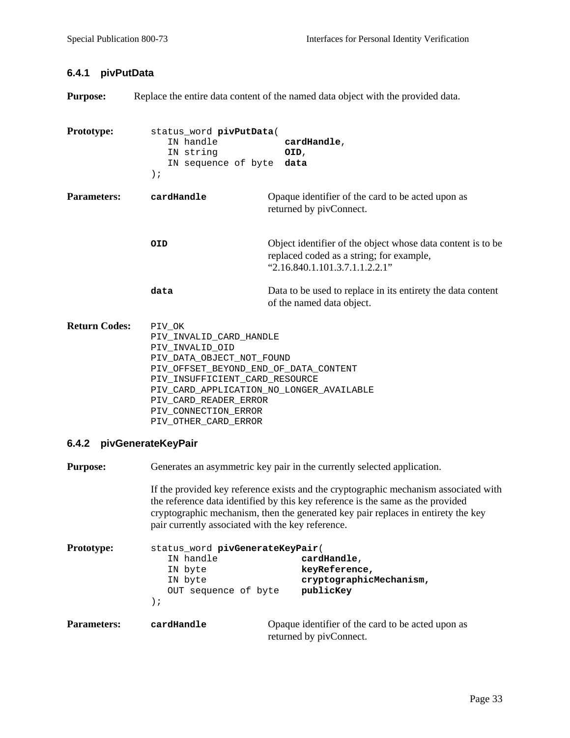### 6.4.1 pivPutData

**Purpose:** Replace the entire data content of the named data object with the provided data.

**Prototype:**

```
status_word pivPutData(
   IN handle            cardHandle,
   IN string            OID,
   IN sequence of byte  data
);
```

**Parameters:**

| | |
|---|---|
| **cardHandle** | Opaque identifier of the card to be acted upon as returned by pivConnect. |
| **OID** | Object identifier of the object whose data content is to be replaced coded as a string; for example, "2.16.840.1.101.3.7.1.1.2.2.1" |
| **data** | Data to be used to replace in its entirety the data content of the named data object. |

**Return Codes:**

```
PIV_OK
PIV_INVALID_CARD_HANDLE
PIV_INVALID_OID
PIV_DATA_OBJECT_NOT_FOUND
PIV_OFFSET_BEYOND_END_OF_DATA_CONTENT
PIV_INSUFFICIENT_CARD_RESOURCE
PIV_CARD_APPLICATION_NO_LONGER_AVAILABLE
PIV_CARD_READER_ERROR
PIV_CONNECTION_ERROR
PIV_OTHER_CARD_ERROR
```

### 6.4.2 pivGenerateKeyPair

**Purpose:** Generates an asymmetric key pair in the currently selected application.

If the provided key reference exists and the cryptographic mechanism associated with the reference data identified by this key reference is the same as the provided cryptographic mechanism, then the generated key pair replaces in entirety the key pair currently associated with the key reference.

**Prototype:**

```
status_word pivGenerateKeyPair(
   IN handle              cardHandle,
   IN byte                keyReference,
   IN byte                cryptographicMechanism,
   OUT sequence of byte   publicKey
);
```

**Parameters:**

| | |
|---|---|
| **cardHandle** | Opaque identifier of the card to be acted upon as returned by pivConnect. |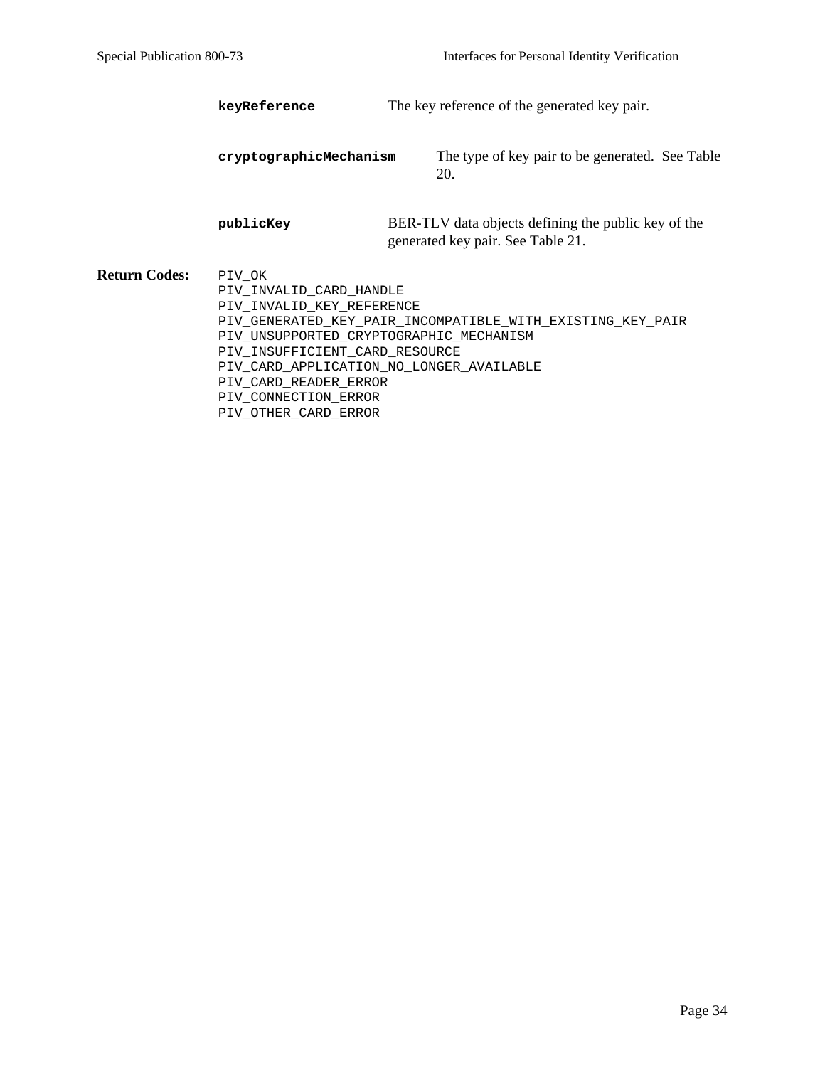**keyReference** The key reference of the generated key pair.

**cryptographicMechanism** The type of key pair to be generated. See Table 20.

**publicKey** BER-TLV data objects defining the public key of the generated key pair. See Table 21.

**Return Codes:**

```
PIV_OK
PIV_INVALID_CARD_HANDLE
PIV_INVALID_KEY_REFERENCE
PIV_GENERATED_KEY_PAIR_INCOMPATIBLE_WITH_EXISTING_KEY_PAIR
PIV_UNSUPPORTED_CRYPTOGRAPHIC_MECHANISM
PIV_INSUFFICIENT_CARD_RESOURCE
PIV_CARD_APPLICATION_NO_LONGER_AVAILABLE
PIV_CARD_READER_ERROR
PIV_CONNECTION_ERROR
PIV_OTHER_CARD_ERROR
```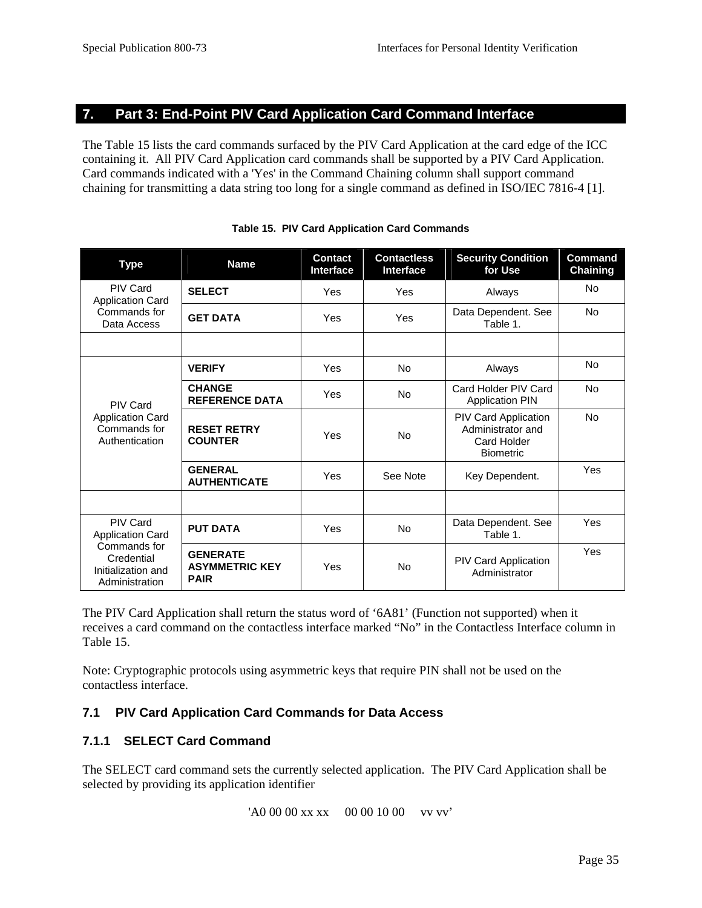# 7. Part 3: End-Point PIV Card Application Card Command Interface

The Table 15 lists the card commands surfaced by the PIV Card Application at the card edge of the ICC containing it. All PIV Card Application card commands shall be supported by a PIV Card Application. Card commands indicated with a 'Yes' in the Command Chaining column shall support command chaining for transmitting a data string too long for a single command as defined in ISO/IEC 7816-4 [1].

**Table 15. PIV Card Application Card Commands**

| Type | Name | Contact Interface | Contactless Interface | Security Condition for Use | Command Chaining |
|---|---|---|---|---|---|
| PIV Card Application Card Commands for Data Access | **SELECT** | Yes | Yes | Always | No |
| | **GET DATA** | Yes | Yes | Data Dependent. See Table 1. | No |
| | | | | | |
| PIV Card Application Card Commands for Authentication | **VERIFY** | Yes | No | Always | No |
| | **CHANGE REFERENCE DATA** | Yes | No | Card Holder PIV Card Application PIN | No |
| | **RESET RETRY COUNTER** | Yes | No | PIV Card Application Administrator and Card Holder Biometric | No |
| | **GENERAL AUTHENTICATE** | Yes | See Note | Key Dependent. | Yes |
| | | | | | |
| PIV Card Application Card Commands for Credential Initialization and Administration | **PUT DATA** | Yes | No | Data Dependent. See Table 1. | Yes |
| | **GENERATE ASYMMETRIC KEY PAIR** | Yes | No | PIV Card Application Administrator | Yes |

The PIV Card Application shall return the status word of '6A81' (Function not supported) when it receives a card command on the contactless interface marked "No" in the Contactless Interface column in Table 15.

Note: Cryptographic protocols using asymmetric keys that require PIN shall not be used on the contactless interface.

## 7.1 PIV Card Application Card Commands for Data Access

### 7.1.1 SELECT Card Command

The SELECT card command sets the currently selected application. The PIV Card Application shall be selected by providing its application identifier

'A0 00 00 xx xx 00 00 10 00 vv vv'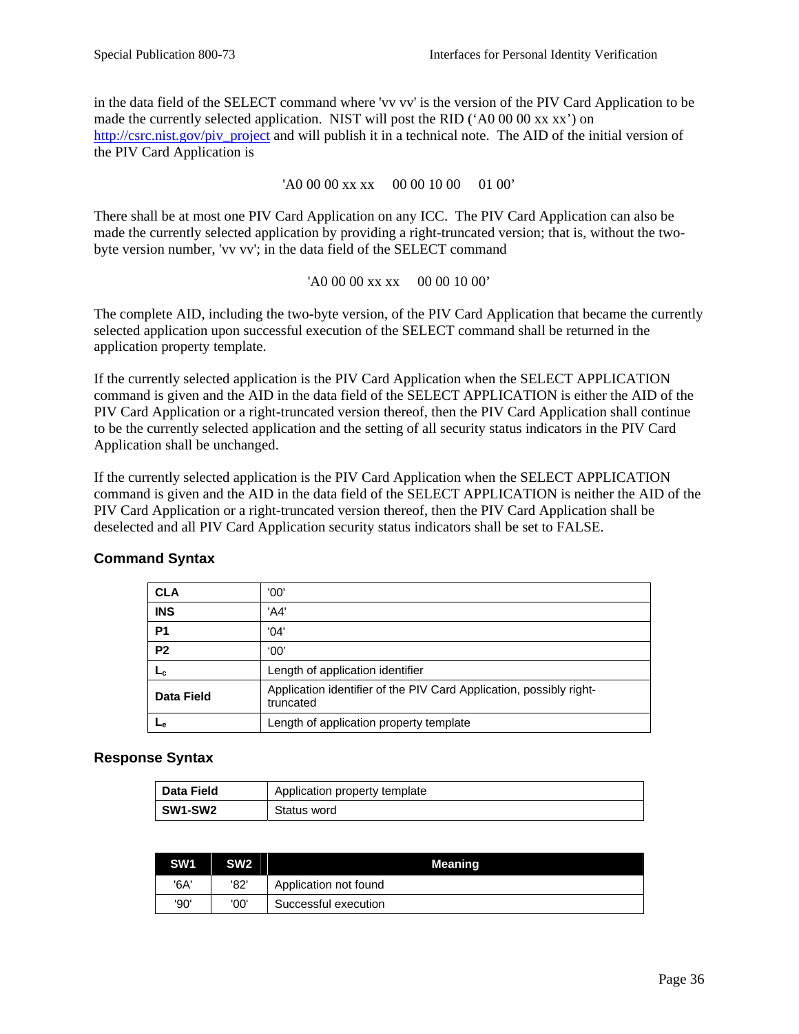in the data field of the SELECT command where 'vv vv' is the version of the PIV Card Application to be made the currently selected application. NIST will post the RID ('A0 00 00 xx xx') on http://csrc.nist.gov/piv_project and will publish it in a technical note. The AID of the initial version of the PIV Card Application is

'A0 00 00 xx xx 00 00 10 00 01 00'

There shall be at most one PIV Card Application on any ICC. The PIV Card Application can also be made the currently selected application by providing a right-truncated version; that is, without the two-byte version number, 'vv vv'; in the data field of the SELECT command

'A0 00 00 xx xx 00 00 10 00'

The complete AID, including the two-byte version, of the PIV Card Application that became the currently selected application upon successful execution of the SELECT command shall be returned in the application property template.

If the currently selected application is the PIV Card Application when the SELECT APPLICATION command is given and the AID in the data field of the SELECT APPLICATION is either the AID of the PIV Card Application or a right-truncated version thereof, then the PIV Card Application shall continue to be the currently selected application and the setting of all security status indicators in the PIV Card Application shall be unchanged.

If the currently selected application is the PIV Card Application when the SELECT APPLICATION command is given and the AID in the data field of the SELECT APPLICATION is neither the AID of the PIV Card Application or a right-truncated version thereof, then the PIV Card Application shall be deselected and all PIV Card Application security status indicators shall be set to FALSE.

### Command Syntax

| | |
|---|---|
| **CLA** | '00' |
| **INS** | 'A4' |
| **P1** | '04' |
| **P2** | '00' |
| **$L_c$** | Length of application identifier |
| **Data Field** | Application identifier of the PIV Card Application, possibly right-truncated |
| **$L_e$** | Length of application property template |

### Response Syntax

| | |
|---|---|
| **Data Field** | Application property template |
| **SW1-SW2** | Status word |

| SW1 | SW2 | Meaning |
|---|---|---|
| '6A' | '82' | Application not found |
| '90' | '00' | Successful execution |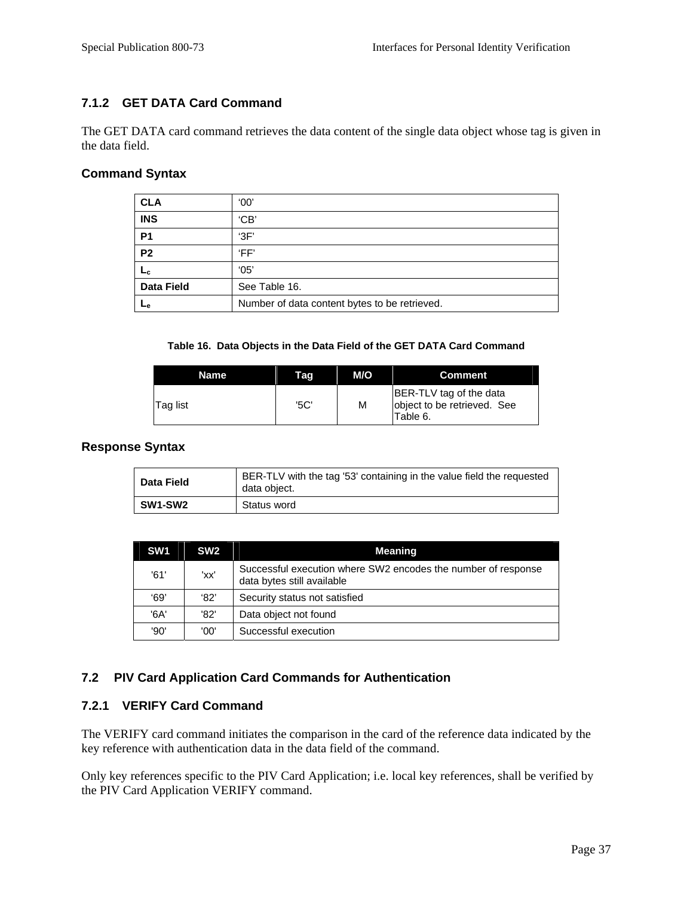### 7.1.2 GET DATA Card Command

The GET DATA card command retrieves the data content of the single data object whose tag is given in the data field.

#### Command Syntax

| | |
|---|---|
| **CLA** | '00' |
| **INS** | 'CB' |
| **P1** | '3F' |
| **P2** | 'FF' |
| **$L_c$** | '05' |
| **Data Field** | See Table 16. |
| **$L_e$** | Number of data content bytes to be retrieved. |

**Table 16. Data Objects in the Data Field of the GET DATA Card Command**

| Name | Tag | M/O | Comment |
|---|---|---|---|
| Tag list | '5C' | M | BER-TLV tag of the data object to be retrieved. See Table 6. |

#### Response Syntax

| | |
|---|---|
| **Data Field** | BER-TLV with the tag '53' containing in the value field the requested data object. |
| **SW1-SW2** | Status word |

| SW1 | SW2 | Meaning |
|---|---|---|
| '61' | 'xx' | Successful execution where SW2 encodes the number of response data bytes still available |
| '69' | '82' | Security status not satisfied |
| '6A' | '82' | Data object not found |
| '90' | '00' | Successful execution |

## 7.2 PIV Card Application Card Commands for Authentication

### 7.2.1 VERIFY Card Command

The VERIFY card command initiates the comparison in the card of the reference data indicated by the key reference with authentication data in the data field of the command.

Only key references specific to the PIV Card Application; i.e. local key references, shall be verified by the PIV Card Application VERIFY command.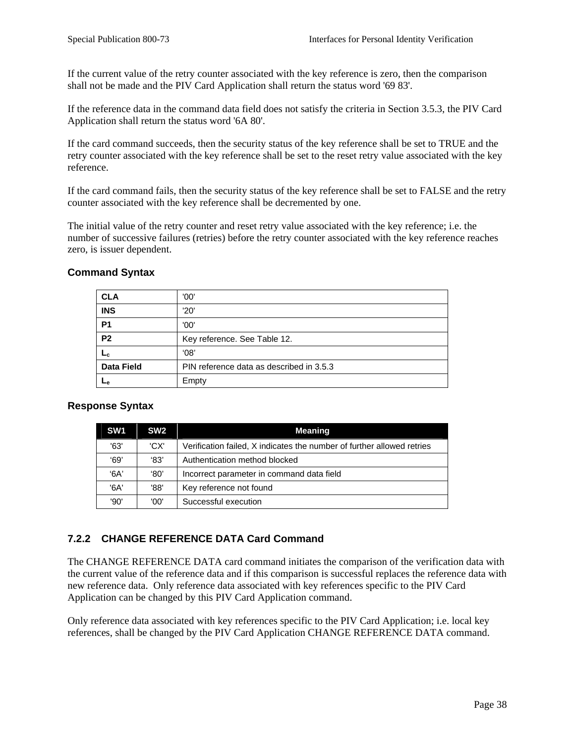If the current value of the retry counter associated with the key reference is zero, then the comparison shall not be made and the PIV Card Application shall return the status word '69 83'.

If the reference data in the command data field does not satisfy the criteria in Section 3.5.3, the PIV Card Application shall return the status word '6A 80'.

If the card command succeeds, then the security status of the key reference shall be set to TRUE and the retry counter associated with the key reference shall be set to the reset retry value associated with the key reference.

If the card command fails, then the security status of the key reference shall be set to FALSE and the retry counter associated with the key reference shall be decremented by one.

The initial value of the retry counter and reset retry value associated with the key reference; i.e. the number of successive failures (retries) before the retry counter associated with the key reference reaches zero, is issuer dependent.

### Command Syntax

| | |
|---|---|
| **CLA** | '00' |
| **INS** | '20' |
| **P1** | '00' |
| **P2** | Key reference. See Table 12. |
| **$L_c$** | '08' |
| **Data Field** | PIN reference data as described in 3.5.3 |
| **$L_e$** | Empty |

### Response Syntax

| SW1 | SW2 | Meaning |
|---|---|---|
| '63' | 'CX' | Verification failed, X indicates the number of further allowed retries |
| '69' | '83' | Authentication method blocked |
| '6A' | '80' | Incorrect parameter in command data field |
| '6A' | '88' | Key reference not found |
| '90' | '00' | Successful execution |

### 7.2.2 CHANGE REFERENCE DATA Card Command

The CHANGE REFERENCE DATA card command initiates the comparison of the verification data with the current value of the reference data and if this comparison is successful replaces the reference data with new reference data. Only reference data associated with key references specific to the PIV Card Application can be changed by this PIV Card Application command.

Only reference data associated with key references specific to the PIV Card Application; i.e. local key references, shall be changed by the PIV Card Application CHANGE REFERENCE DATA command.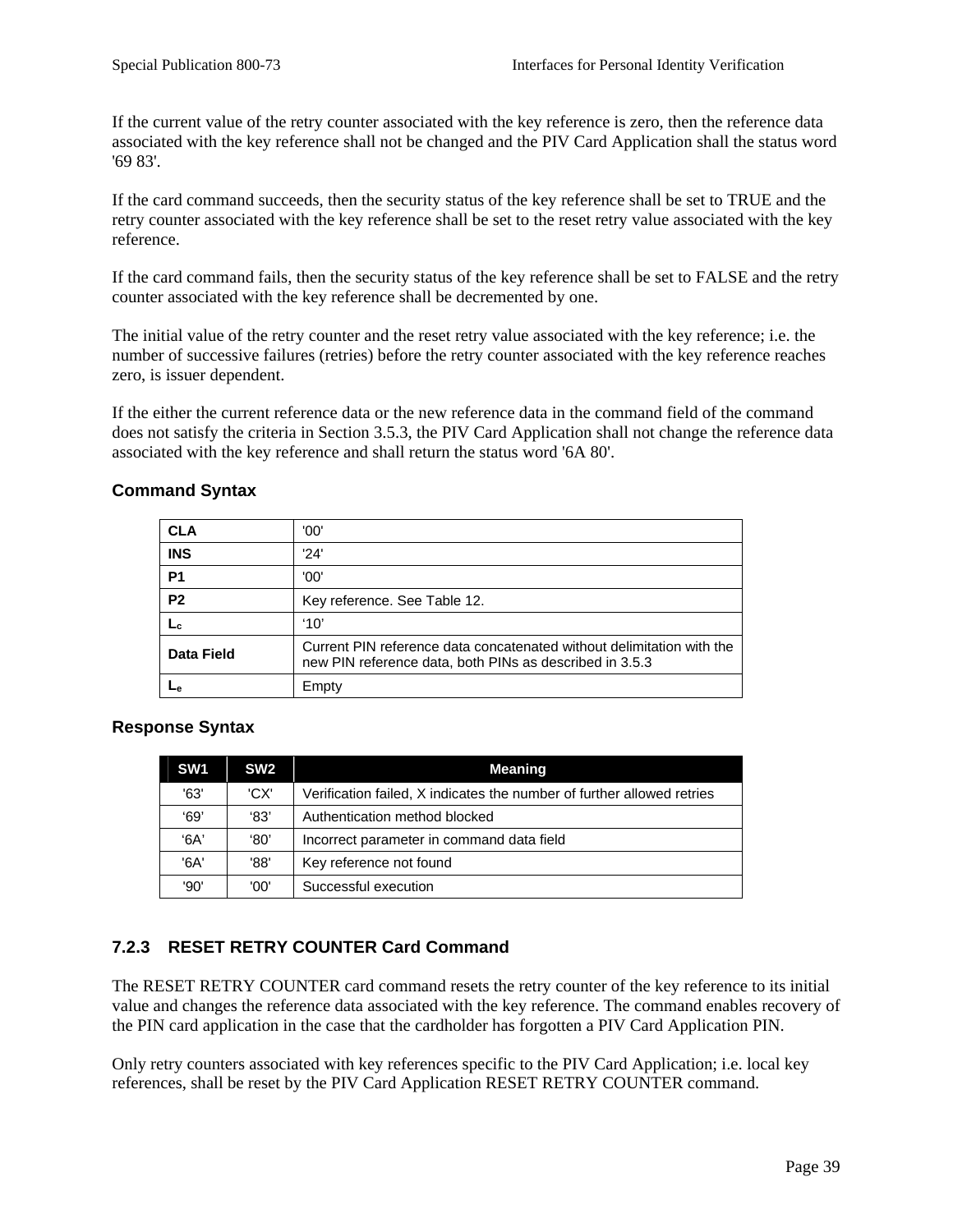If the current value of the retry counter associated with the key reference is zero, then the reference data associated with the key reference shall not be changed and the PIV Card Application shall the status word '69 83'.

If the card command succeeds, then the security status of the key reference shall be set to TRUE and the retry counter associated with the key reference shall be set to the reset retry value associated with the key reference.

If the card command fails, then the security status of the key reference shall be set to FALSE and the retry counter associated with the key reference shall be decremented by one.

The initial value of the retry counter and the reset retry value associated with the key reference; i.e. the number of successive failures (retries) before the retry counter associated with the key reference reaches zero, is issuer dependent.

If the either the current reference data or the new reference data in the command field of the command does not satisfy the criteria in Section 3.5.3, the PIV Card Application shall not change the reference data associated with the key reference and shall return the status word '6A 80'.

#### Command Syntax

| | |
|---|---|
| **CLA** | '00' |
| **INS** | '24' |
| **P1** | '00' |
| **P2** | Key reference. See Table 12. |
| **$L_c$** | '10' |
| **Data Field** | Current PIN reference data concatenated without delimitation with the new PIN reference data, both PINs as described in 3.5.3 |
| **$L_e$** | Empty |

#### Response Syntax

| SW1 | SW2 | Meaning |
|---|---|---|
| '63' | 'CX' | Verification failed, X indicates the number of further allowed retries |
| '69' | '83' | Authentication method blocked |
| '6A' | '80' | Incorrect parameter in command data field |
| '6A' | '88' | Key reference not found |
| '90' | '00' | Successful execution |

### 7.2.3 RESET RETRY COUNTER Card Command

The RESET RETRY COUNTER card command resets the retry counter of the key reference to its initial value and changes the reference data associated with the key reference. The command enables recovery of the PIN card application in the case that the cardholder has forgotten a PIV Card Application PIN.

Only retry counters associated with key references specific to the PIV Card Application; i.e. local key references, shall be reset by the PIV Card Application RESET RETRY COUNTER command.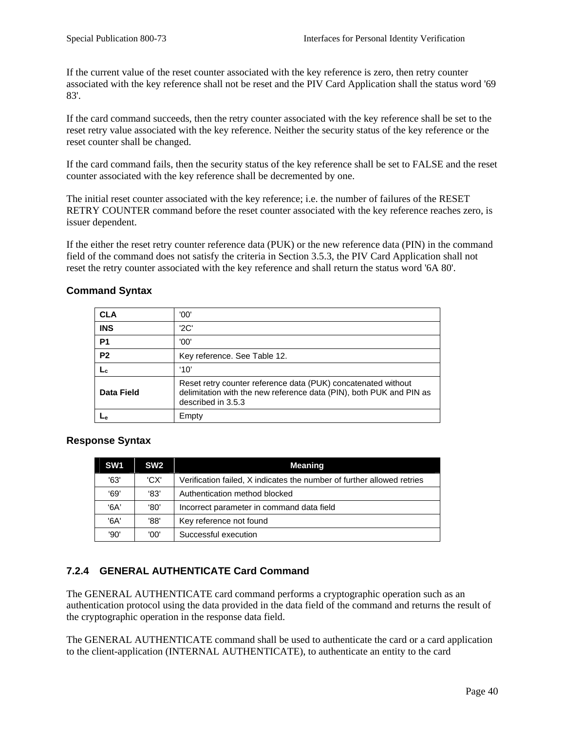If the current value of the reset counter associated with the key reference is zero, then retry counter associated with the key reference shall not be reset and the PIV Card Application shall the status word '69 83'.

If the card command succeeds, then the retry counter associated with the key reference shall be set to the reset retry value associated with the key reference. Neither the security status of the key reference or the reset counter shall be changed.

If the card command fails, then the security status of the key reference shall be set to FALSE and the reset counter associated with the key reference shall be decremented by one.

The initial reset counter associated with the key reference; i.e. the number of failures of the RESET RETRY COUNTER command before the reset counter associated with the key reference reaches zero, is issuer dependent.

If the either the reset retry counter reference data (PUK) or the new reference data (PIN) in the command field of the command does not satisfy the criteria in Section 3.5.3, the PIV Card Application shall not reset the retry counter associated with the key reference and shall return the status word '6A 80'.

### Command Syntax

| | |
|---|---|
| **CLA** | '00' |
| **INS** | '2C' |
| **P1** | '00' |
| **P2** | Key reference. See Table 12. |
| **$L_c$** | ‘10’ |
| **Data Field** | Reset retry counter reference data (PUK) concatenated without delimitation with the new reference data (PIN), both PUK and PIN as described in 3.5.3 |
| **$L_e$** | Empty |

### Response Syntax

| SW1 | SW2 | Meaning |
|---|---|---|
| '63' | 'CX' | Verification failed, X indicates the number of further allowed retries |
| ‘69’ | ‘83’ | Authentication method blocked |
| ‘6A’ | ‘80’ | Incorrect parameter in command data field |
| '6A' | '88' | Key reference not found |
| '90' | '00' | Successful execution |

### 7.2.4 GENERAL AUTHENTICATE Card Command

The GENERAL AUTHENTICATE card command performs a cryptographic operation such as an authentication protocol using the data provided in the data field of the command and returns the result of the cryptographic operation in the response data field.

The GENERAL AUTHENTICATE command shall be used to authenticate the card or a card application to the client-application (INTERNAL AUTHENTICATE), to authenticate an entity to the card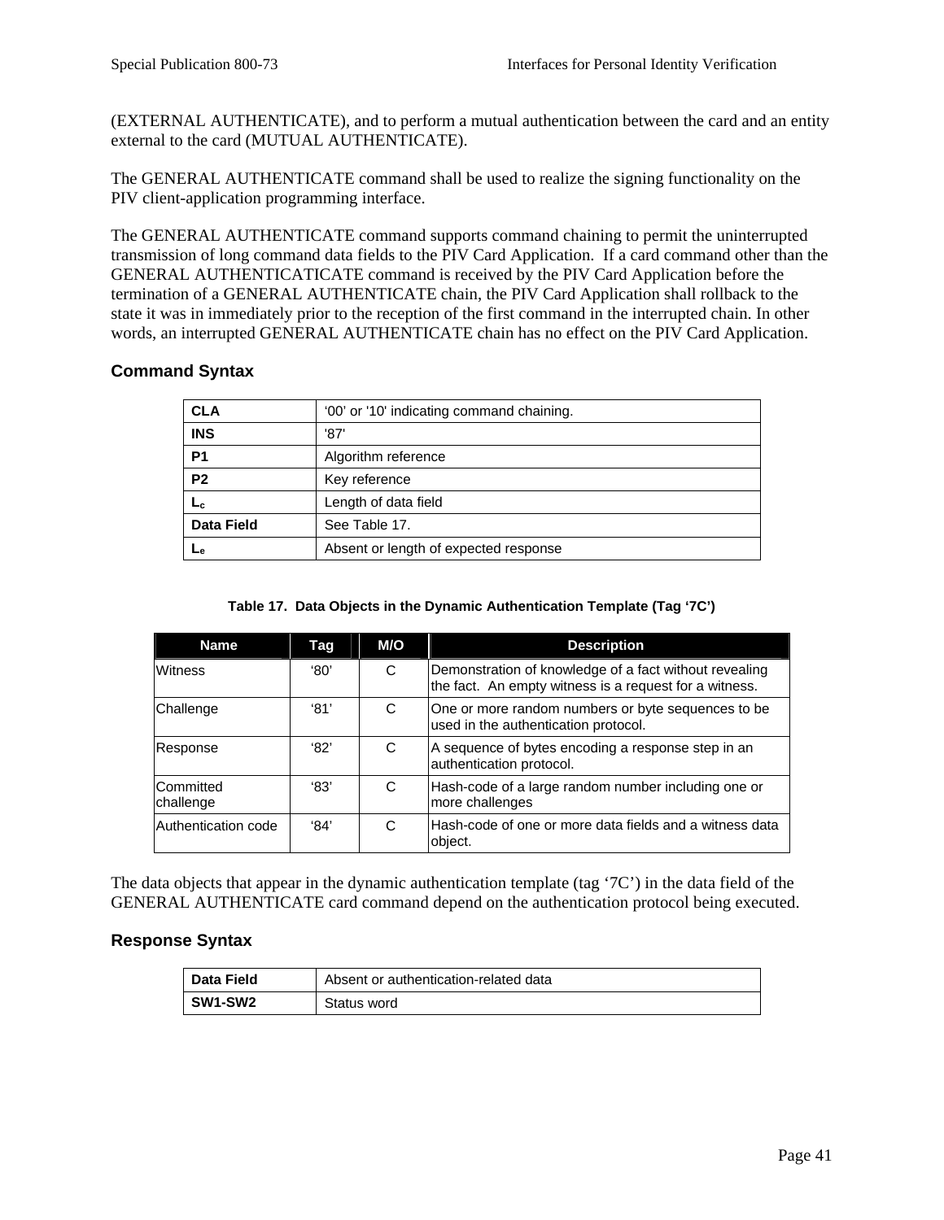(EXTERNAL AUTHENTICATE), and to perform a mutual authentication between the card and an entity external to the card (MUTUAL AUTHENTICATE).

The GENERAL AUTHENTICATE command shall be used to realize the signing functionality on the PIV client-application programming interface.

The GENERAL AUTHENTICATE command supports command chaining to permit the uninterrupted transmission of long command data fields to the PIV Card Application. If a card command other than the GENERAL AUTHENTICATICATE command is received by the PIV Card Application before the termination of a GENERAL AUTHENTICATE chain, the PIV Card Application shall rollback to the state it was in immediately prior to the reception of the first command in the interrupted chain. In other words, an interrupted GENERAL AUTHENTICATE chain has no effect on the PIV Card Application.

### Command Syntax

| | |
|---|---|
| **CLA** | '00' or '10' indicating command chaining. |
| **INS** | '87' |
| **P1** | Algorithm reference |
| **P2** | Key reference |
| **$L_c$** | Length of data field |
| **Data Field** | See Table 17. |
| **$L_e$** | Absent or length of expected response |

**Table 17. Data Objects in the Dynamic Authentication Template (Tag '7C')**

| Name | Tag | M/O | Description |
|---|---|---|---|
| Witness | '80' | C | Demonstration of knowledge of a fact without revealing the fact. An empty witness is a request for a witness. |
| Challenge | '81' | C | One or more random numbers or byte sequences to be used in the authentication protocol. |
| Response | '82' | C | A sequence of bytes encoding a response step in an authentication protocol. |
| Committed challenge | '83' | C | Hash-code of a large random number including one or more challenges |
| Authentication code | '84' | C | Hash-code of one or more data fields and a witness data object. |

The data objects that appear in the dynamic authentication template (tag '7C') in the data field of the GENERAL AUTHENTICATE card command depend on the authentication protocol being executed.

### Response Syntax

| | |
|---|---|
| **Data Field** | Absent or authentication-related data |
| **SW1-SW2** | Status word |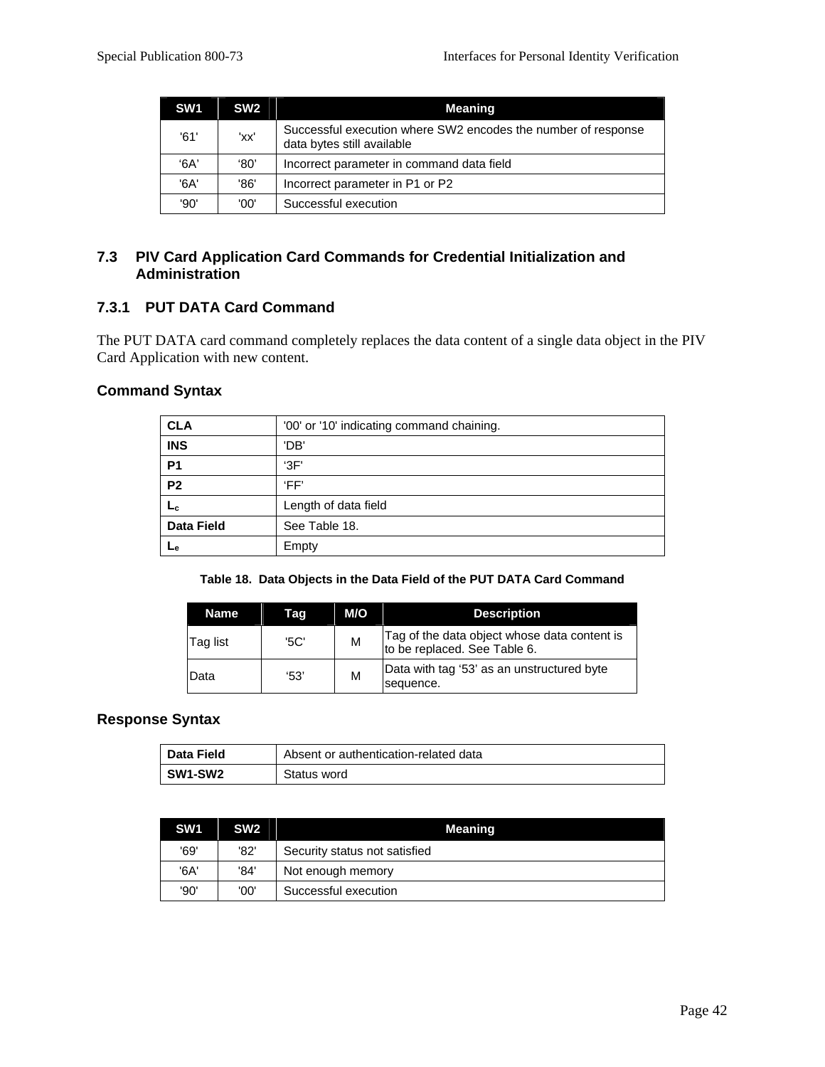| SW1 | SW2 | Meaning |
|---|---|---|
| '61' | 'xx' | Successful execution where SW2 encodes the number of response data bytes still available |
| '6A' | '80' | Incorrect parameter in command data field |
| '6A' | '86' | Incorrect parameter in P1 or P2 |
| '90' | '00' | Successful execution |

## 7.3 PIV Card Application Card Commands for Credential Initialization and Administration

### 7.3.1 PUT DATA Card Command

The PUT DATA card command completely replaces the data content of a single data object in the PIV Card Application with new content.

#### Command Syntax

| | |
|---|---|
| **CLA** | '00' or '10' indicating command chaining. |
| **INS** | 'DB' |
| **P1** | '3F' |
| **P2** | 'FF' |
| **$L_c$** | Length of data field |
| **Data Field** | See Table 18. |
| **$L_e$** | Empty |

**Table 18. Data Objects in the Data Field of the PUT DATA Card Command**

| Name | Tag | M/O | Description |
|---|---|---|---|
| Tag list | '5C' | M | Tag of the data object whose data content is to be replaced. See Table 6. |
| Data | '53' | M | Data with tag '53' as an unstructured byte sequence. |

#### Response Syntax

| | |
|---|---|
| **Data Field** | Absent or authentication-related data |
| **SW1-SW2** | Status word |

| SW1 | SW2 | Meaning |
|---|---|---|
| '69' | '82' | Security status not satisfied |
| '6A' | '84' | Not enough memory |
| '90' | '00' | Successful execution |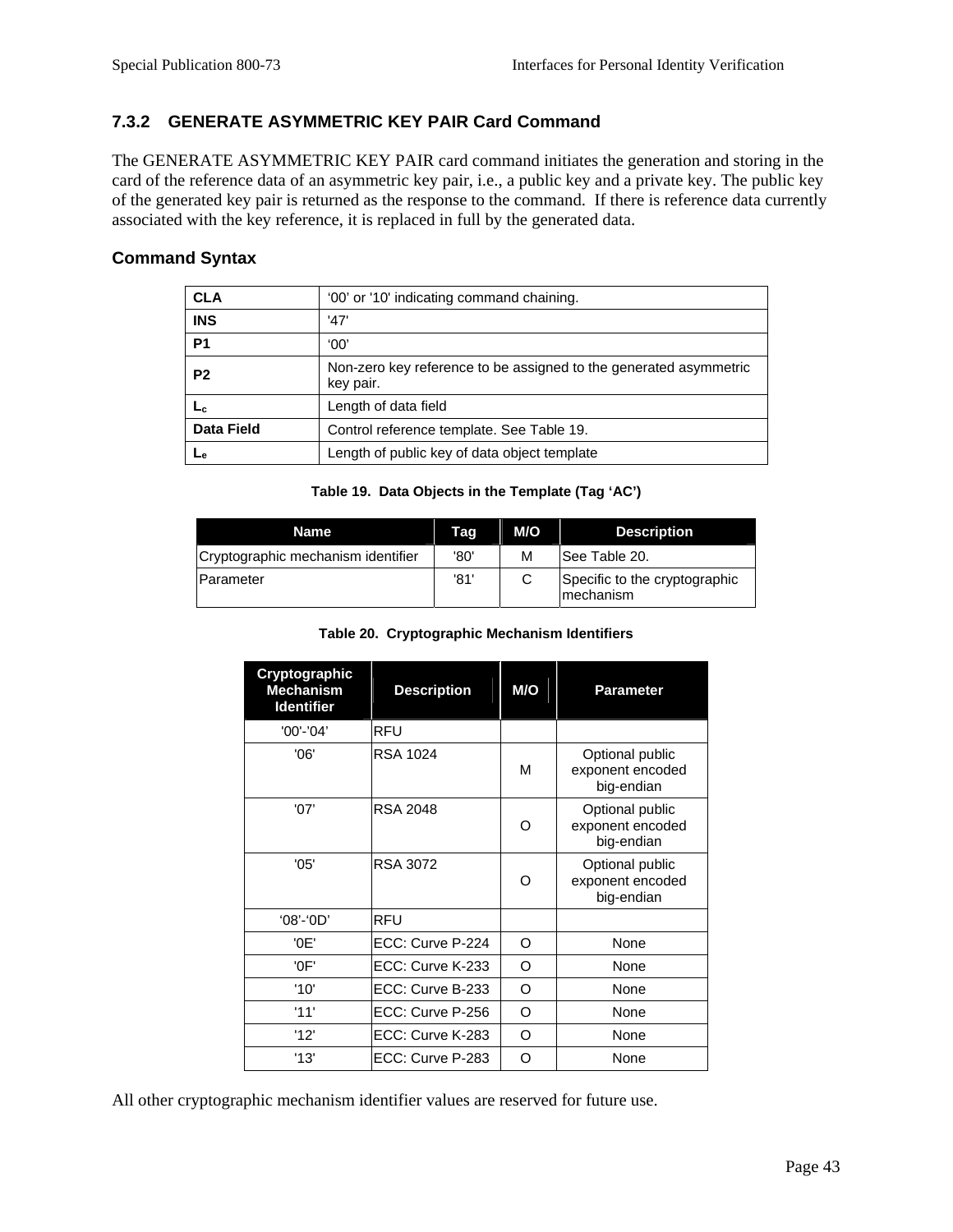### 7.3.2 GENERATE ASYMMETRIC KEY PAIR Card Command

The GENERATE ASYMMETRIC KEY PAIR card command initiates the generation and storing in the card of the reference data of an asymmetric key pair, i.e., a public key and a private key. The public key of the generated key pair is returned as the response to the command. If there is reference data currently associated with the key reference, it is replaced in full by the generated data.

#### Command Syntax

| | |
|---|---|
| **CLA** | '00' or '10' indicating command chaining. |
| **INS** | '47' |
| **P1** | '00' |
| **P2** | Non-zero key reference to be assigned to the generated asymmetric key pair. |
| **$L_c$** | Length of data field |
| **Data Field** | Control reference template. See Table 19. |
| **$L_e$** | Length of public key of data object template |

**Table 19. Data Objects in the Template (Tag 'AC')**

| Name | Tag | M/O | Description |
|---|---|---|---|
| Cryptographic mechanism identifier | '80' | M | See Table 20. |
| Parameter | '81' | C | Specific to the cryptographic mechanism |

**Table 20. Cryptographic Mechanism Identifiers**

| Cryptographic Mechanism Identifier | Description | M/O | Parameter |
|---|---|---|---|
| '00'-'04' | RFU | | |
| '06' | RSA 1024 | M | Optional public exponent encoded big-endian |
| '07' | RSA 2048 | O | Optional public exponent encoded big-endian |
| '05' | RSA 3072 | O | Optional public exponent encoded big-endian |
| '08'-'0D' | RFU | | |
| '0E' | ECC: Curve P-224 | O | None |
| '0F' | ECC: Curve K-233 | O | None |
| '10' | ECC: Curve B-233 | O | None |
| '11' | ECC: Curve P-256 | O | None |
| '12' | ECC: Curve K-283 | O | None |
| '13' | ECC: Curve P-283 | O | None |

All other cryptographic mechanism identifier values are reserved for future use.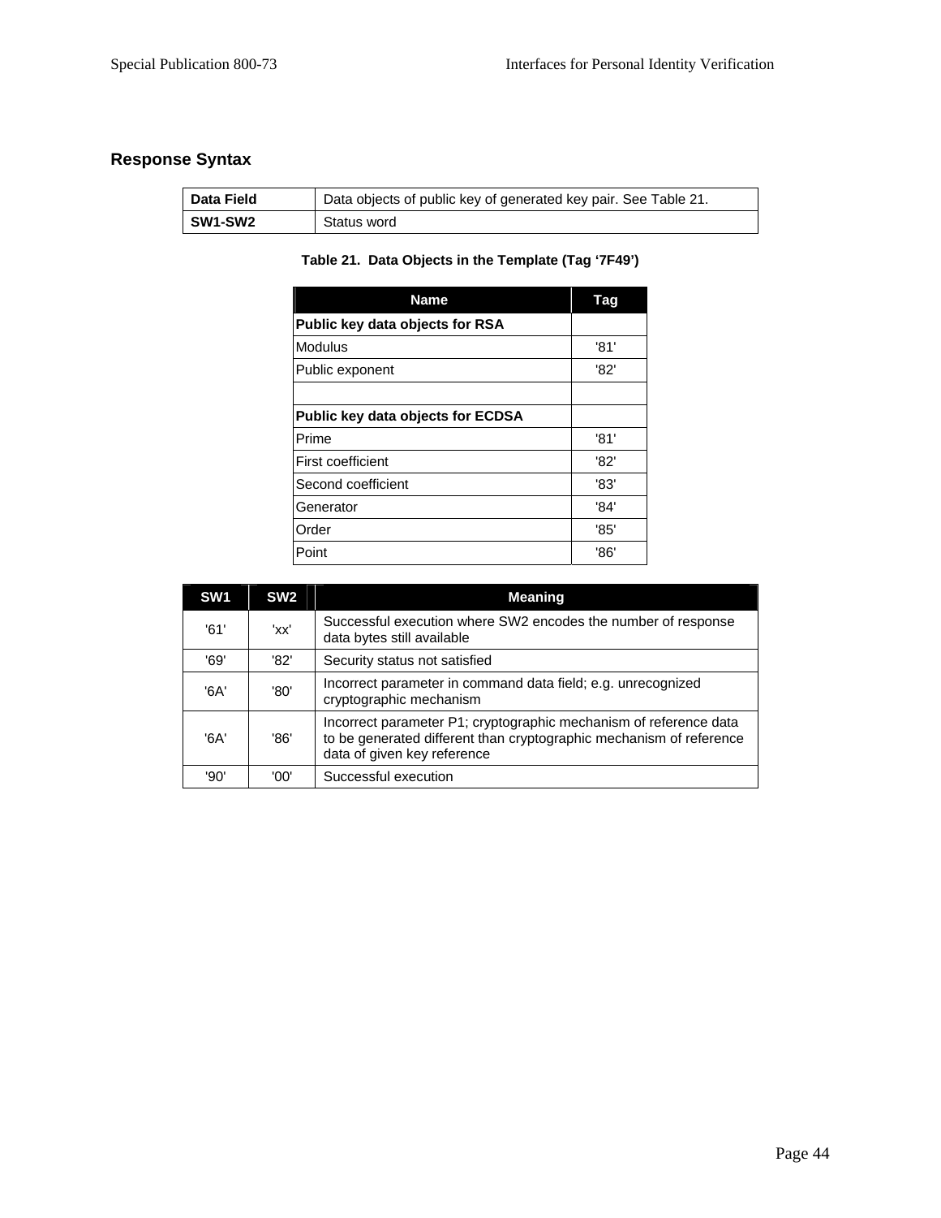### Response Syntax

| Data Field | Data objects of public key of generated key pair. See Table 21. |
|---|---|
| **SW1-SW2** | Status word |

**Table 21. Data Objects in the Template (Tag '7F49')**

| Name | Tag |
|---|---|
| **Public key data objects for RSA** | |
| Modulus | '81' |
| Public exponent | '82' |
| | |
| **Public key data objects for ECDSA** | |
| Prime | '81' |
| First coefficient | '82' |
| Second coefficient | '83' |
| Generator | '84' |
| Order | '85' |
| Point | '86' |

| SW1 | SW2 | Meaning |
|---|---|---|
| '61' | 'xx' | Successful execution where SW2 encodes the number of response data bytes still available |
| '69' | '82' | Security status not satisfied |
| '6A' | '80' | Incorrect parameter in command data field; e.g. unrecognized cryptographic mechanism |
| '6A' | '86' | Incorrect parameter P1; cryptographic mechanism of reference data to be generated different than cryptographic mechanism of reference data of given key reference |
| '90' | '00' | Successful execution |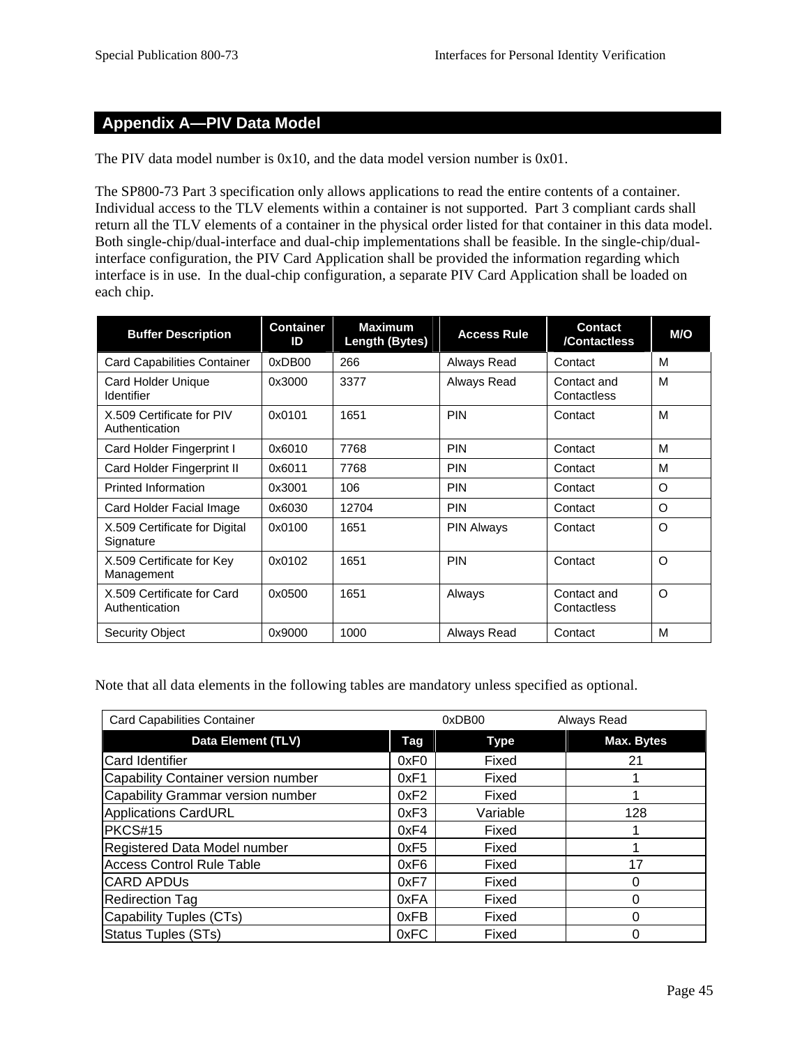## Appendix A—PIV Data Model

The PIV data model number is 0x10, and the data model version number is 0x01.

The SP800-73 Part 3 specification only allows applications to read the entire contents of a container. Individual access to the TLV elements within a container is not supported. Part 3 compliant cards shall return all the TLV elements of a container in the physical order listed for that container in this data model. Both single-chip/dual-interface and dual-chip implementations shall be feasible. In the single-chip/dual-interface configuration, the PIV Card Application shall be provided the information regarding which interface is in use. In the dual-chip configuration, a separate PIV Card Application shall be loaded on each chip.

| Buffer Description | Container ID | Maximum Length (Bytes) | Access Rule | Contact /Contactless | M/O |
|---|---|---|---|---|---|
| Card Capabilities Container | 0xDB00 | 266 | Always Read | Contact | M |
| Card Holder Unique Identifier | 0x3000 | 3377 | Always Read | Contact and Contactless | M |
| X.509 Certificate for PIV Authentication | 0x0101 | 1651 | PIN | Contact | M |
| Card Holder Fingerprint I | 0x6010 | 7768 | PIN | Contact | M |
| Card Holder Fingerprint II | 0x6011 | 7768 | PIN | Contact | M |
| Printed Information | 0x3001 | 106 | PIN | Contact | O |
| Card Holder Facial Image | 0x6030 | 12704 | PIN | Contact | O |
| X.509 Certificate for Digital Signature | 0x0100 | 1651 | PIN Always | Contact | O |
| X.509 Certificate for Key Management | 0x0102 | 1651 | PIN | Contact | O |
| X.509 Certificate for Card Authentication | 0x0500 | 1651 | Always | Contact and Contactless | O |
| Security Object | 0x9000 | 1000 | Always Read | Contact | M |

Note that all data elements in the following tables are mandatory unless specified as optional.

| Card Capabilities Container | | 0xDB00 | Always Read |
|---|---|---|---|
| **Data Element (TLV)** | **Tag** | **Type** | **Max. Bytes** |
| Card Identifier | 0xF0 | Fixed | 21 |
| Capability Container version number | 0xF1 | Fixed | 1 |
| Capability Grammar version number | 0xF2 | Fixed | 1 |
| Applications CardURL | 0xF3 | Variable | 128 |
| PKCS#15 | 0xF4 | Fixed | 1 |
| Registered Data Model number | 0xF5 | Fixed | 1 |
| Access Control Rule Table | 0xF6 | Fixed | 17 |
| CARD APDUs | 0xF7 | Fixed | 0 |
| Redirection Tag | 0xFA | Fixed | 0 |
| Capability Tuples (CTs) | 0xFB | Fixed | 0 |
| Status Tuples (STs) | 0xFC | Fixed | 0 |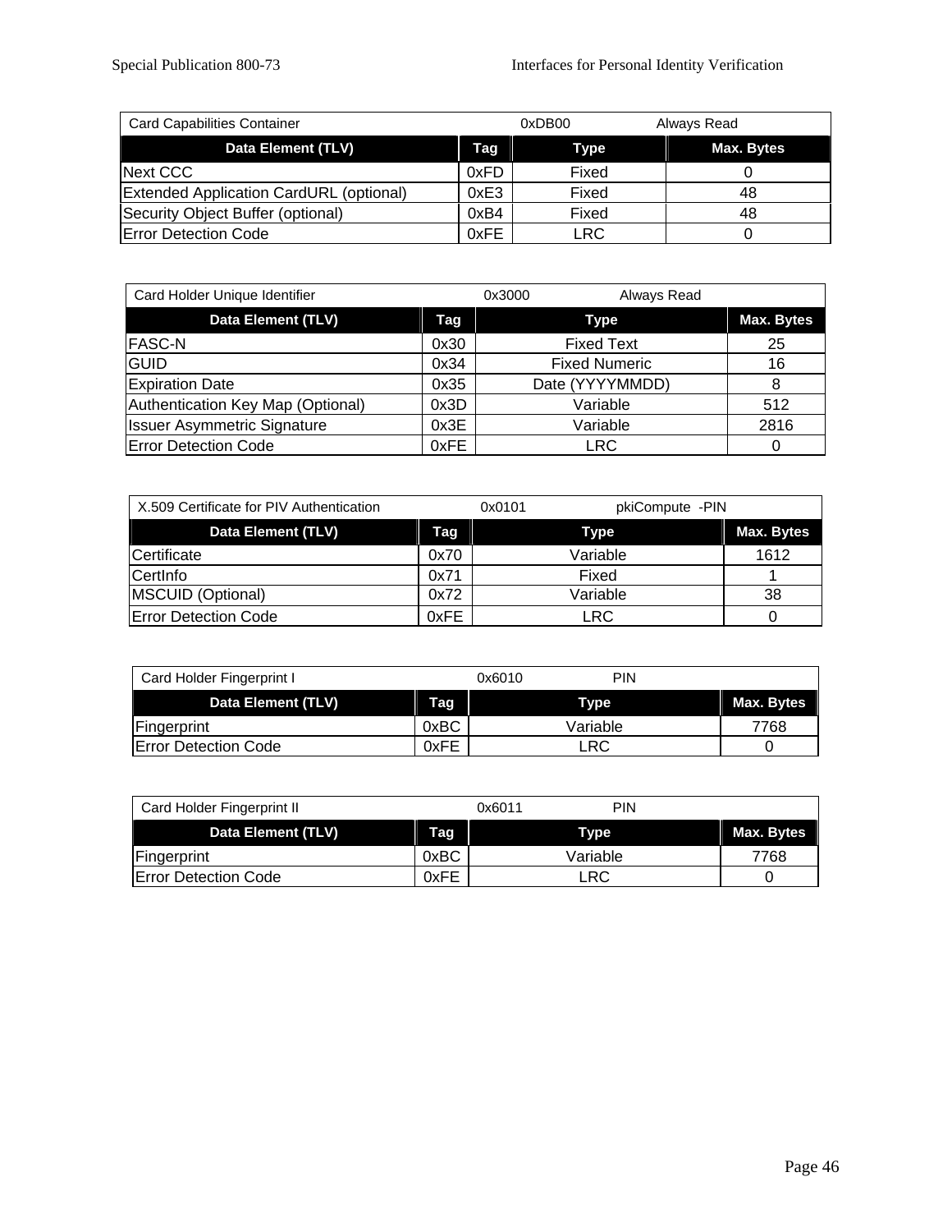| Card Capabilities Container | | 0xDB00 | Always Read |
|---|---|---|---|
| **Data Element (TLV)** | **Tag** | **Type** | **Max. Bytes** |
| Next CCC | 0xFD | Fixed | 0 |
| Extended Application CardURL (optional) | 0xE3 | Fixed | 48 |
| Security Object Buffer (optional) | 0xB4 | Fixed | 48 |
| Error Detection Code | 0xFE | LRC | 0 |

| Card Holder Unique Identifier | | 0x3000 | Always Read |
|---|---|---|---|
| **Data Element (TLV)** | **Tag** | **Type** | **Max. Bytes** |
| FASC-N | 0x30 | Fixed Text | 25 |
| GUID | 0x34 | Fixed Numeric | 16 |
| Expiration Date | 0x35 | Date (YYYYMMDD) | 8 |
| Authentication Key Map (Optional) | 0x3D | Variable | 512 |
| Issuer Asymmetric Signature | 0x3E | Variable | 2816 |
| Error Detection Code | 0xFE | LRC | 0 |

| X.509 Certificate for PIV Authentication | | 0x0101 | pkiCompute -PIN |
|---|---|---|---|
| **Data Element (TLV)** | **Tag** | **Type** | **Max. Bytes** |
| Certificate | 0x70 | Variable | 1612 |
| CertInfo | 0x71 | Fixed | 1 |
| MSCUID (Optional) | 0x72 | Variable | 38 |
| Error Detection Code | 0xFE | LRC | 0 |

| Card Holder Fingerprint I | | 0x6010 | PIN |
|---|---|---|---|
| **Data Element (TLV)** | **Tag** | **Type** | **Max. Bytes** |
| Fingerprint | 0xBC | Variable | 7768 |
| Error Detection Code | 0xFE | LRC | 0 |

| Card Holder Fingerprint II | | 0x6011 | PIN |
|---|---|---|---|
| **Data Element (TLV)** | **Tag** | **Type** | **Max. Bytes** |
| Fingerprint | 0xBC | Variable | 7768 |
| Error Detection Code | 0xFE | LRC | 0 |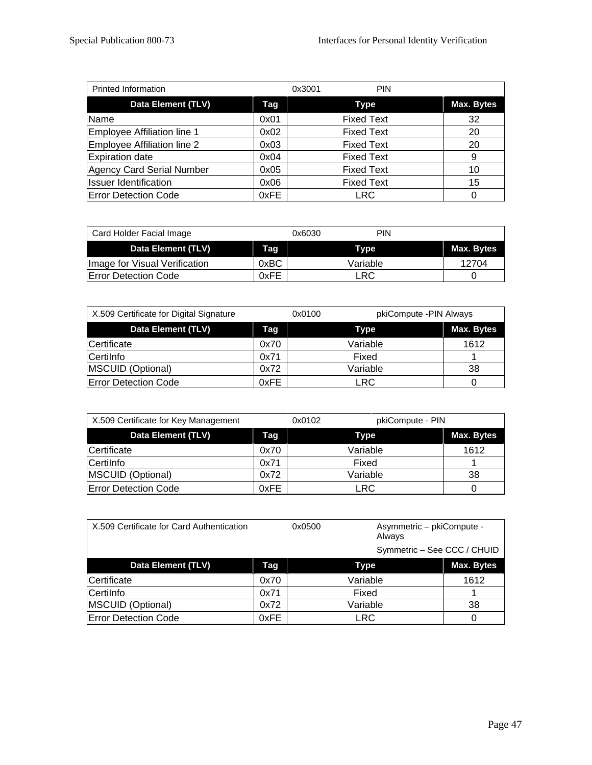| Printed Information | | 0x3001 | PIN |
|---|---|---|---|
| **Data Element (TLV)** | **Tag** | **Type** | **Max. Bytes** |
| Name | 0x01 | Fixed Text | 32 |
| Employee Affiliation line 1 | 0x02 | Fixed Text | 20 |
| Employee Affiliation line 2 | 0x03 | Fixed Text | 20 |
| Expiration date | 0x04 | Fixed Text | 9 |
| Agency Card Serial Number | 0x05 | Fixed Text | 10 |
| Issuer Identification | 0x06 | Fixed Text | 15 |
| Error Detection Code | 0xFE | LRC | 0 |

| Card Holder Facial Image | | 0x6030 | PIN |
|---|---|---|---|
| **Data Element (TLV)** | **Tag** | **Type** | **Max. Bytes** |
| Image for Visual Verification | 0xBC | Variable | 12704 |
| Error Detection Code | 0xFE | LRC | 0 |

| X.509 Certificate for Digital Signature | | 0x0100 | pkiCompute -PIN Always |
|---|---|---|---|
| **Data Element (TLV)** | **Tag** | **Type** | **Max. Bytes** |
| Certificate | 0x70 | Variable | 1612 |
| CertiInfo | 0x71 | Fixed | 1 |
| MSCUID (Optional) | 0x72 | Variable | 38 |
| Error Detection Code | 0xFE | LRC | 0 |

| X.509 Certificate for Key Management | | 0x0102 | pkiCompute - PIN |
|---|---|---|---|
| **Data Element (TLV)** | **Tag** | **Type** | **Max. Bytes** |
| Certificate | 0x70 | Variable | 1612 |
| CertiInfo | 0x71 | Fixed | 1 |
| MSCUID (Optional) | 0x72 | Variable | 38 |
| Error Detection Code | 0xFE | LRC | 0 |

| X.509 Certificate for Card Authentication | | 0x0500 | Asymmetric – pkiCompute - Always<br>Symmetric – See CCC / CHUID |
|---|---|---|---|
| **Data Element (TLV)** | **Tag** | **Type** | **Max. Bytes** |
| Certificate | 0x70 | Variable | 1612 |
| CertiInfo | 0x71 | Fixed | 1 |
| MSCUID (Optional) | 0x72 | Variable | 38 |
| Error Detection Code | 0xFE | LRC | 0 |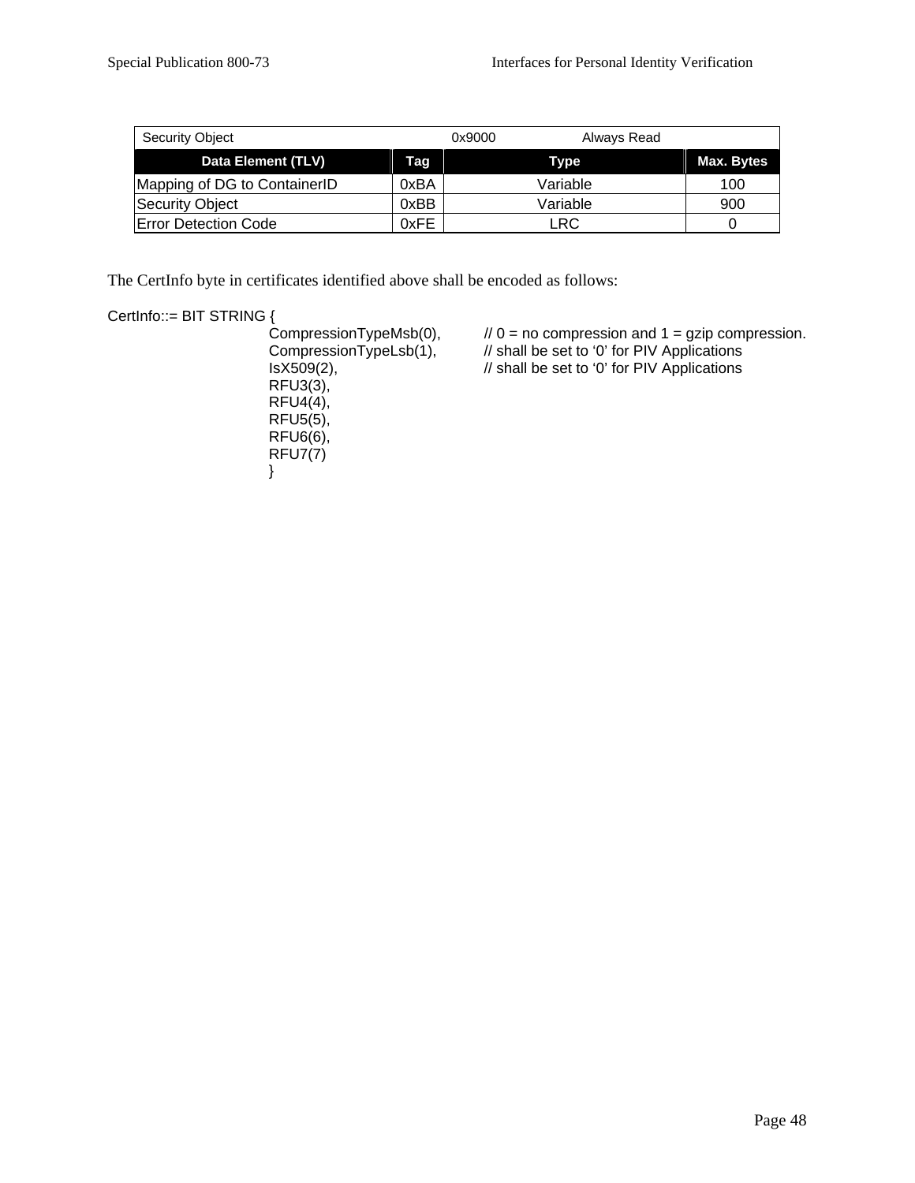| Security Object | | 0x9000 Always Read | |
|---|---|---|---|
| **Data Element (TLV)** | **Tag** | **Type** | **Max. Bytes** |
| Mapping of DG to ContainerID | 0xBA | Variable | 100 |
| Security Object | 0xBB | Variable | 900 |
| Error Detection Code | 0xFE | LRC | 0 |

The CertInfo byte in certificates identified above shall be encoded as follows:

```
CertInfo::= BIT STRING {
        CompressionTypeMsb(0),      // 0 = no compression and 1 = gzip compression.
        CompressionTypeLsb(1),      // shall be set to '0' for PIV Applications
        IsX509(2),                  // shall be set to '0' for PIV Applications
        RFU3(3),
        RFU4(4),
        RFU5(5),
        RFU6(6),
        RFU7(7)
        }
```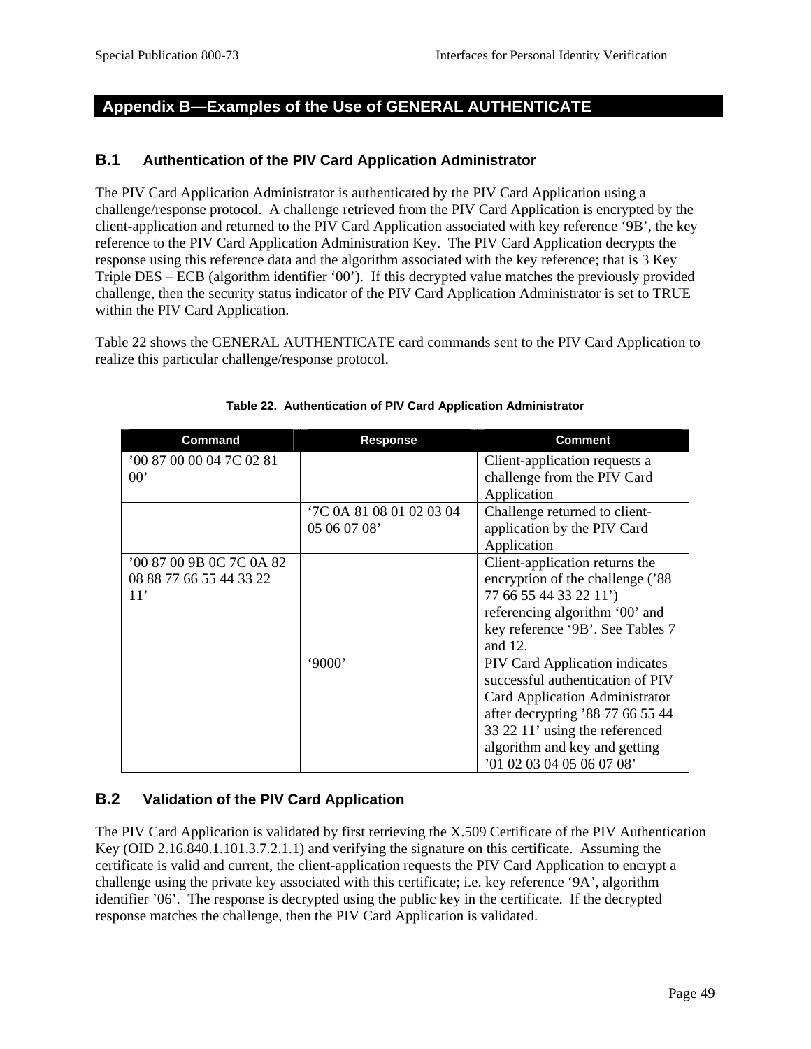# Appendix B—Examples of the Use of GENERAL AUTHENTICATE

## B.1 Authentication of the PIV Card Application Administrator

The PIV Card Application Administrator is authenticated by the PIV Card Application using a challenge/response protocol. A challenge retrieved from the PIV Card Application is encrypted by the client-application and returned to the PIV Card Application associated with key reference '9B', the key reference to the PIV Card Application Administration Key. The PIV Card Application decrypts the response using this reference data and the algorithm associated with the key reference; that is 3 Key Triple DES – ECB (algorithm identifier '00'). If this decrypted value matches the previously provided challenge, then the security status indicator of the PIV Card Application Administrator is set to TRUE within the PIV Card Application.

Table 22 shows the GENERAL AUTHENTICATE card commands sent to the PIV Card Application to realize this particular challenge/response protocol.

**Table 22. Authentication of PIV Card Application Administrator**

| Command | Response | Comment |
|---|---|---|
| '00 87 00 00 04 7C 02 81 00' | | Client-application requests a challenge from the PIV Card Application |
| | '7C 0A 81 08 01 02 03 04 05 06 07 08' | Challenge returned to client-application by the PIV Card Application |
| '00 87 00 9B 0C 7C 0A 82 08 88 77 66 55 44 33 22 11' | | Client-application returns the encryption of the challenge ('88 77 66 55 44 33 22 11') referencing algorithm '00' and key reference '9B'. See Tables 7 and 12. |
| | '9000' | PIV Card Application indicates successful authentication of PIV Card Application Administrator after decrypting '88 77 66 55 44 33 22 11' using the referenced algorithm and key and getting '01 02 03 04 05 06 07 08' |

## B.2 Validation of the PIV Card Application

The PIV Card Application is validated by first retrieving the X.509 Certificate of the PIV Authentication Key (OID 2.16.840.1.101.3.7.2.1.1) and verifying the signature on this certificate. Assuming the certificate is valid and current, the client-application requests the PIV Card Application to encrypt a challenge using the private key associated with this certificate; i.e. key reference '9A', algorithm identifier '06'. The response is decrypted using the public key in the certificate. If the decrypted response matches the challenge, then the PIV Card Application is validated.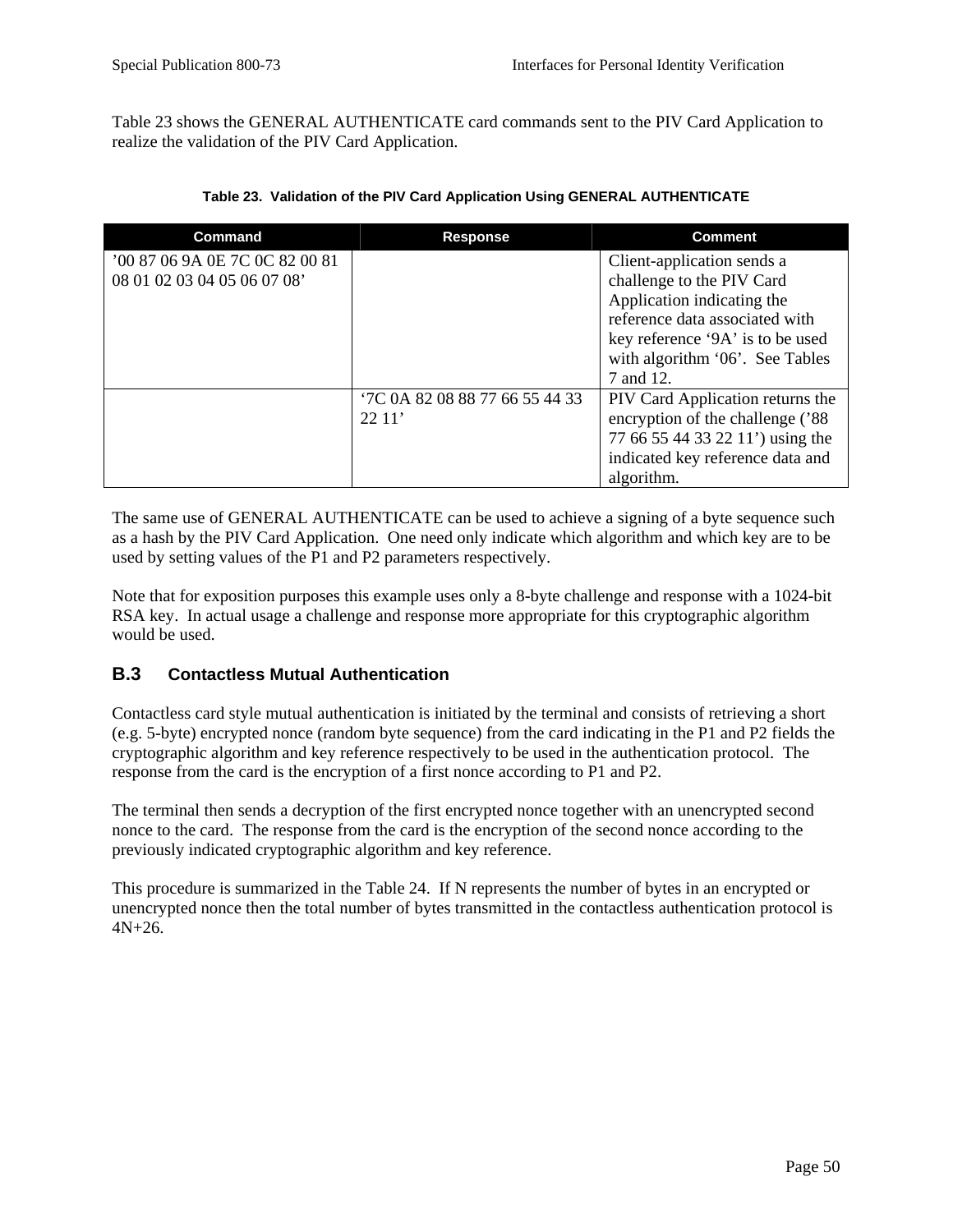Table 23 shows the GENERAL AUTHENTICATE card commands sent to the PIV Card Application to realize the validation of the PIV Card Application.

**Table 23. Validation of the PIV Card Application Using GENERAL AUTHENTICATE**

| Command | Response | Comment |
|---|---|---|
| ’00 87 06 9A 0E 7C 0C 82 00 81 08 01 02 03 04 05 06 07 08’ | | Client-application sends a challenge to the PIV Card Application indicating the reference data associated with key reference ‘9A’ is to be used with algorithm ‘06’. See Tables 7 and 12. |
| | ‘7C 0A 82 08 88 77 66 55 44 33 22 11’ | PIV Card Application returns the encryption of the challenge (’88 77 66 55 44 33 22 11’) using the indicated key reference data and algorithm. |

The same use of GENERAL AUTHENTICATE can be used to achieve a signing of a byte sequence such as a hash by the PIV Card Application. One need only indicate which algorithm and which key are to be used by setting values of the P1 and P2 parameters respectively.

Note that for exposition purposes this example uses only a 8-byte challenge and response with a 1024-bit RSA key. In actual usage a challenge and response more appropriate for this cryptographic algorithm would be used.

## B.3 Contactless Mutual Authentication

Contactless card style mutual authentication is initiated by the terminal and consists of retrieving a short (e.g. 5-byte) encrypted nonce (random byte sequence) from the card indicating in the P1 and P2 fields the cryptographic algorithm and key reference respectively to be used in the authentication protocol. The response from the card is the encryption of a first nonce according to P1 and P2.

The terminal then sends a decryption of the first encrypted nonce together with an unencrypted second nonce to the card. The response from the card is the encryption of the second nonce according to the previously indicated cryptographic algorithm and key reference.

This procedure is summarized in the Table 24. If N represents the number of bytes in an encrypted or unencrypted nonce then the total number of bytes transmitted in the contactless authentication protocol is 4N+26.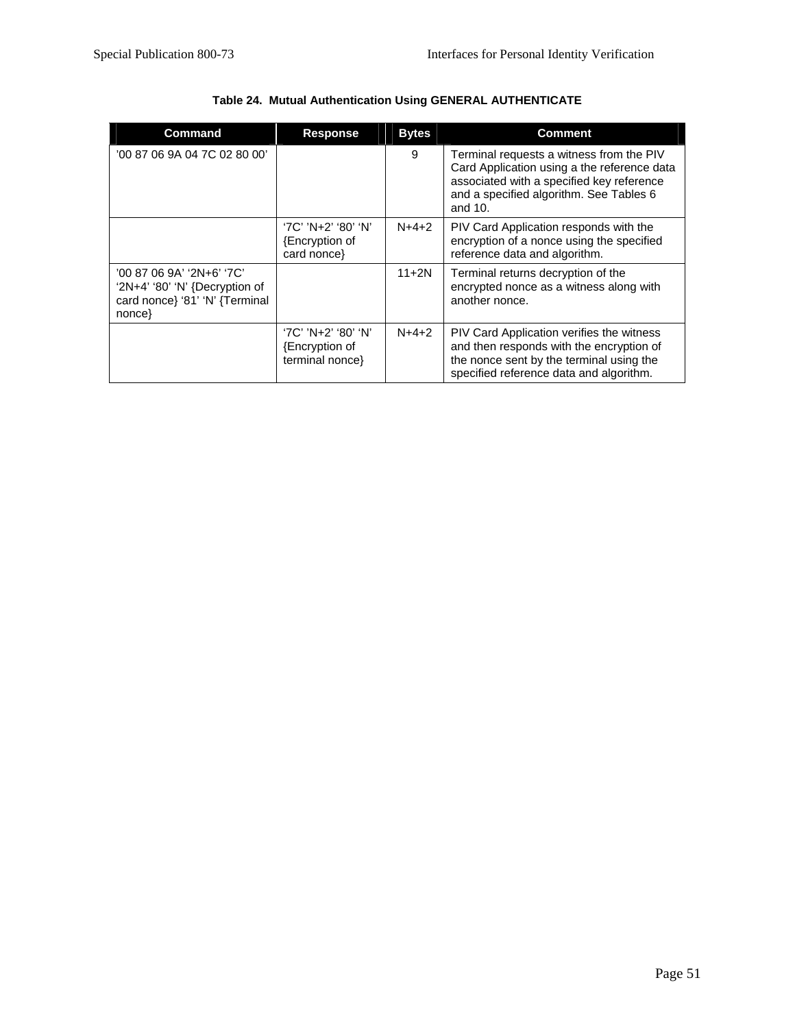**Table 24. Mutual Authentication Using GENERAL AUTHENTICATE**

| Command | Response | Bytes | Comment |
|---|---|---|---|
| '00 87 06 9A 04 7C 02 80 00' | | 9 | Terminal requests a witness from the PIV Card Application using a the reference data associated with a specified key reference and a specified algorithm. See Tables 6 and 10. |
| | '7C' 'N+2' '80' 'N' {Encryption of card nonce} | N+4+2 | PIV Card Application responds with the encryption of a nonce using the specified reference data and algorithm. |
| '00 87 06 9A' '2N+6' '7C' '2N+4' '80' 'N' {Decryption of card nonce} '81' 'N' {Terminal nonce} | | 11+2N | Terminal returns decryption of the encrypted nonce as a witness along with another nonce. |
| | '7C' 'N+2' '80' 'N' {Encryption of terminal nonce} | N+4+2 | PIV Card Application verifies the witness and then responds with the encryption of the nonce sent by the terminal using the specified reference data and algorithm. |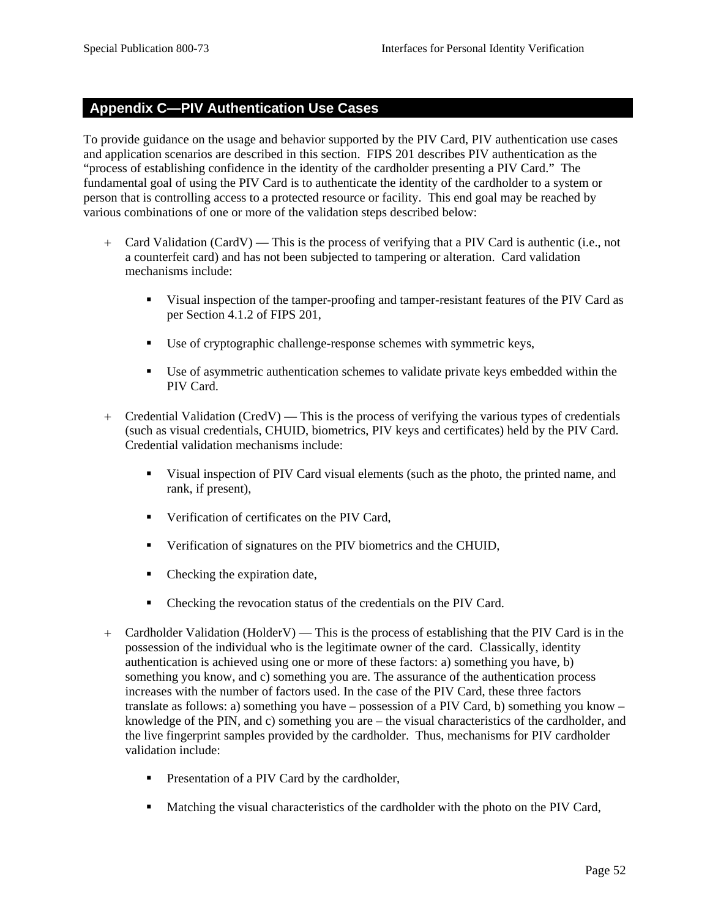## Appendix C—PIV Authentication Use Cases

To provide guidance on the usage and behavior supported by the PIV Card, PIV authentication use cases and application scenarios are described in this section. FIPS 201 describes PIV authentication as the "process of establishing confidence in the identity of the cardholder presenting a PIV Card." The fundamental goal of using the PIV Card is to authenticate the identity of the cardholder to a system or person that is controlling access to a protected resource or facility. This end goal may be reached by various combinations of one or more of the validation steps described below:

- Card Validation (CardV) — This is the process of verifying that a PIV Card is authentic (i.e., not a counterfeit card) and has not been subjected to tampering or alteration. Card validation mechanisms include:
  - Visual inspection of the tamper-proofing and tamper-resistant features of the PIV Card as per Section 4.1.2 of FIPS 201,
  - Use of cryptographic challenge-response schemes with symmetric keys,
  - Use of asymmetric authentication schemes to validate private keys embedded within the PIV Card.
- Credential Validation (CredV) — This is the process of verifying the various types of credentials (such as visual credentials, CHUID, biometrics, PIV keys and certificates) held by the PIV Card. Credential validation mechanisms include:
  - Visual inspection of PIV Card visual elements (such as the photo, the printed name, and rank, if present),
  - Verification of certificates on the PIV Card,
  - Verification of signatures on the PIV biometrics and the CHUID,
  - Checking the expiration date,
  - Checking the revocation status of the credentials on the PIV Card.
- Cardholder Validation (HolderV) — This is the process of establishing that the PIV Card is in the possession of the individual who is the legitimate owner of the card. Classically, identity authentication is achieved using one or more of these factors: a) something you have, b) something you know, and c) something you are. The assurance of the authentication process increases with the number of factors used. In the case of the PIV Card, these three factors translate as follows: a) something you have – possession of a PIV Card, b) something you know – knowledge of the PIN, and c) something you are – the visual characteristics of the cardholder, and the live fingerprint samples provided by the cardholder. Thus, mechanisms for PIV cardholder validation include:
  - Presentation of a PIV Card by the cardholder,
  - Matching the visual characteristics of the cardholder with the photo on the PIV Card,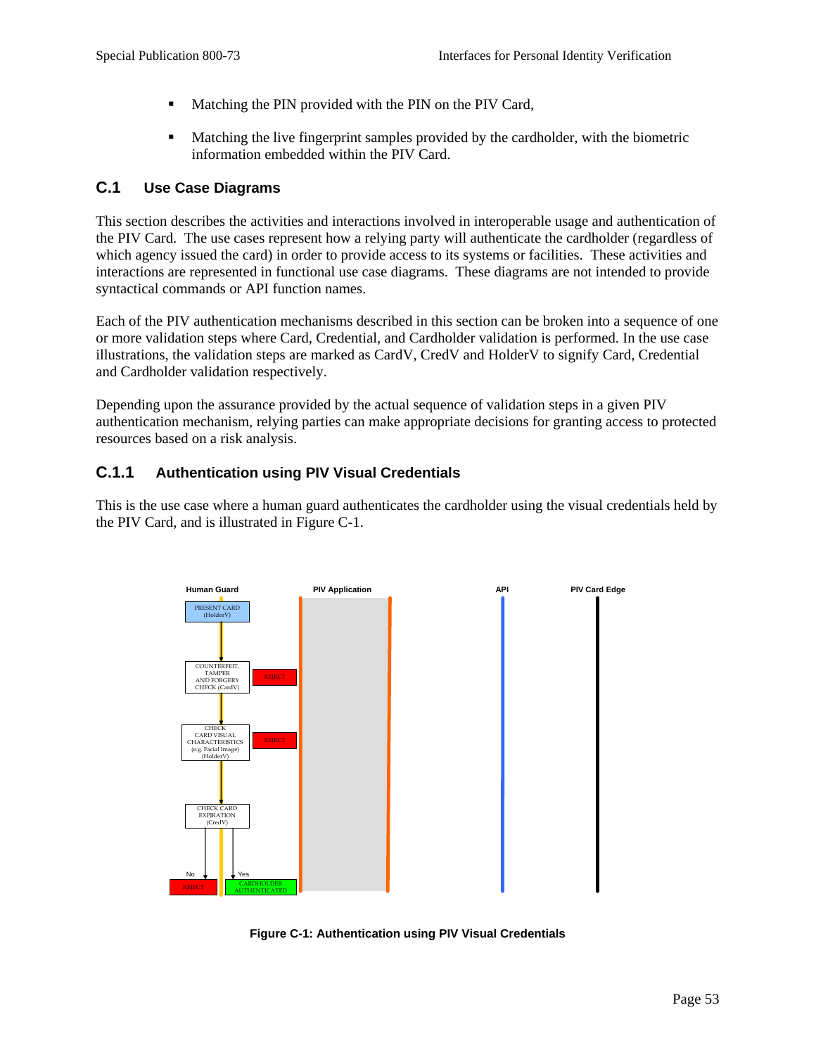- Matching the PIN provided with the PIN on the PIV Card,
- Matching the live fingerprint samples provided by the cardholder, with the biometric information embedded within the PIV Card.

## C.1 Use Case Diagrams

This section describes the activities and interactions involved in interoperable usage and authentication of the PIV Card. The use cases represent how a relying party will authenticate the cardholder (regardless of which agency issued the card) in order to provide access to its systems or facilities. These activities and interactions are represented in functional use case diagrams. These diagrams are not intended to provide syntactical commands or API function names.

Each of the PIV authentication mechanisms described in this section can be broken into a sequence of one or more validation steps where Card, Credential, and Cardholder validation is performed. In the use case illustrations, the validation steps are marked as CardV, CredV and HolderV to signify Card, Credential and Cardholder validation respectively.

Depending upon the assurance provided by the actual sequence of validation steps in a given PIV authentication mechanism, relying parties can make appropriate decisions for granting access to protected resources based on a risk analysis.

### C.1.1 Authentication using PIV Visual Credentials

This is the use case where a human guard authenticates the cardholder using the visual credentials held by the PIV Card, and is illustrated in Figure C-1.

Human Guard | PIV Application | API | PIV Card Edge

PRESENT CARD (HolderV)

COUNTERFEIT, TAMPER AND FORGERY CHECK (CardV) — REJECT

CHECK CARD VISUAL CHARACTERISTICS (e.g. Facial Image) (HolderV) — REJECT

CHECK CARD EXPIRATION (CredV) — No: REJECT; Yes: CARDHOLDER AUTHENTICATED

**Figure C-1: Authentication using PIV Visual Credentials**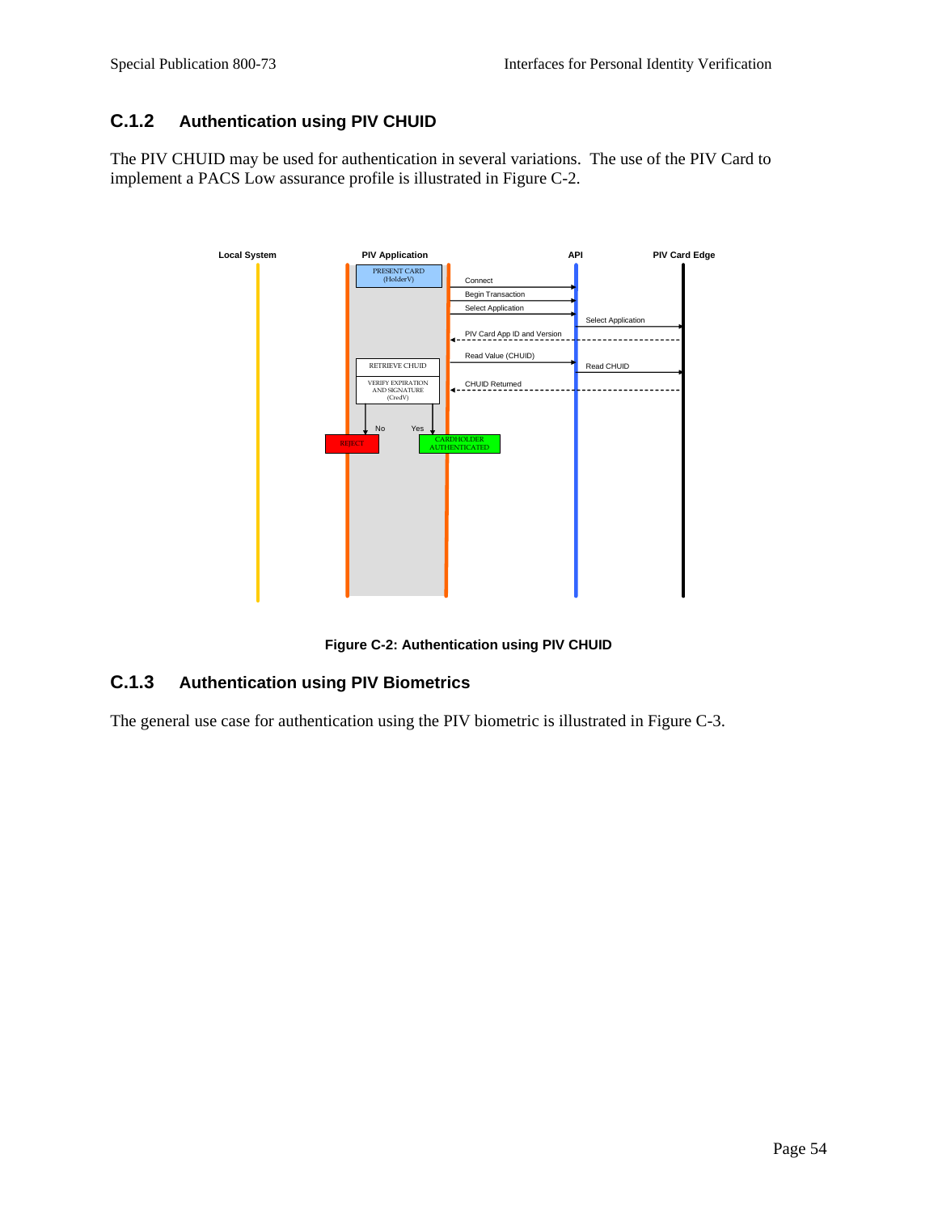### C.1.2 Authentication using PIV CHUID

The PIV CHUID may be used for authentication in several variations. The use of the PIV Card to implement a PACS Low assurance profile is illustrated in Figure C-2.

Local System | PIV Application | API | PIV Card Edge

PRESENT CARD (HolderV)

Connect

Begin Transaction

Select Application

Select Application

PIV Card App ID and Version

Read Value (CHUID)

Read CHUID

RETRIEVE CHUID

VERIFY EXPIRATION AND SIGNATURE (CredV)

CHUID Returned

No

Yes

REJECT

CARDHOLDER AUTHENTICATED

**Figure C-2: Authentication using PIV CHUID**

### C.1.3 Authentication using PIV Biometrics

The general use case for authentication using the PIV biometric is illustrated in Figure C-3.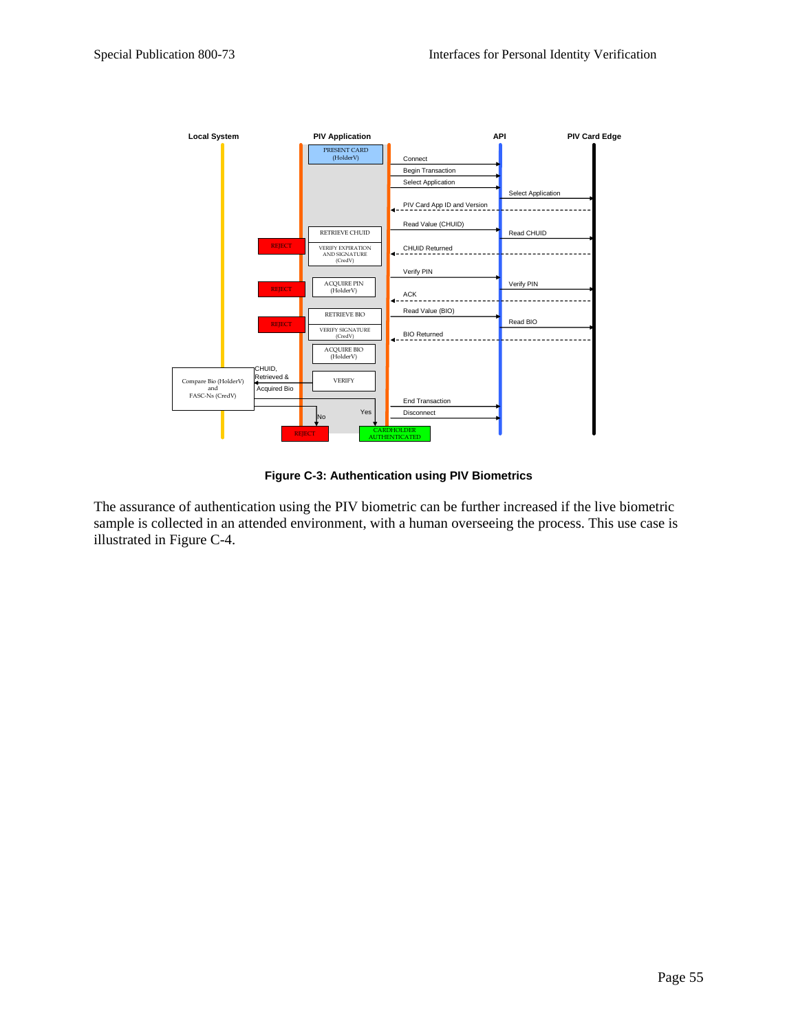**Figure C-3: Authentication using PIV Biometrics**

The assurance of authentication using the PIV biometric can be further increased if the live biometric sample is collected in an attended environment, with a human overseeing the process. This use case is illustrated in Figure C-4.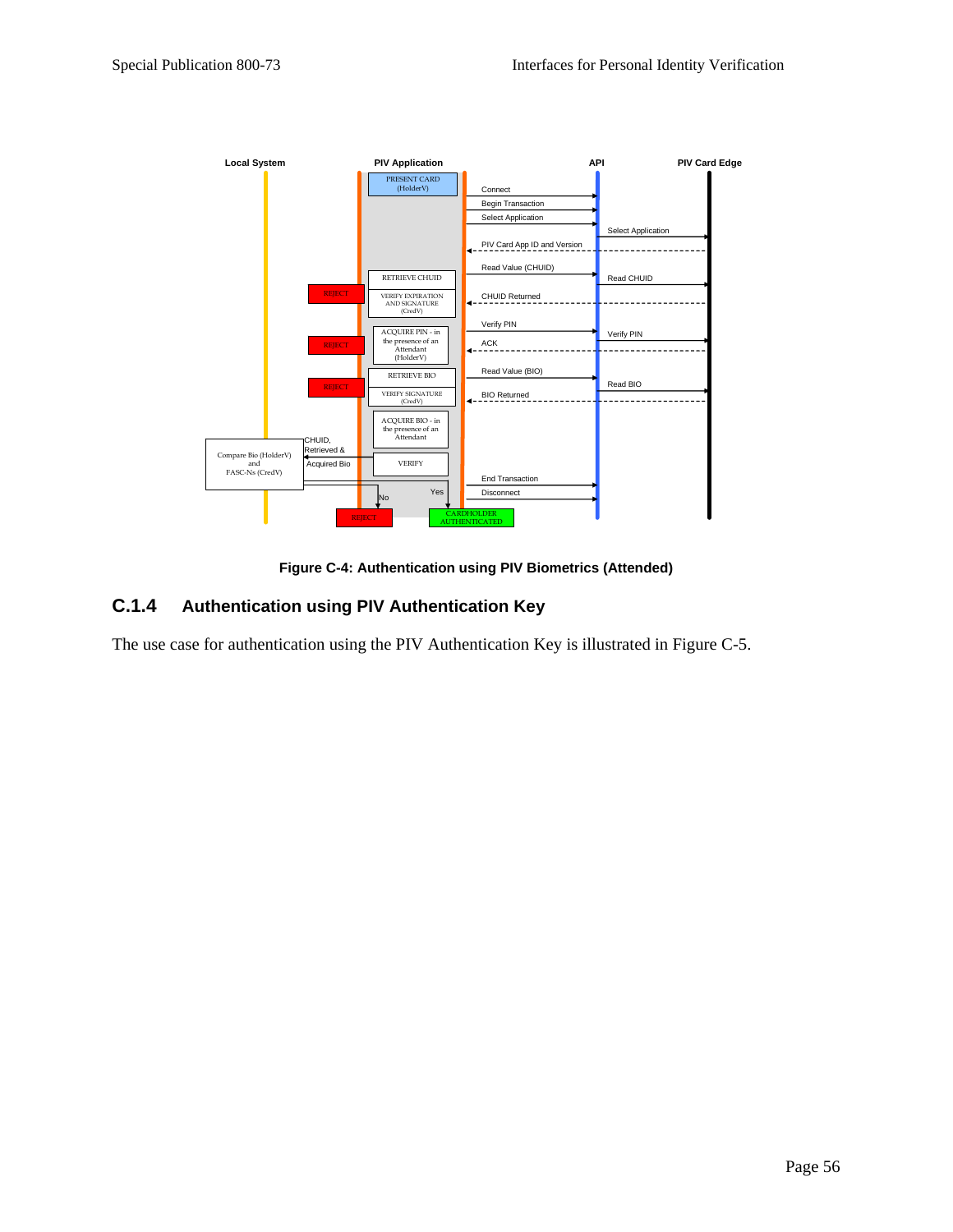Figure C-4: Authentication using PIV Biometrics (Attended)

### C.1.4 Authentication using PIV Authentication Key

The use case for authentication using the PIV Authentication Key is illustrated in Figure C-5.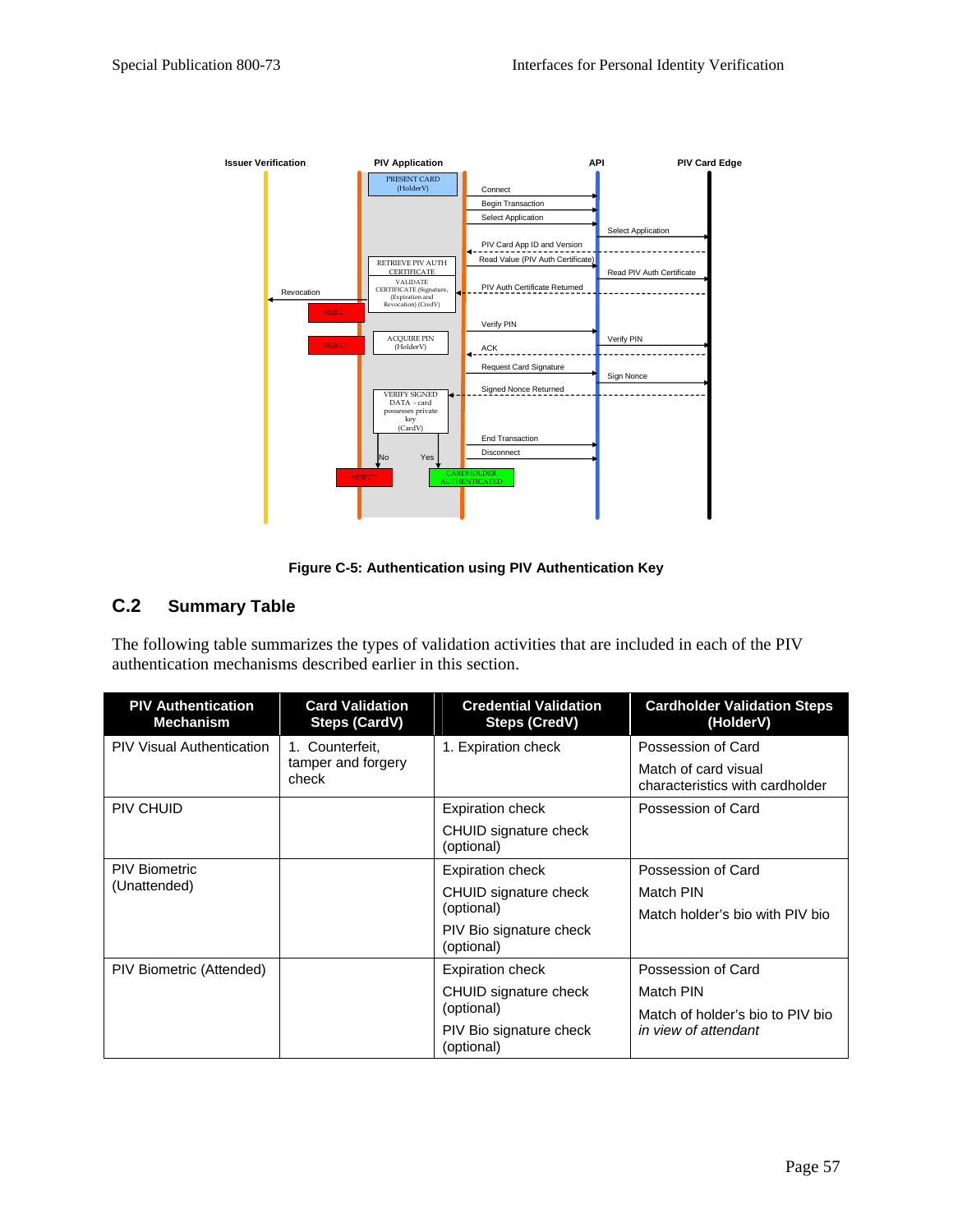Figure C-5: Authentication using PIV Authentication Key

## C.2 Summary Table

The following table summarizes the types of validation activities that are included in each of the PIV authentication mechanisms described earlier in this section.

| PIV Authentication Mechanism | Card Validation Steps (CardV) | Credential Validation Steps (CredV) | Cardholder Validation Steps (HolderV) |
|---|---|---|---|
| PIV Visual Authentication | 1. Counterfeit, tamper and forgery check | 1. Expiration check | Possession of Card<br>Match of card visual characteristics with cardholder |
| PIV CHUID | | Expiration check<br>CHUID signature check (optional) | Possession of Card |
| PIV Biometric (Unattended) | | Expiration check<br>CHUID signature check (optional)<br>PIV Bio signature check (optional) | Possession of Card<br>Match PIN<br>Match holder's bio with PIV bio |
| PIV Biometric (Attended) | | Expiration check<br>CHUID signature check (optional)<br>PIV Bio signature check (optional) | Possession of Card<br>Match PIN<br>Match of holder's bio to PIV bio *in view of attendant* |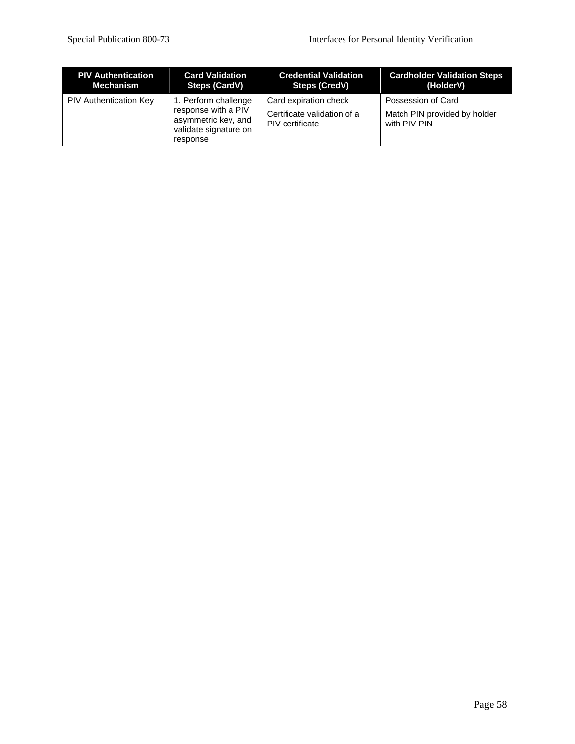| PIV Authentication Mechanism | Card Validation Steps (CardV) | Credential Validation Steps (CredV) | Cardholder Validation Steps (HolderV) |
|---|---|---|---|
| PIV Authentication Key | 1. Perform challenge response with a PIV asymmetric key, and validate signature on response | Card expiration check<br><br>Certificate validation of a PIV certificate | Possession of Card<br><br>Match PIN provided by holder with PIV PIN |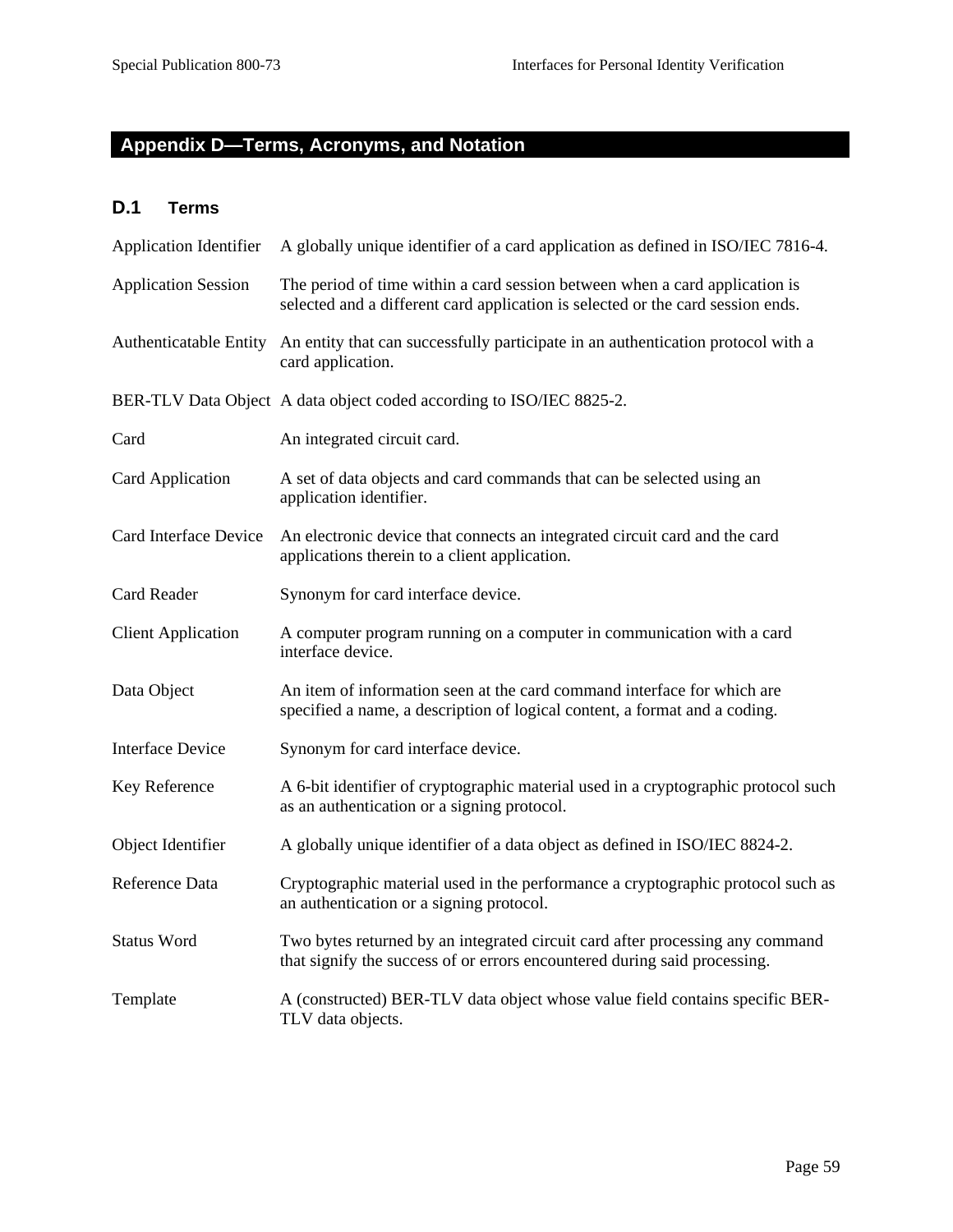# Appendix D—Terms, Acronyms, and Notation

## D.1 Terms

| | |
|---|---|
| Application Identifier | A globally unique identifier of a card application as defined in ISO/IEC 7816-4. |
| Application Session | The period of time within a card session between when a card application is selected and a different card application is selected or the card session ends. |
| Authenticatable Entity | An entity that can successfully participate in an authentication protocol with a card application. |
| BER-TLV Data Object | A data object coded according to ISO/IEC 8825-2. |
| Card | An integrated circuit card. |
| Card Application | A set of data objects and card commands that can be selected using an application identifier. |
| Card Interface Device | An electronic device that connects an integrated circuit card and the card applications therein to a client application. |
| Card Reader | Synonym for card interface device. |
| Client Application | A computer program running on a computer in communication with a card interface device. |
| Data Object | An item of information seen at the card command interface for which are specified a name, a description of logical content, a format and a coding. |
| Interface Device | Synonym for card interface device. |
| Key Reference | A 6-bit identifier of cryptographic material used in a cryptographic protocol such as an authentication or a signing protocol. |
| Object Identifier | A globally unique identifier of a data object as defined in ISO/IEC 8824-2. |
| Reference Data | Cryptographic material used in the performance a cryptographic protocol such as an authentication or a signing protocol. |
| Status Word | Two bytes returned by an integrated circuit card after processing any command that signify the success of or errors encountered during said processing. |
| Template | A (constructed) BER-TLV data object whose value field contains specific BER-TLV data objects. |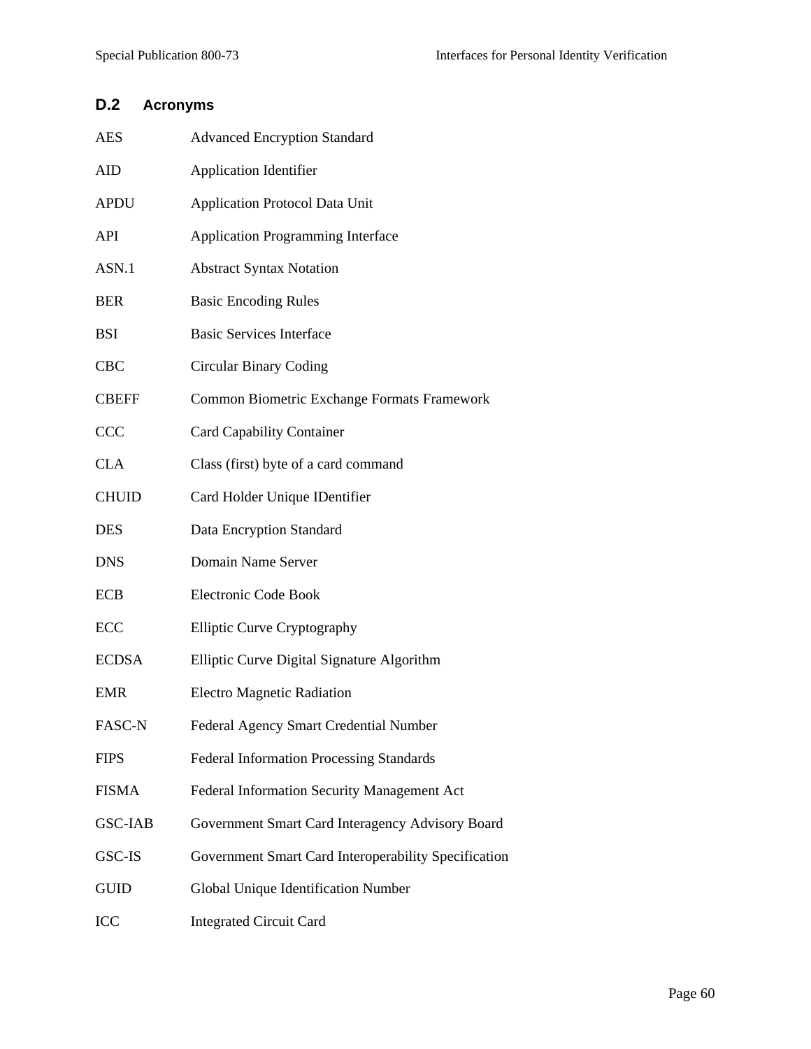## D.2 Acronyms

| | |
|---|---|
| AES | Advanced Encryption Standard |
| AID | Application Identifier |
| APDU | Application Protocol Data Unit |
| API | Application Programming Interface |
| ASN.1 | Abstract Syntax Notation |
| BER | Basic Encoding Rules |
| BSI | Basic Services Interface |
| CBC | Circular Binary Coding |
| CBEFF | Common Biometric Exchange Formats Framework |
| CCC | Card Capability Container |
| CLA | Class (first) byte of a card command |
| CHUID | Card Holder Unique IDentifier |
| DES | Data Encryption Standard |
| DNS | Domain Name Server |
| ECB | Electronic Code Book |
| ECC | Elliptic Curve Cryptography |
| ECDSA | Elliptic Curve Digital Signature Algorithm |
| EMR | Electro Magnetic Radiation |
| FASC-N | Federal Agency Smart Credential Number |
| FIPS | Federal Information Processing Standards |
| FISMA | Federal Information Security Management Act |
| GSC-IAB | Government Smart Card Interagency Advisory Board |
| GSC-IS | Government Smart Card Interoperability Specification |
| GUID | Global Unique Identification Number |
| ICC | Integrated Circuit Card |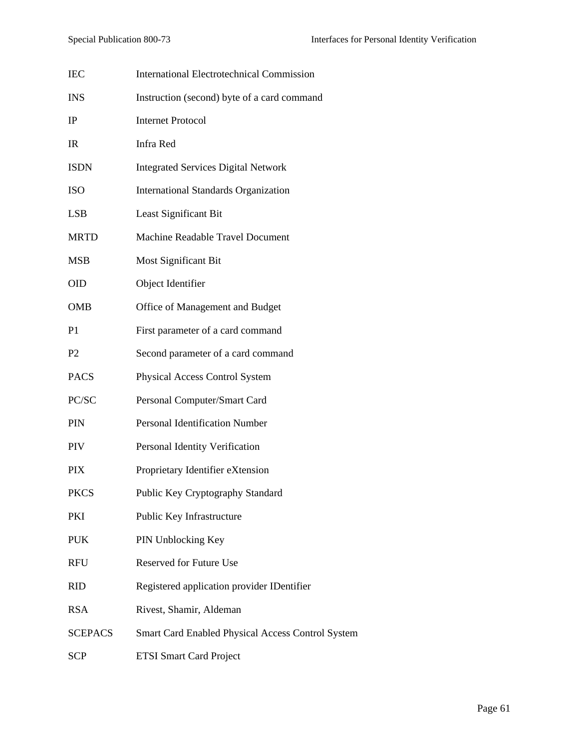| | |
|---|---|
| IEC | International Electrotechnical Commission |
| INS | Instruction (second) byte of a card command |
| IP | Internet Protocol |
| IR | Infra Red |
| ISDN | Integrated Services Digital Network |
| ISO | International Standards Organization |
| LSB | Least Significant Bit |
| MRTD | Machine Readable Travel Document |
| MSB | Most Significant Bit |
| OID | Object Identifier |
| OMB | Office of Management and Budget |
| P1 | First parameter of a card command |
| P2 | Second parameter of a card command |
| PACS | Physical Access Control System |
| PC/SC | Personal Computer/Smart Card |
| PIN | Personal Identification Number |
| PIV | Personal Identity Verification |
| PIX | Proprietary Identifier eXtension |
| PKCS | Public Key Cryptography Standard |
| PKI | Public Key Infrastructure |
| PUK | PIN Unblocking Key |
| RFU | Reserved for Future Use |
| RID | Registered application provider IDentifier |
| RSA | Rivest, Shamir, Aldeman |
| SCEPACS | Smart Card Enabled Physical Access Control System |
| SCP | ETSI Smart Card Project |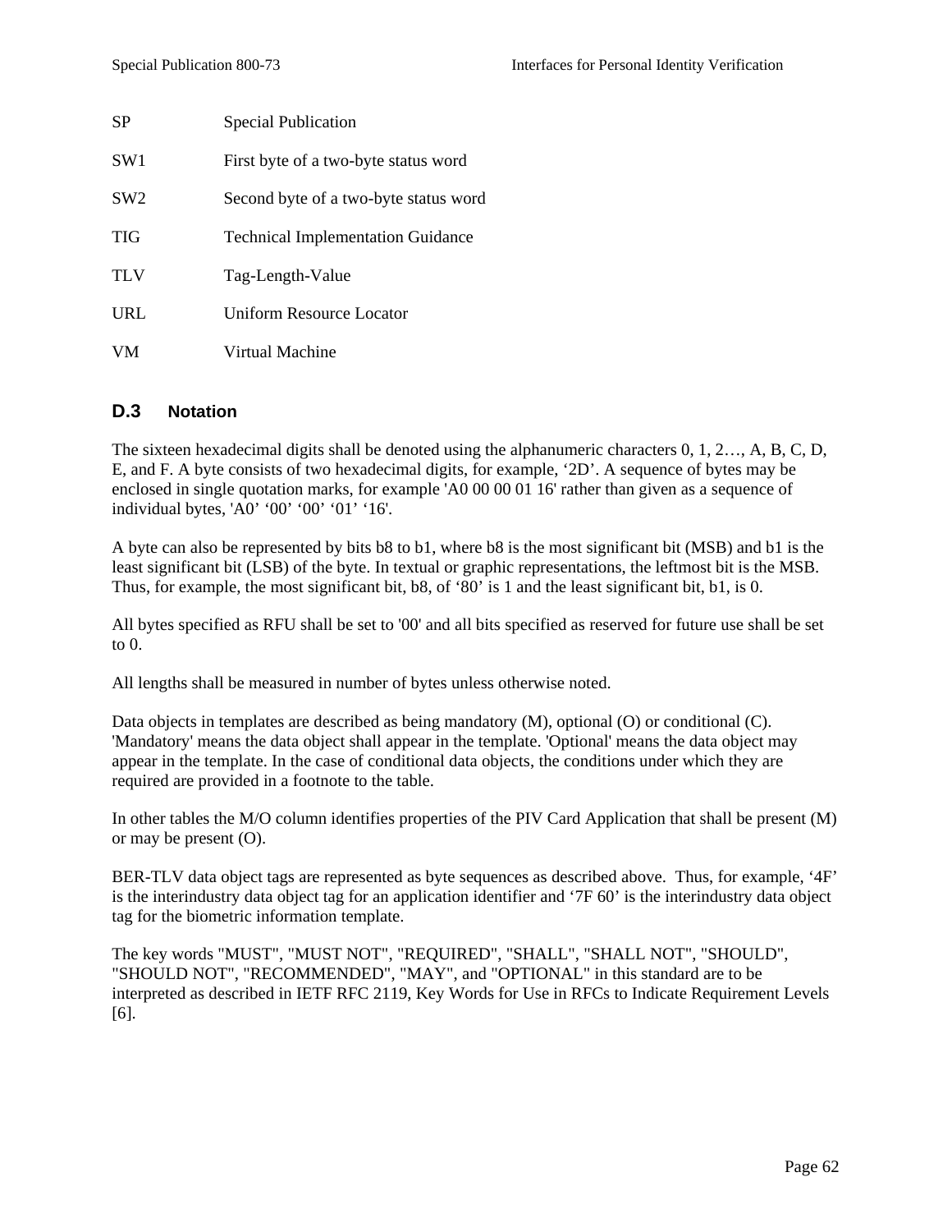| | |
|---|---|
| SP | Special Publication |
| SW1 | First byte of a two-byte status word |
| SW2 | Second byte of a two-byte status word |
| TIG | Technical Implementation Guidance |
| TLV | Tag-Length-Value |
| URL | Uniform Resource Locator |
| VM | Virtual Machine |

### D.3 Notation

The sixteen hexadecimal digits shall be denoted using the alphanumeric characters 0, 1, 2…, A, B, C, D, E, and F. A byte consists of two hexadecimal digits, for example, ‘2D’. A sequence of bytes may be enclosed in single quotation marks, for example 'A0 00 00 01 16' rather than given as a sequence of individual bytes, 'A0’ ‘00’ ‘00’ ‘01’ ‘16'.

A byte can also be represented by bits b8 to b1, where b8 is the most significant bit (MSB) and b1 is the least significant bit (LSB) of the byte. In textual or graphic representations, the leftmost bit is the MSB. Thus, for example, the most significant bit, b8, of ‘80’ is 1 and the least significant bit, b1, is 0.

All bytes specified as RFU shall be set to '00' and all bits specified as reserved for future use shall be set to 0.

All lengths shall be measured in number of bytes unless otherwise noted.

Data objects in templates are described as being mandatory (M), optional (O) or conditional (C). 'Mandatory' means the data object shall appear in the template. 'Optional' means the data object may appear in the template. In the case of conditional data objects, the conditions under which they are required are provided in a footnote to the table.

In other tables the M/O column identifies properties of the PIV Card Application that shall be present (M) or may be present (O).

BER-TLV data object tags are represented as byte sequences as described above. Thus, for example, ‘4F’ is the interindustry data object tag for an application identifier and ‘7F 60’ is the interindustry data object tag for the biometric information template.

The key words "MUST", "MUST NOT", "REQUIRED", "SHALL", "SHALL NOT", "SHOULD", "SHOULD NOT", "RECOMMENDED", "MAY", and "OPTIONAL" in this standard are to be interpreted as described in IETF RFC 2119, Key Words for Use in RFCs to Indicate Requirement Levels [6].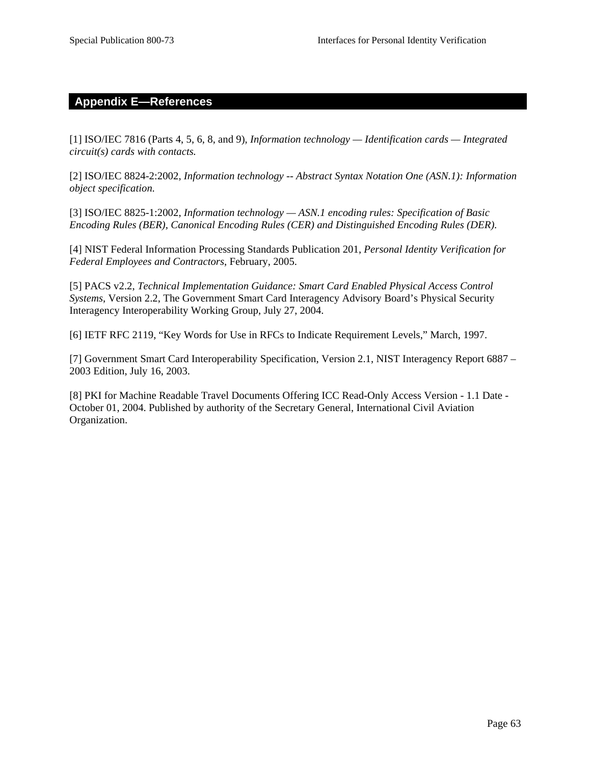## Appendix E—References

[1] ISO/IEC 7816 (Parts 4, 5, 6, 8, and 9), *Information technology — Identification cards — Integrated circuit(s) cards with contacts.*

[2] ISO/IEC 8824-2:2002, *Information technology -- Abstract Syntax Notation One (ASN.1): Information object specification.*

[3] ISO/IEC 8825-1:2002, *Information technology — ASN.1 encoding rules: Specification of Basic Encoding Rules (BER), Canonical Encoding Rules (CER) and Distinguished Encoding Rules (DER).*

[4] NIST Federal Information Processing Standards Publication 201, *Personal Identity Verification for Federal Employees and Contractors*, February, 2005.

[5] PACS v2.2, *Technical Implementation Guidance: Smart Card Enabled Physical Access Control Systems*, Version 2.2, The Government Smart Card Interagency Advisory Board's Physical Security Interagency Interoperability Working Group, July 27, 2004.

[6] IETF RFC 2119, "Key Words for Use in RFCs to Indicate Requirement Levels," March, 1997.

[7] Government Smart Card Interoperability Specification, Version 2.1, NIST Interagency Report 6887 – 2003 Edition, July 16, 2003.

[8] PKI for Machine Readable Travel Documents Offering ICC Read-Only Access Version - 1.1 Date - October 01, 2004. Published by authority of the Secretary General, International Civil Aviation Organization.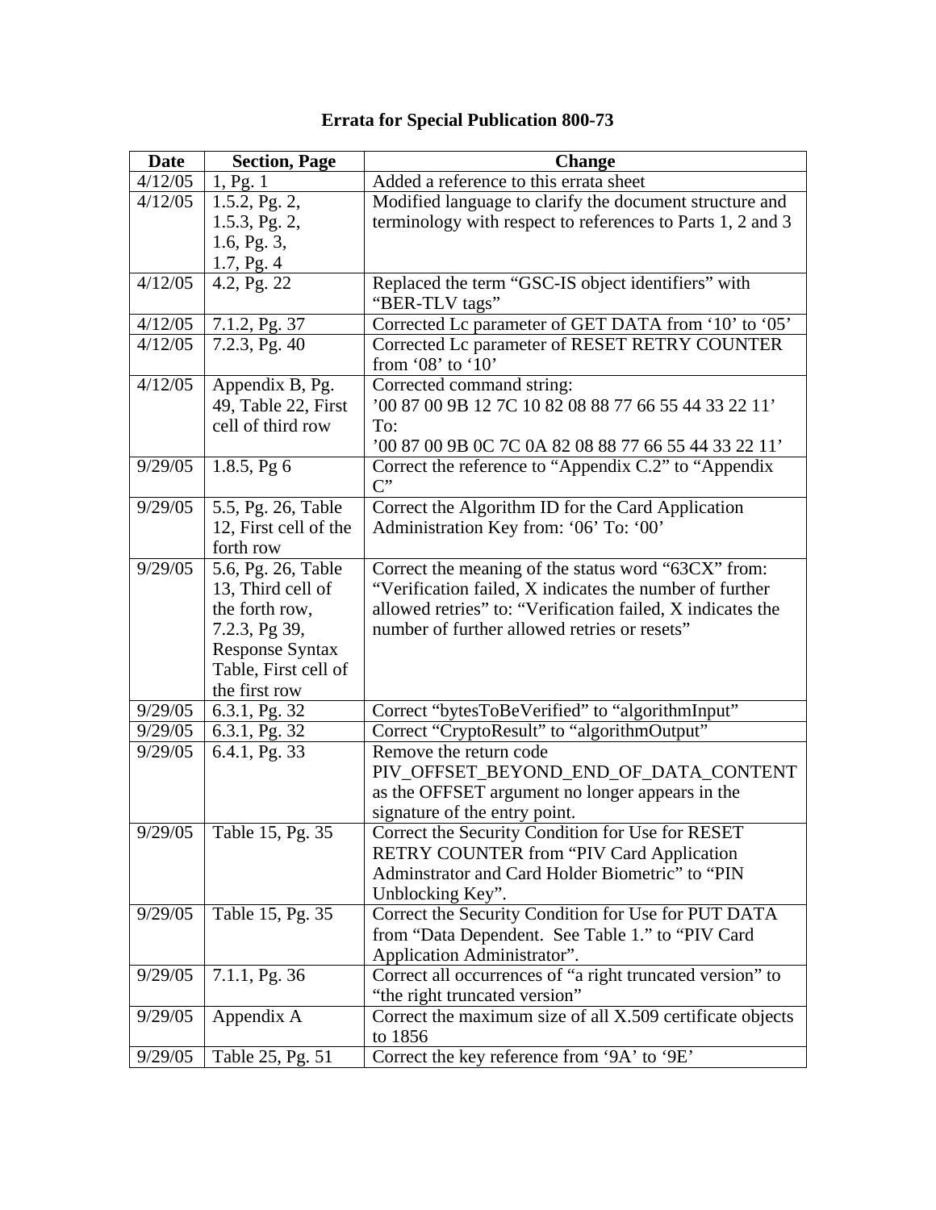# Errata for Special Publication 800-73

| Date | Section, Page | Change |
|---|---|---|
| 4/12/05 | 1, Pg. 1 | Added a reference to this errata sheet |
| 4/12/05 | 1.5.2, Pg. 2, 1.5.3, Pg. 2, 1.6, Pg. 3, 1.7, Pg. 4 | Modified language to clarify the document structure and terminology with respect to references to Parts 1, 2 and 3 |
| 4/12/05 | 4.2, Pg. 22 | Replaced the term "GSC-IS object identifiers" with "BER-TLV tags" |
| 4/12/05 | 7.1.2, Pg. 37 | Corrected Lc parameter of GET DATA from '10' to '05' |
| 4/12/05 | 7.2.3, Pg. 40 | Corrected Lc parameter of RESET RETRY COUNTER from '08' to '10' |
| 4/12/05 | Appendix B, Pg. 49, Table 22, First cell of third row | Corrected command string: '00 87 00 9B 12 7C 10 82 08 88 77 66 55 44 33 22 11' To: '00 87 00 9B 0C 7C 0A 82 08 88 77 66 55 44 33 22 11' |
| 9/29/05 | 1.8.5, Pg 6 | Correct the reference to "Appendix C.2" to "Appendix C" |
| 9/29/05 | 5.5, Pg. 26, Table 12, First cell of the forth row | Correct the Algorithm ID for the Card Application Administration Key from: '06' To: '00' |
| 9/29/05 | 5.6, Pg. 26, Table 13, Third cell of the forth row, 7.2.3, Pg 39, Response Syntax Table, First cell of the first row | Correct the meaning of the status word "63CX" from: "Verification failed, X indicates the number of further allowed retries" to: "Verification failed, X indicates the number of further allowed retries or resets" |
| 9/29/05 | 6.3.1, Pg. 32 | Correct "bytesToBeVerified" to "algorithmInput" |
| 9/29/05 | 6.3.1, Pg. 32 | Correct "CryptoResult" to "algorithmOutput" |
| 9/29/05 | 6.4.1, Pg. 33 | Remove the return code PIV_OFFSET_BEYOND_END_OF_DATA_CONTENT as the OFFSET argument no longer appears in the signature of the entry point. |
| 9/29/05 | Table 15, Pg. 35 | Correct the Security Condition for Use for RESET RETRY COUNTER from "PIV Card Application Adminstrator and Card Holder Biometric" to "PIN Unblocking Key". |
| 9/29/05 | Table 15, Pg. 35 | Correct the Security Condition for Use for PUT DATA from "Data Dependent. See Table 1." to "PIV Card Application Administrator". |
| 9/29/05 | 7.1.1, Pg. 36 | Correct all occurrences of "a right truncated version" to "the right truncated version" |
| 9/29/05 | Appendix A | Correct the maximum size of all X.509 certificate objects to 1856 |
| 9/29/05 | Table 25, Pg. 51 | Correct the key reference from '9A' to '9E' |